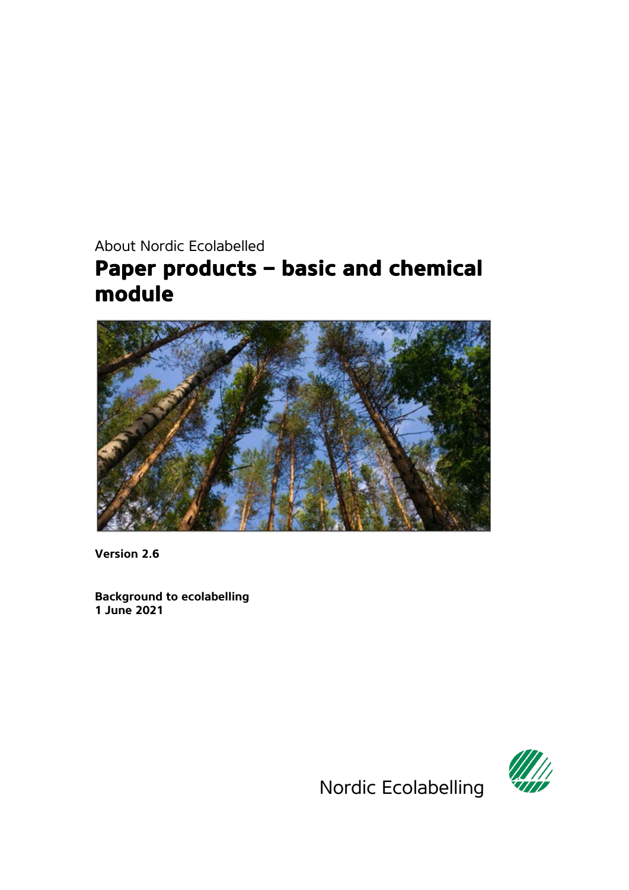About Nordic Ecolabelled

# Paper products – basic and chemical module

**Version 2.6**

**Background to ecolabelling**
**1 June 2021**

Nordic Ecolabelling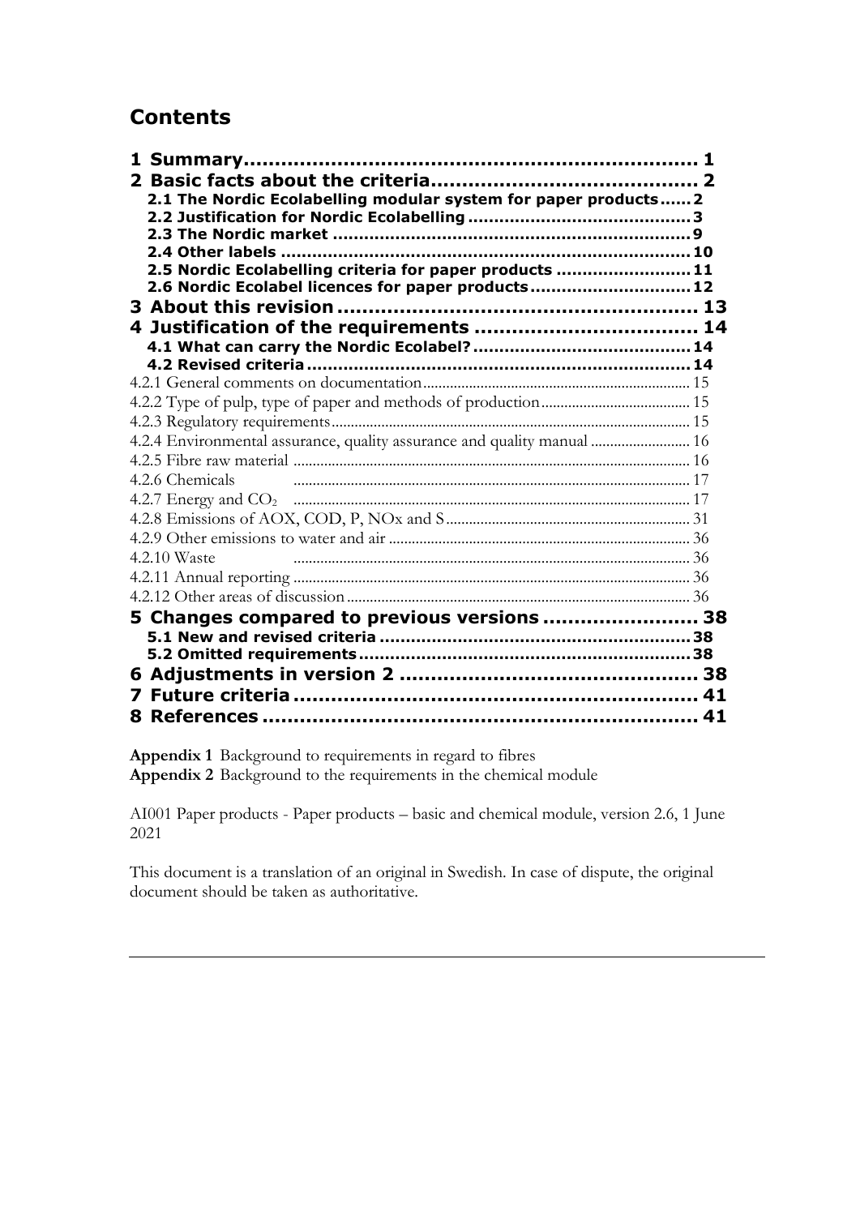# Contents

| | |
|---|---|
| **1 Summary** | **1** |
| **2 Basic facts about the criteria** | **2** |
| **2.1 The Nordic Ecolabelling modular system for paper products** | **2** |
| **2.2 Justification for Nordic Ecolabelling** | **3** |
| **2.3 The Nordic market** | **9** |
| **2.4 Other labels** | **10** |
| **2.5 Nordic Ecolabelling criteria for paper products** | **11** |
| **2.6 Nordic Ecolabel licences for paper products** | **12** |
| **3 About this revision** | **13** |
| **4 Justification of the requirements** | **14** |
| **4.1 What can carry the Nordic Ecolabel?** | **14** |
| **4.2 Revised criteria** | **14** |
| 4.2.1 General comments on documentation | 15 |
| 4.2.2 Type of pulp, type of paper and methods of production | 15 |
| 4.2.3 Regulatory requirements | 15 |
| 4.2.4 Environmental assurance, quality assurance and quality manual | 16 |
| 4.2.5 Fibre raw material | 16 |
| 4.2.6 Chemicals | 17 |
| 4.2.7 Energy and $CO_2$ | 17 |
| 4.2.8 Emissions of AOX, COD, P, NOx and S | 31 |
| 4.2.9 Other emissions to water and air | 36 |
| 4.2.10 Waste | 36 |
| 4.2.11 Annual reporting | 36 |
| 4.2.12 Other areas of discussion | 36 |
| **5 Changes compared to previous versions** | **38** |
| **5.1 New and revised criteria** | **38** |
| **5.2 Omitted requirements** | **38** |
| **6 Adjustments in version 2** | **38** |
| **7 Future criteria** | **41** |
| **8 References** | **41** |

**Appendix 1** Background to requirements in regard to fibres
**Appendix 2** Background to the requirements in the chemical module

AI001 Paper products - Paper products – basic and chemical module, version 2.6, 1 June 2021

This document is a translation of an original in Swedish. In case of dispute, the original document should be taken as authoritative.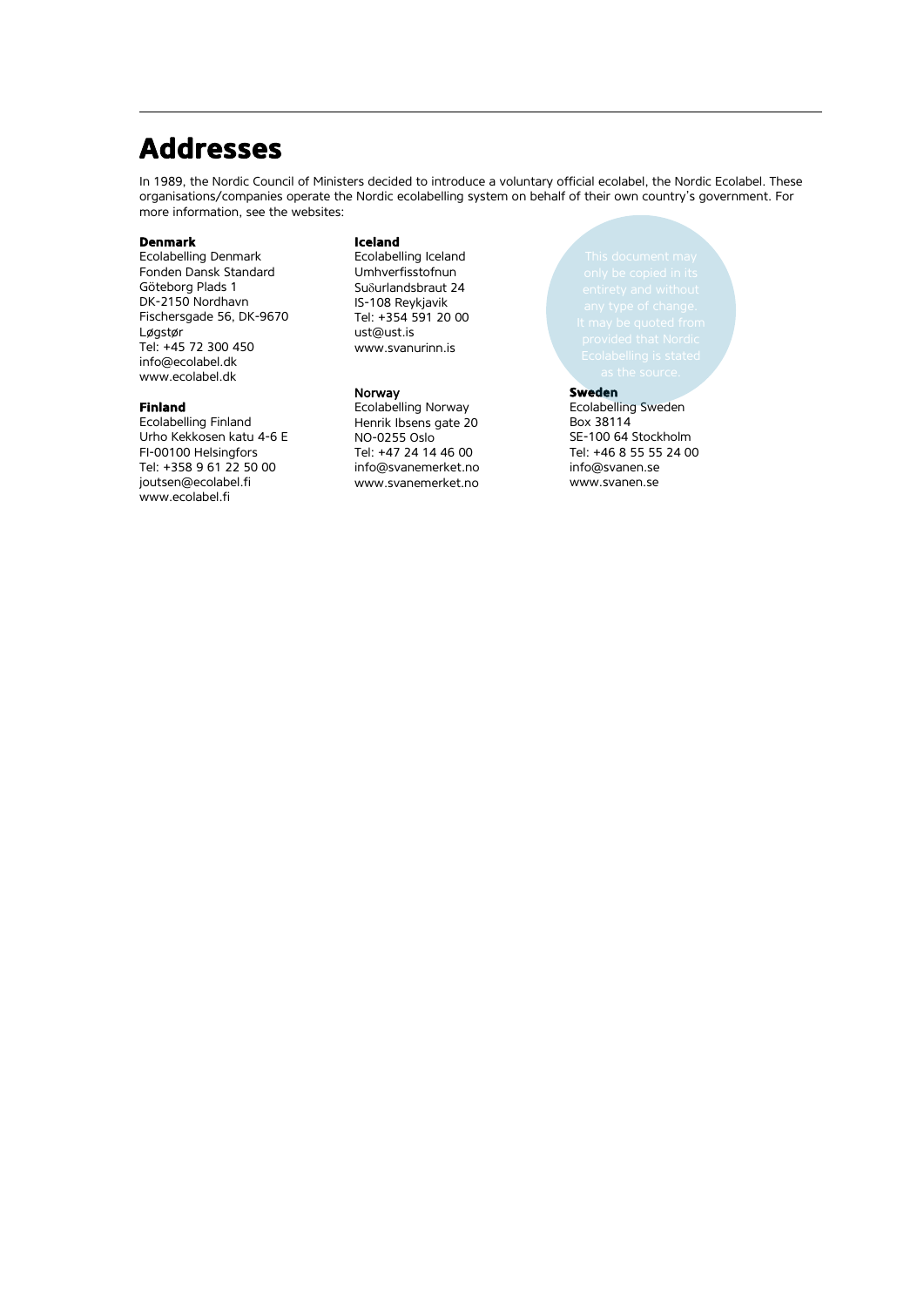# Addresses

In 1989, the Nordic Council of Ministers decided to introduce a voluntary official ecolabel, the Nordic Ecolabel. These organisations/companies operate the Nordic ecolabelling system on behalf of their own country's government. For more information, see the websites:

**Denmark**
Ecolabelling Denmark
Fonden Dansk Standard
Göteborg Plads 1
DK-2150 Nordhavn
Fischersgade 56, DK-9670
Løgstør
Tel: +45 72 300 450
info@ecolabel.dk
www.ecolabel.dk

**Finland**
Ecolabelling Finland
Urho Kekkosen katu 4-6 E
FI-00100 Helsingfors
Tel: +358 9 61 22 50 00
joutsen@ecolabel.fi
www.ecolabel.fi

**Iceland**
Ecolabelling Iceland
Umhverfisstofnun
Suðurlandsbraut 24
IS-108 Reykjavik
Tel: +354 591 20 00
ust@ust.is
www.svanurinn.is

**Norway**
Ecolabelling Norway
Henrik Ibsens gate 20
NO-0255 Oslo
Tel: +47 24 14 46 00
info@svanemerket.no
www.svanemerket.no

**Sweden**
Ecolabelling Sweden
Box 38114
SE-100 64 Stockholm
Tel: +46 8 55 55 24 00
info@svanen.se
www.svanen.se

This document may only be copied in its entirety and without any type of change. It may be quoted from provided that Nordic Ecolabelling is stated as the source.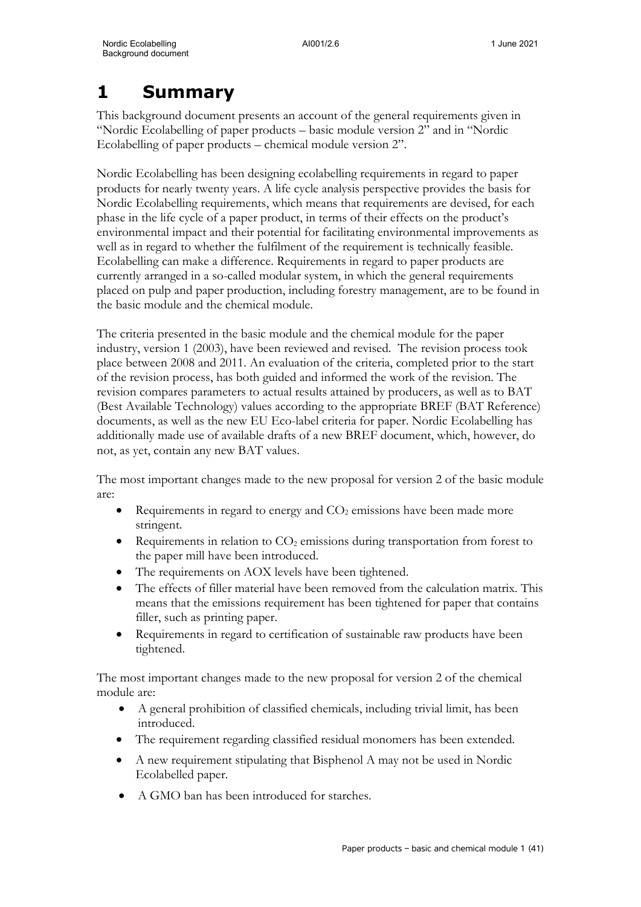# 1 Summary

This background document presents an account of the general requirements given in "Nordic Ecolabelling of paper products – basic module version 2" and in "Nordic Ecolabelling of paper products – chemical module version 2".

Nordic Ecolabelling has been designing ecolabelling requirements in regard to paper products for nearly twenty years. A life cycle analysis perspective provides the basis for Nordic Ecolabelling requirements, which means that requirements are devised, for each phase in the life cycle of a paper product, in terms of their effects on the product's environmental impact and their potential for facilitating environmental improvements as well as in regard to whether the fulfilment of the requirement is technically feasible. Ecolabelling can make a difference. Requirements in regard to paper products are currently arranged in a so-called modular system, in which the general requirements placed on pulp and paper production, including forestry management, are to be found in the basic module and the chemical module.

The criteria presented in the basic module and the chemical module for the paper industry, version 1 (2003), have been reviewed and revised. The revision process took place between 2008 and 2011. An evaluation of the criteria, completed prior to the start of the revision process, has both guided and informed the work of the revision. The revision compares parameters to actual results attained by producers, as well as to BAT (Best Available Technology) values according to the appropriate BREF (BAT Reference) documents, as well as the new EU Eco-label criteria for paper. Nordic Ecolabelling has additionally made use of available drafts of a new BREF document, which, however, do not, as yet, contain any new BAT values.

The most important changes made to the new proposal for version 2 of the basic module are:

- Requirements in regard to energy and $CO_2$ emissions have been made more stringent.
- Requirements in relation to $CO_2$ emissions during transportation from forest to the paper mill have been introduced.
- The requirements on AOX levels have been tightened.
- The effects of filler material have been removed from the calculation matrix. This means that the emissions requirement has been tightened for paper that contains filler, such as printing paper.
- Requirements in regard to certification of sustainable raw products have been tightened.

The most important changes made to the new proposal for version 2 of the chemical module are:

- A general prohibition of classified chemicals, including trivial limit, has been introduced.
- The requirement regarding classified residual monomers has been extended.
- A new requirement stipulating that Bisphenol A may not be used in Nordic Ecolabelled paper.
- A GMO ban has been introduced for starches.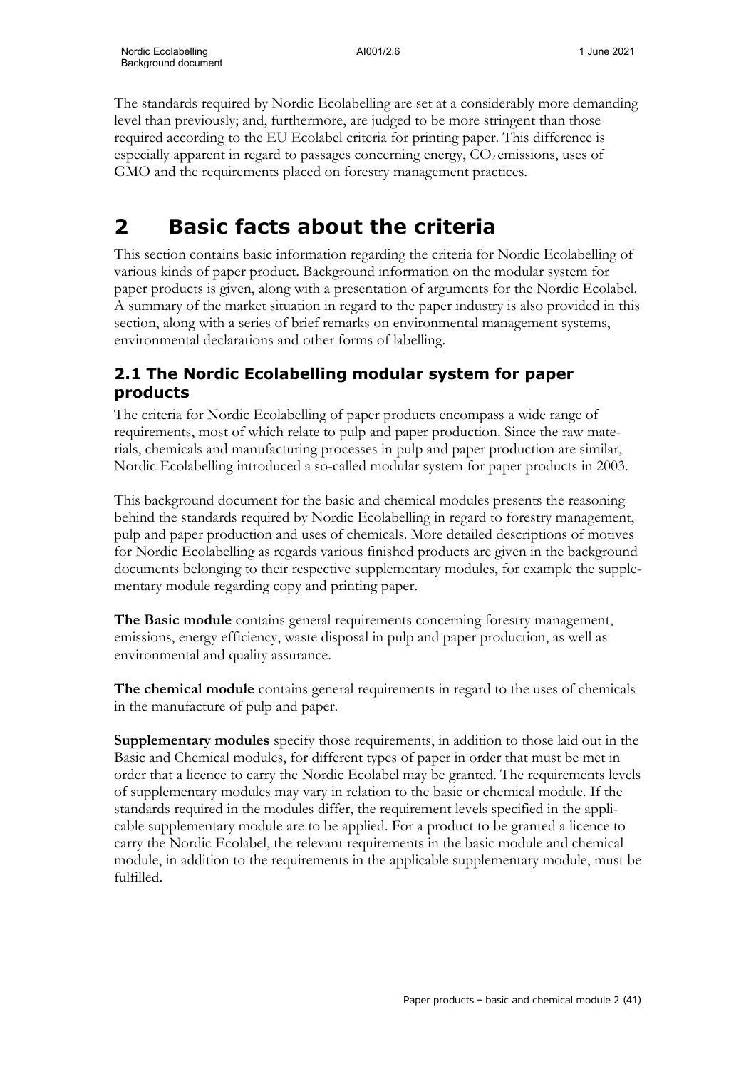The standards required by Nordic Ecolabelling are set at a considerably more demanding level than previously; and, furthermore, are judged to be more stringent than those required according to the EU Ecolabel criteria for printing paper. This difference is especially apparent in regard to passages concerning energy, $CO_2$ emissions, uses of GMO and the requirements placed on forestry management practices.

# 2 Basic facts about the criteria

This section contains basic information regarding the criteria for Nordic Ecolabelling of various kinds of paper product. Background information on the modular system for paper products is given, along with a presentation of arguments for the Nordic Ecolabel. A summary of the market situation in regard to the paper industry is also provided in this section, along with a series of brief remarks on environmental management systems, environmental declarations and other forms of labelling.

## 2.1 The Nordic Ecolabelling modular system for paper products

The criteria for Nordic Ecolabelling of paper products encompass a wide range of requirements, most of which relate to pulp and paper production. Since the raw materials, chemicals and manufacturing processes in pulp and paper production are similar, Nordic Ecolabelling introduced a so-called modular system for paper products in 2003.

This background document for the basic and chemical modules presents the reasoning behind the standards required by Nordic Ecolabelling in regard to forestry management, pulp and paper production and uses of chemicals. More detailed descriptions of motives for Nordic Ecolabelling as regards various finished products are given in the background documents belonging to their respective supplementary modules, for example the supplementary module regarding copy and printing paper.

**The Basic module** contains general requirements concerning forestry management, emissions, energy efficiency, waste disposal in pulp and paper production, as well as environmental and quality assurance.

**The chemical module** contains general requirements in regard to the uses of chemicals in the manufacture of pulp and paper.

**Supplementary modules** specify those requirements, in addition to those laid out in the Basic and Chemical modules, for different types of paper in order that must be met in order that a licence to carry the Nordic Ecolabel may be granted. The requirements levels of supplementary modules may vary in relation to the basic or chemical module. If the standards required in the modules differ, the requirement levels specified in the applicable supplementary module are to be applied. For a product to be granted a licence to carry the Nordic Ecolabel, the relevant requirements in the basic module and chemical module, in addition to the requirements in the applicable supplementary module, must be fulfilled.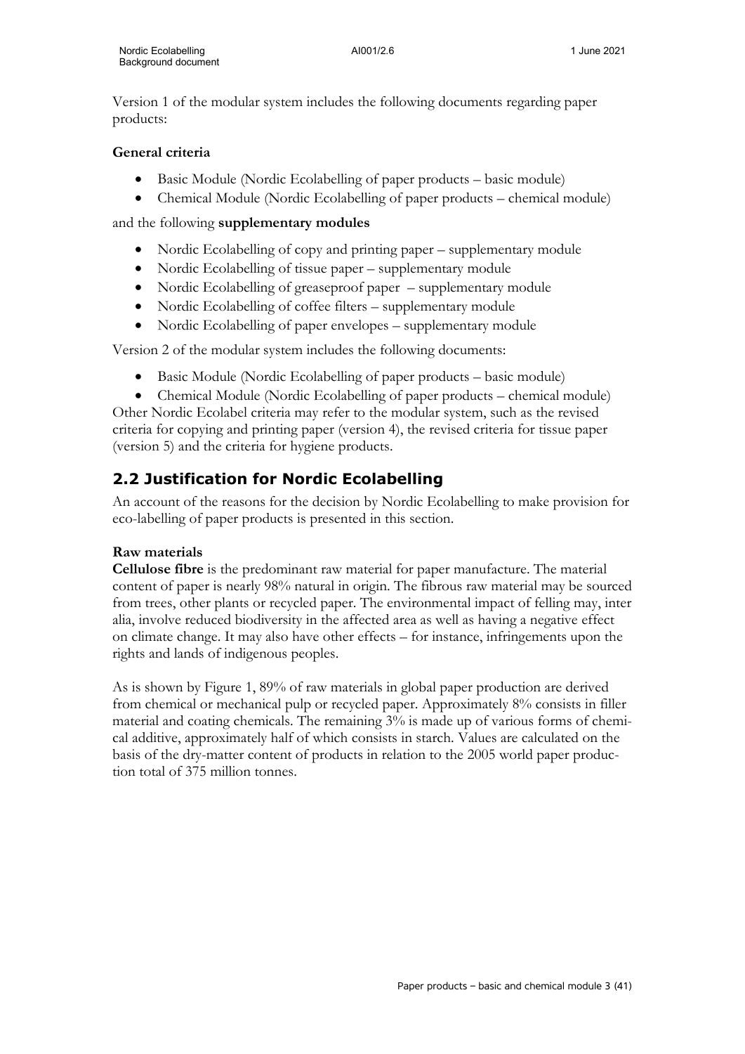Version 1 of the modular system includes the following documents regarding paper products:

**General criteria**

- Basic Module (Nordic Ecolabelling of paper products – basic module)
- Chemical Module (Nordic Ecolabelling of paper products – chemical module)

and the following **supplementary modules**

- Nordic Ecolabelling of copy and printing paper – supplementary module
- Nordic Ecolabelling of tissue paper – supplementary module
- Nordic Ecolabelling of greaseproof paper – supplementary module
- Nordic Ecolabelling of coffee filters – supplementary module
- Nordic Ecolabelling of paper envelopes – supplementary module

Version 2 of the modular system includes the following documents:

- Basic Module (Nordic Ecolabelling of paper products – basic module)
- Chemical Module (Nordic Ecolabelling of paper products – chemical module)

Other Nordic Ecolabel criteria may refer to the modular system, such as the revised criteria for copying and printing paper (version 4), the revised criteria for tissue paper (version 5) and the criteria for hygiene products.

## 2.2 Justification for Nordic Ecolabelling

An account of the reasons for the decision by Nordic Ecolabelling to make provision for eco-labelling of paper products is presented in this section.

**Raw materials**

**Cellulose fibre** is the predominant raw material for paper manufacture. The material content of paper is nearly 98% natural in origin. The fibrous raw material may be sourced from trees, other plants or recycled paper. The environmental impact of felling may, inter alia, involve reduced biodiversity in the affected area as well as having a negative effect on climate change. It may also have other effects – for instance, infringements upon the rights and lands of indigenous peoples.

As is shown by Figure 1, 89% of raw materials in global paper production are derived from chemical or mechanical pulp or recycled paper. Approximately 8% consists in filler material and coating chemicals. The remaining 3% is made up of various forms of chemical additive, approximately half of which consists in starch. Values are calculated on the basis of the dry-matter content of products in relation to the 2005 world paper production total of 375 million tonnes.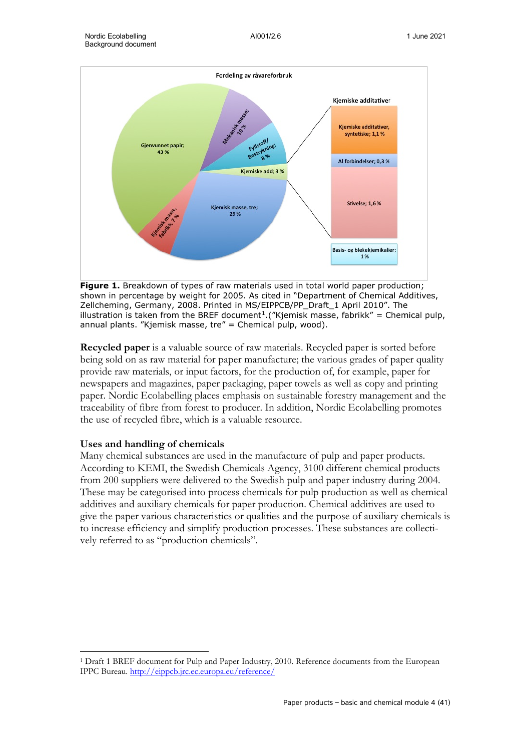**Figure 1.** Breakdown of types of raw materials used in total world paper production; shown in percentage by weight for 2005. As cited in "Department of Chemical Additives, Zellcheming, Germany, 2008. Printed in MS/EIPPCB/PP_Draft_1 April 2010". The illustration is taken from the BREF document[1].("Kjemisk masse, fabrikk" = Chemical pulp, annual plants. "Kjemisk masse, tre" = Chemical pulp, wood).

**Recycled paper** is a valuable source of raw materials. Recycled paper is sorted before being sold on as raw material for paper manufacture; the various grades of paper quality provide raw materials, or input factors, for the production of, for example, paper for newspapers and magazines, paper packaging, paper towels as well as copy and printing paper. Nordic Ecolabelling places emphasis on sustainable forestry management and the traceability of fibre from forest to producer. In addition, Nordic Ecolabelling promotes the use of recycled fibre, which is a valuable resource.

## Uses and handling of chemicals

Many chemical substances are used in the manufacture of pulp and paper products. According to KEMI, the Swedish Chemicals Agency, 3100 different chemical products from 200 suppliers were delivered to the Swedish pulp and paper industry during 2004. These may be categorised into process chemicals for pulp production as well as chemical additives and auxiliary chemicals for paper production. Chemical additives are used to give the paper various characteristics or qualities and the purpose of auxiliary chemicals is to increase efficiency and simplify production processes. These substances are collectively referred to as "production chemicals".

[1] Draft 1 BREF document for Pulp and Paper Industry, 2010. Reference documents from the European IPPC Bureau. http://eippcb.jrc.ec.europa.eu/reference/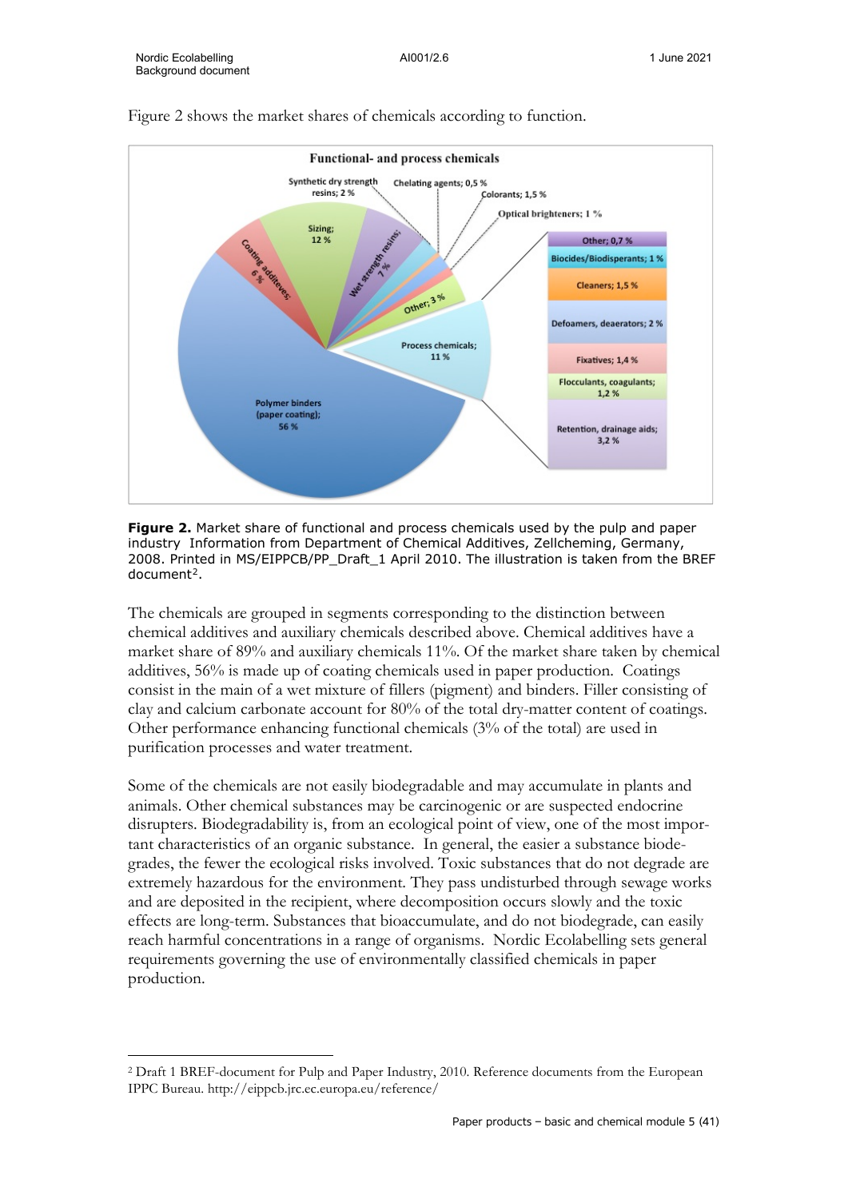Figure 2 shows the market shares of chemicals according to function.

**Figure 2.** Market share of functional and process chemicals used by the pulp and paper industry Information from Department of Chemical Additives, Zellcheming, Germany, 2008. Printed in MS/EIPPCB/PP_Draft_1 April 2010. The illustration is taken from the BREF document[2].

The chemicals are grouped in segments corresponding to the distinction between chemical additives and auxiliary chemicals described above. Chemical additives have a market share of 89% and auxiliary chemicals 11%. Of the market share taken by chemical additives, 56% is made up of coating chemicals used in paper production. Coatings consist in the main of a wet mixture of fillers (pigment) and binders. Filler consisting of clay and calcium carbonate account for 80% of the total dry-matter content of coatings. Other performance enhancing functional chemicals (3% of the total) are used in purification processes and water treatment.

Some of the chemicals are not easily biodegradable and may accumulate in plants and animals. Other chemical substances may be carcinogenic or are suspected endocrine disrupters. Biodegradability is, from an ecological point of view, one of the most important characteristics of an organic substance. In general, the easier a substance biodegrades, the fewer the ecological risks involved. Toxic substances that do not degrade are extremely hazardous for the environment. They pass undisturbed through sewage works and are deposited in the recipient, where decomposition occurs slowly and the toxic effects are long-term. Substances that bioaccumulate, and do not biodegrade, can easily reach harmful concentrations in a range of organisms. Nordic Ecolabelling sets general requirements governing the use of environmentally classified chemicals in paper production.

[2] Draft 1 BREF-document for Pulp and Paper Industry, 2010. Reference documents from the European IPPC Bureau. http://eippcb.jrc.ec.europa.eu/reference/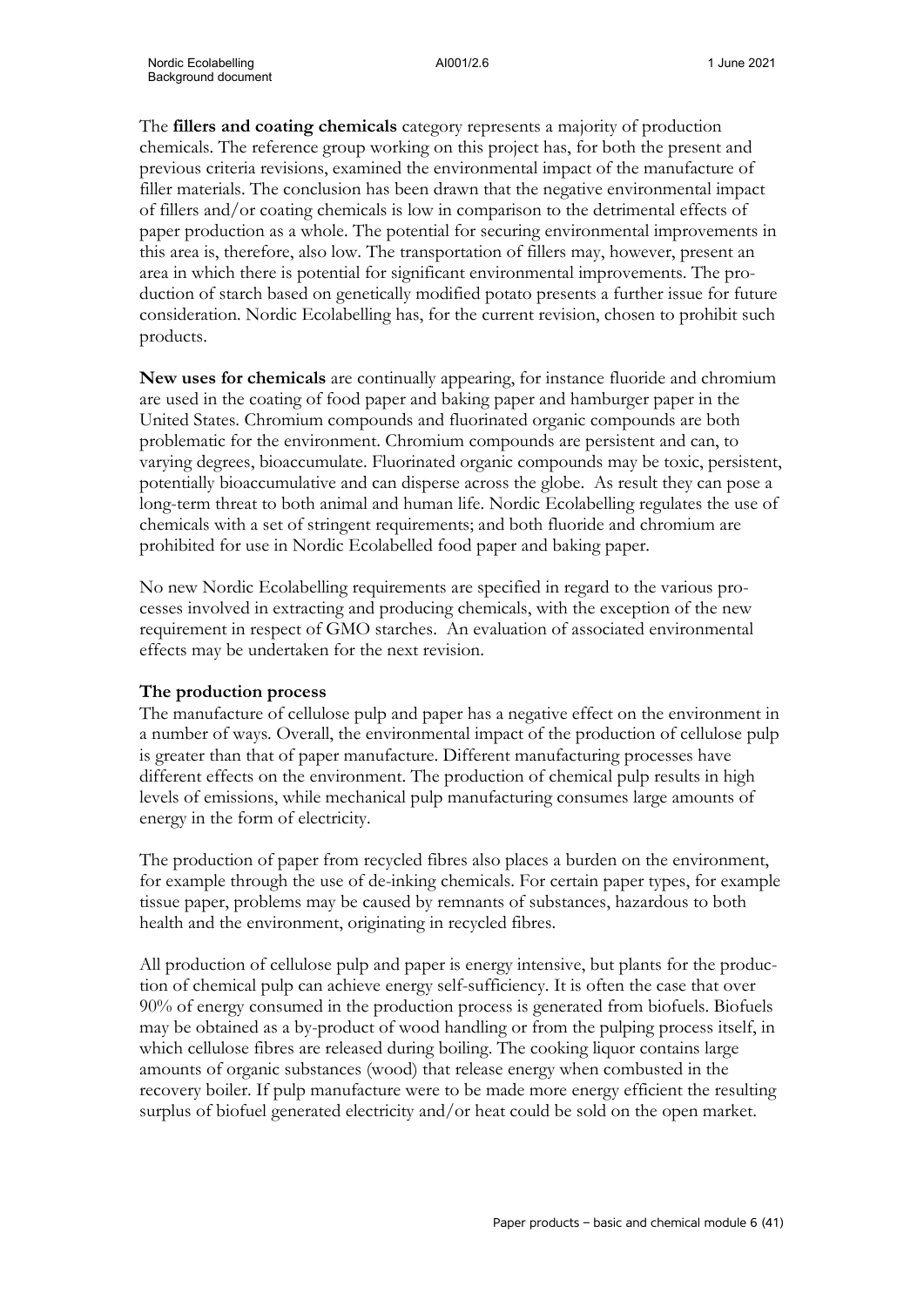The **fillers and coating chemicals** category represents a majority of production chemicals. The reference group working on this project has, for both the present and previous criteria revisions, examined the environmental impact of the manufacture of filler materials. The conclusion has been drawn that the negative environmental impact of fillers and/or coating chemicals is low in comparison to the detrimental effects of paper production as a whole. The potential for securing environmental improvements in this area is, therefore, also low. The transportation of fillers may, however, present an area in which there is potential for significant environmental improvements. The production of starch based on genetically modified potato presents a further issue for future consideration. Nordic Ecolabelling has, for the current revision, chosen to prohibit such products.

**New uses for chemicals** are continually appearing, for instance fluoride and chromium are used in the coating of food paper and baking paper and hamburger paper in the United States. Chromium compounds and fluorinated organic compounds are both problematic for the environment. Chromium compounds are persistent and can, to varying degrees, bioaccumulate. Fluorinated organic compounds may be toxic, persistent, potentially bioaccumulative and can disperse across the globe. As result they can pose a long-term threat to both animal and human life. Nordic Ecolabelling regulates the use of chemicals with a set of stringent requirements; and both fluoride and chromium are prohibited for use in Nordic Ecolabelled food paper and baking paper.

No new Nordic Ecolabelling requirements are specified in regard to the various processes involved in extracting and producing chemicals, with the exception of the new requirement in respect of GMO starches. An evaluation of associated environmental effects may be undertaken for the next revision.

**The production process**

The manufacture of cellulose pulp and paper has a negative effect on the environment in a number of ways. Overall, the environmental impact of the production of cellulose pulp is greater than that of paper manufacture. Different manufacturing processes have different effects on the environment. The production of chemical pulp results in high levels of emissions, while mechanical pulp manufacturing consumes large amounts of energy in the form of electricity.

The production of paper from recycled fibres also places a burden on the environment, for example through the use of de-inking chemicals. For certain paper types, for example tissue paper, problems may be caused by remnants of substances, hazardous to both health and the environment, originating in recycled fibres.

All production of cellulose pulp and paper is energy intensive, but plants for the production of chemical pulp can achieve energy self-sufficiency. It is often the case that over 90% of energy consumed in the production process is generated from biofuels. Biofuels may be obtained as a by-product of wood handling or from the pulping process itself, in which cellulose fibres are released during boiling. The cooking liquor contains large amounts of organic substances (wood) that release energy when combusted in the recovery boiler. If pulp manufacture were to be made more energy efficient the resulting surplus of biofuel generated electricity and/or heat could be sold on the open market.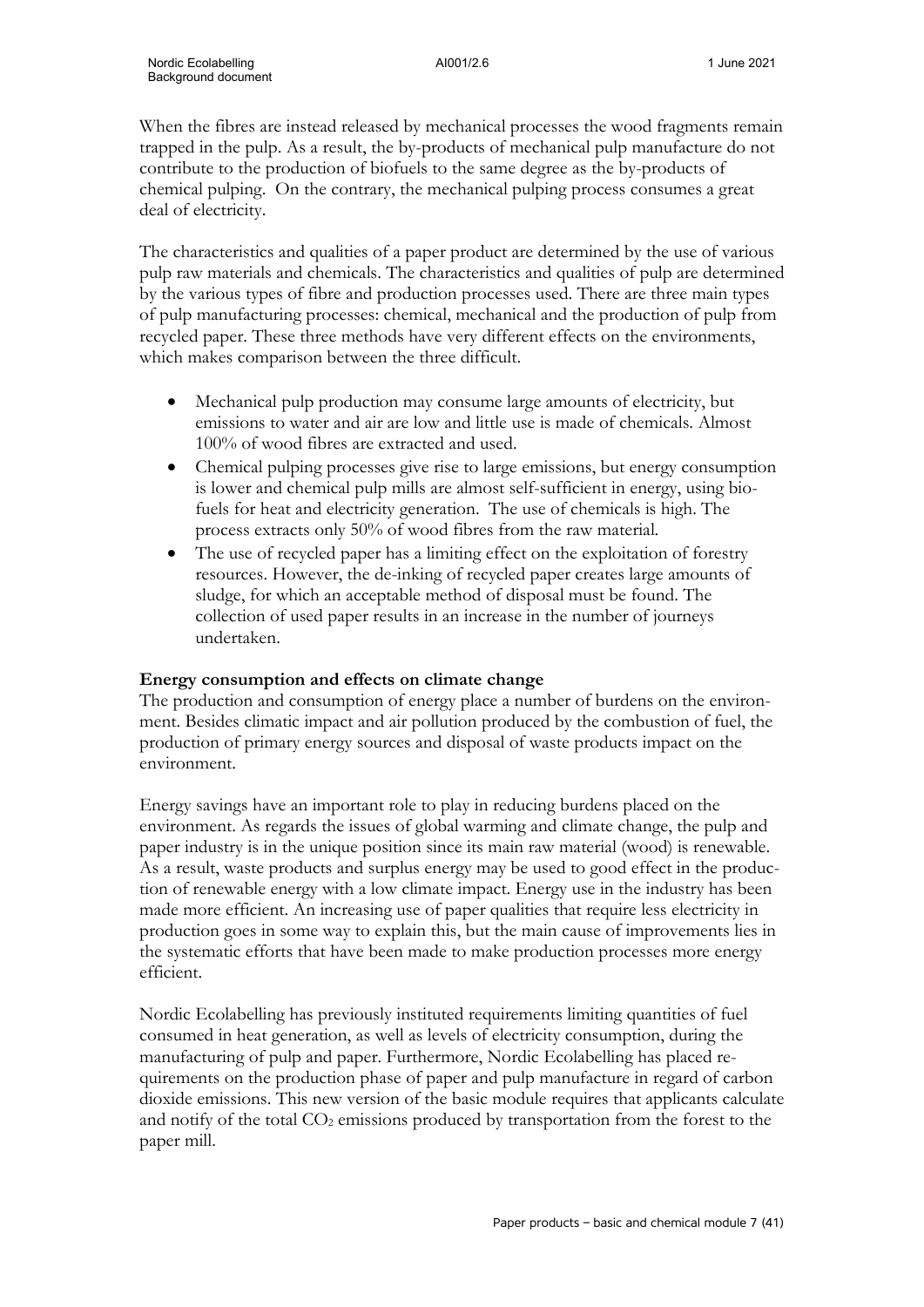When the fibres are instead released by mechanical processes the wood fragments remain trapped in the pulp. As a result, the by-products of mechanical pulp manufacture do not contribute to the production of biofuels to the same degree as the by-products of chemical pulping. On the contrary, the mechanical pulping process consumes a great deal of electricity.

The characteristics and qualities of a paper product are determined by the use of various pulp raw materials and chemicals. The characteristics and qualities of pulp are determined by the various types of fibre and production processes used. There are three main types of pulp manufacturing processes: chemical, mechanical and the production of pulp from recycled paper. These three methods have very different effects on the environments, which makes comparison between the three difficult.

- Mechanical pulp production may consume large amounts of electricity, but emissions to water and air are low and little use is made of chemicals. Almost 100% of wood fibres are extracted and used.
- Chemical pulping processes give rise to large emissions, but energy consumption is lower and chemical pulp mills are almost self-sufficient in energy, using bio-fuels for heat and electricity generation. The use of chemicals is high. The process extracts only 50% of wood fibres from the raw material.
- The use of recycled paper has a limiting effect on the exploitation of forestry resources. However, the de-inking of recycled paper creates large amounts of sludge, for which an acceptable method of disposal must be found. The collection of used paper results in an increase in the number of journeys undertaken.

**Energy consumption and effects on climate change**

The production and consumption of energy place a number of burdens on the environment. Besides climatic impact and air pollution produced by the combustion of fuel, the production of primary energy sources and disposal of waste products impact on the environment.

Energy savings have an important role to play in reducing burdens placed on the environment. As regards the issues of global warming and climate change, the pulp and paper industry is in the unique position since its main raw material (wood) is renewable. As a result, waste products and surplus energy may be used to good effect in the production of renewable energy with a low climate impact. Energy use in the industry has been made more efficient. An increasing use of paper qualities that require less electricity in production goes in some way to explain this, but the main cause of improvements lies in the systematic efforts that have been made to make production processes more energy efficient.

Nordic Ecolabelling has previously instituted requirements limiting quantities of fuel consumed in heat generation, as well as levels of electricity consumption, during the manufacturing of pulp and paper. Furthermore, Nordic Ecolabelling has placed requirements on the production phase of paper and pulp manufacture in regard of carbon dioxide emissions. This new version of the basic module requires that applicants calculate and notify of the total $CO_2$ emissions produced by transportation from the forest to the paper mill.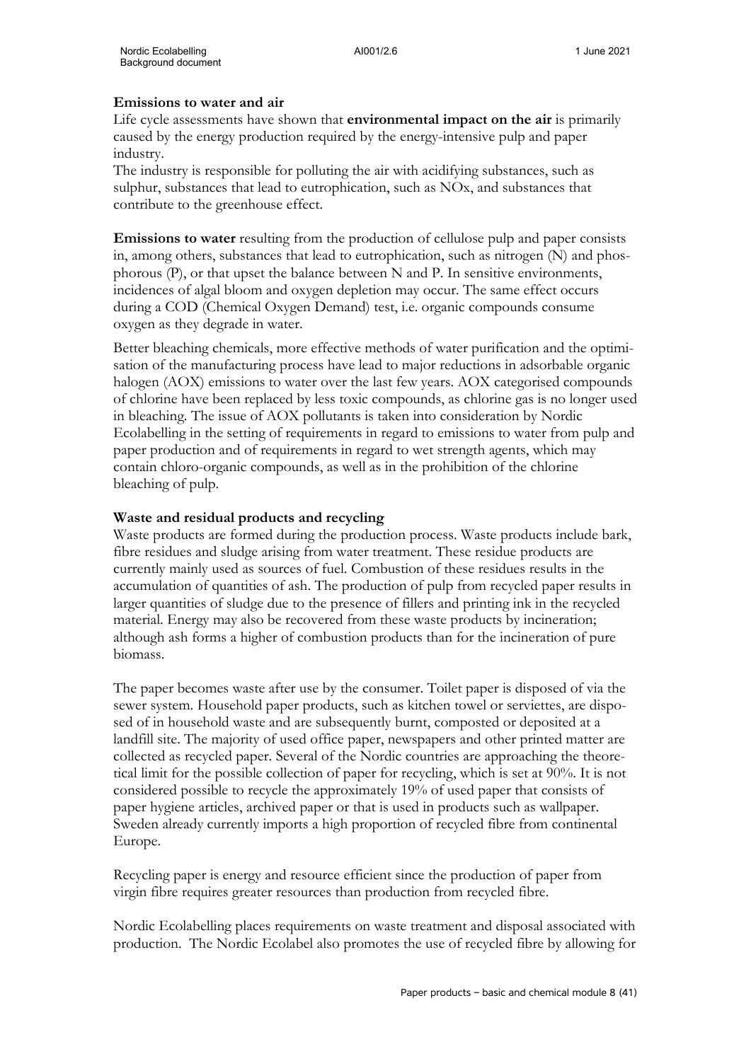**Emissions to water and air**

Life cycle assessments have shown that **environmental impact on the air** is primarily caused by the energy production required by the energy-intensive pulp and paper industry.

The industry is responsible for polluting the air with acidifying substances, such as sulphur, substances that lead to eutrophication, such as NOx, and substances that contribute to the greenhouse effect.

**Emissions to water** resulting from the production of cellulose pulp and paper consists in, among others, substances that lead to eutrophication, such as nitrogen (N) and phosphorous (P), or that upset the balance between N and P. In sensitive environments, incidences of algal bloom and oxygen depletion may occur. The same effect occurs during a COD (Chemical Oxygen Demand) test, i.e. organic compounds consume oxygen as they degrade in water.

Better bleaching chemicals, more effective methods of water purification and the optimisation of the manufacturing process have lead to major reductions in adsorbable organic halogen (AOX) emissions to water over the last few years. AOX categorised compounds of chlorine have been replaced by less toxic compounds, as chlorine gas is no longer used in bleaching. The issue of AOX pollutants is taken into consideration by Nordic Ecolabelling in the setting of requirements in regard to emissions to water from pulp and paper production and of requirements in regard to wet strength agents, which may contain chloro-organic compounds, as well as in the prohibition of the chlorine bleaching of pulp.

**Waste and residual products and recycling**

Waste products are formed during the production process. Waste products include bark, fibre residues and sludge arising from water treatment. These residue products are currently mainly used as sources of fuel. Combustion of these residues results in the accumulation of quantities of ash. The production of pulp from recycled paper results in larger quantities of sludge due to the presence of fillers and printing ink in the recycled material. Energy may also be recovered from these waste products by incineration; although ash forms a higher of combustion products than for the incineration of pure biomass.

The paper becomes waste after use by the consumer. Toilet paper is disposed of via the sewer system. Household paper products, such as kitchen towel or serviettes, are disposed of in household waste and are subsequently burnt, composted or deposited at a landfill site. The majority of used office paper, newspapers and other printed matter are collected as recycled paper. Several of the Nordic countries are approaching the theoretical limit for the possible collection of paper for recycling, which is set at 90%. It is not considered possible to recycle the approximately 19% of used paper that consists of paper hygiene articles, archived paper or that is used in products such as wallpaper. Sweden already currently imports a high proportion of recycled fibre from continental Europe.

Recycling paper is energy and resource efficient since the production of paper from virgin fibre requires greater resources than production from recycled fibre.

Nordic Ecolabelling places requirements on waste treatment and disposal associated with production. The Nordic Ecolabel also promotes the use of recycled fibre by allowing for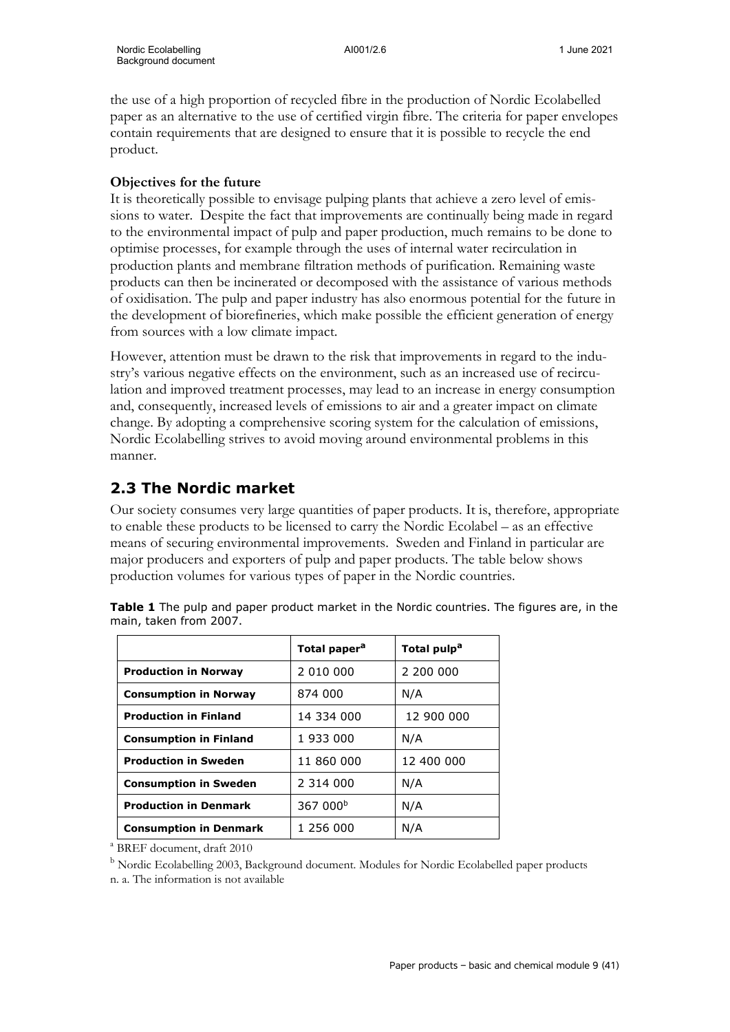the use of a high proportion of recycled fibre in the production of Nordic Ecolabelled paper as an alternative to the use of certified virgin fibre. The criteria for paper envelopes contain requirements that are designed to ensure that it is possible to recycle the end product.

**Objectives for the future**

It is theoretically possible to envisage pulping plants that achieve a zero level of emissions to water. Despite the fact that improvements are continually being made in regard to the environmental impact of pulp and paper production, much remains to be done to optimise processes, for example through the uses of internal water recirculation in production plants and membrane filtration methods of purification. Remaining waste products can then be incinerated or decomposed with the assistance of various methods of oxidisation. The pulp and paper industry has also enormous potential for the future in the development of biorefineries, which make possible the efficient generation of energy from sources with a low climate impact.

However, attention must be drawn to the risk that improvements in regard to the industry's various negative effects on the environment, such as an increased use of recirculation and improved treatment processes, may lead to an increase in energy consumption and, consequently, increased levels of emissions to air and a greater impact on climate change. By adopting a comprehensive scoring system for the calculation of emissions, Nordic Ecolabelling strives to avoid moving around environmental problems in this manner.

## 2.3 The Nordic market

Our society consumes very large quantities of paper products. It is, therefore, appropriate to enable these products to be licensed to carry the Nordic Ecolabel – as an effective means of securing environmental improvements. Sweden and Finland in particular are major producers and exporters of pulp and paper products. The table below shows production volumes for various types of paper in the Nordic countries.

**Table 1** The pulp and paper product market in the Nordic countries. The figures are, in the main, taken from 2007.

| | Total paper[a] | Total pulp[a] |
|---|---|---|
| **Production in Norway** | 2 010 000 | 2 200 000 |
| **Consumption in Norway** | 874 000 | N/A |
| **Production in Finland** | 14 334 000 | 12 900 000 |
| **Consumption in Finland** | 1 933 000 | N/A |
| **Production in Sweden** | 11 860 000 | 12 400 000 |
| **Consumption in Sweden** | 2 314 000 | N/A |
| **Production in Denmark** | 367 000[b] | N/A |
| **Consumption in Denmark** | 1 256 000 | N/A |

[a] BREF document, draft 2010

[b] Nordic Ecolabelling 2003, Background document. Modules for Nordic Ecolabelled paper products

n. a. The information is not available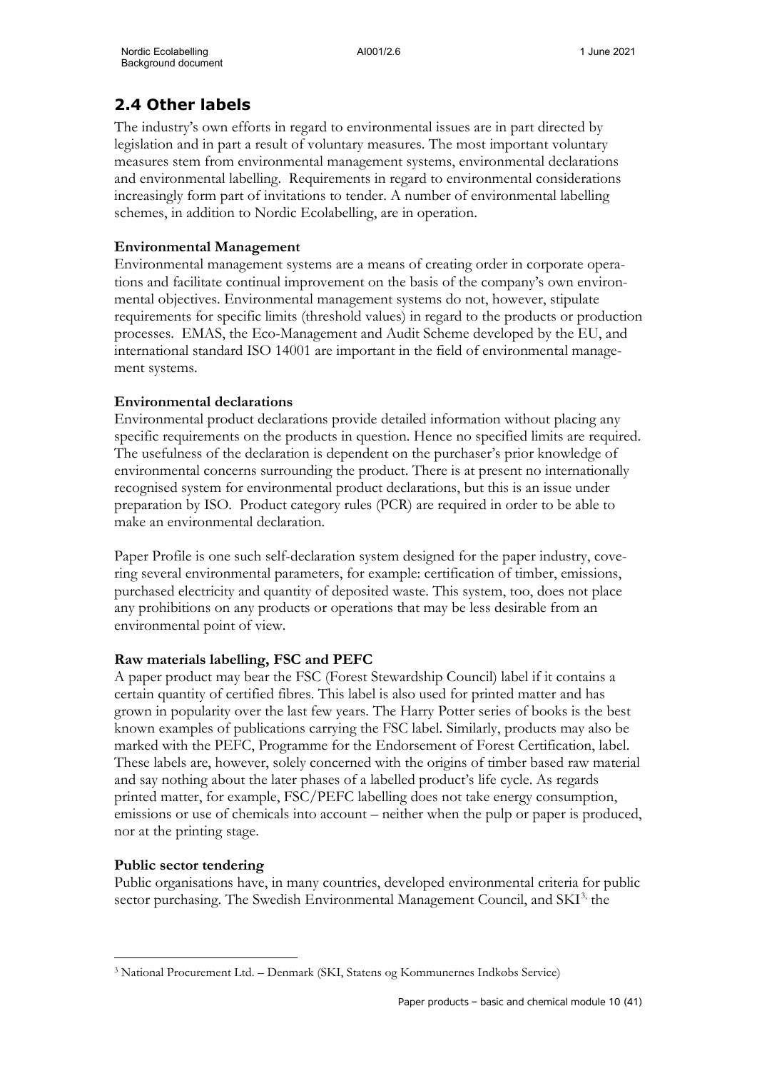## 2.4 Other labels

The industry's own efforts in regard to environmental issues are in part directed by legislation and in part a result of voluntary measures. The most important voluntary measures stem from environmental management systems, environmental declarations and environmental labelling. Requirements in regard to environmental considerations increasingly form part of invitations to tender. A number of environmental labelling schemes, in addition to Nordic Ecolabelling, are in operation.

**Environmental Management**

Environmental management systems are a means of creating order in corporate operations and facilitate continual improvement on the basis of the company's own environmental objectives. Environmental management systems do not, however, stipulate requirements for specific limits (threshold values) in regard to the products or production processes. EMAS, the Eco-Management and Audit Scheme developed by the EU, and international standard ISO 14001 are important in the field of environmental management systems.

**Environmental declarations**

Environmental product declarations provide detailed information without placing any specific requirements on the products in question. Hence no specified limits are required. The usefulness of the declaration is dependent on the purchaser's prior knowledge of environmental concerns surrounding the product. There is at present no internationally recognised system for environmental product declarations, but this is an issue under preparation by ISO. Product category rules (PCR) are required in order to be able to make an environmental declaration.

Paper Profile is one such self-declaration system designed for the paper industry, covering several environmental parameters, for example: certification of timber, emissions, purchased electricity and quantity of deposited waste. This system, too, does not place any prohibitions on any products or operations that may be less desirable from an environmental point of view.

**Raw materials labelling, FSC and PEFC**

A paper product may bear the FSC (Forest Stewardship Council) label if it contains a certain quantity of certified fibres. This label is also used for printed matter and has grown in popularity over the last few years. The Harry Potter series of books is the best known examples of publications carrying the FSC label. Similarly, products may also be marked with the PEFC, Programme for the Endorsement of Forest Certification, label. These labels are, however, solely concerned with the origins of timber based raw material and say nothing about the later phases of a labelled product's life cycle. As regards printed matter, for example, FSC/PEFC labelling does not take energy consumption, emissions or use of chemicals into account – neither when the pulp or paper is produced, nor at the printing stage.

**Public sector tendering**

Public organisations have, in many countries, developed environmental criteria for public sector purchasing. The Swedish Environmental Management Council, and SKI[3], the

[3] National Procurement Ltd. – Denmark (SKI, Statens og Kommunernes Indkøbs Service)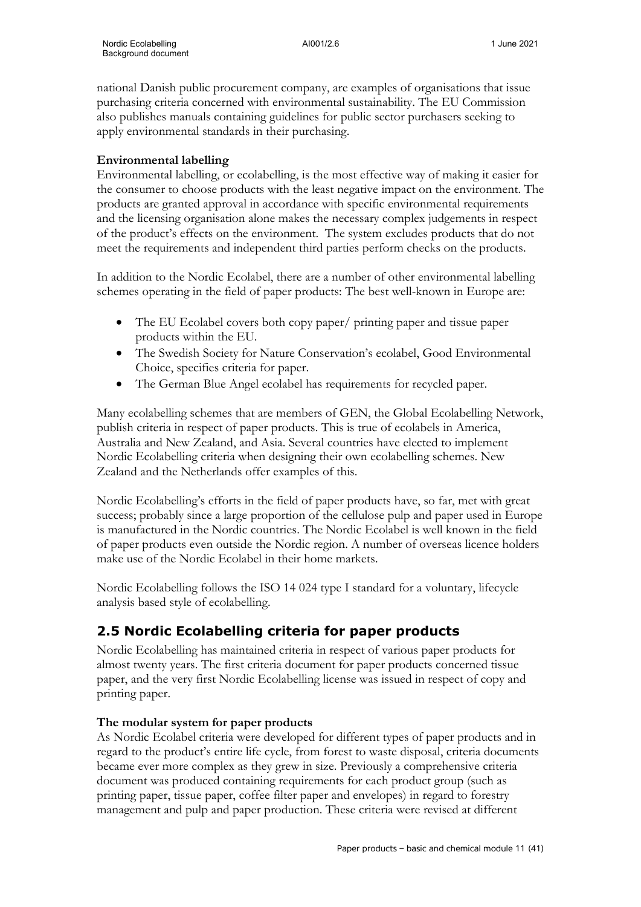national Danish public procurement company, are examples of organisations that issue purchasing criteria concerned with environmental sustainability. The EU Commission also publishes manuals containing guidelines for public sector purchasers seeking to apply environmental standards in their purchasing.

**Environmental labelling**

Environmental labelling, or ecolabelling, is the most effective way of making it easier for the consumer to choose products with the least negative impact on the environment. The products are granted approval in accordance with specific environmental requirements and the licensing organisation alone makes the necessary complex judgements in respect of the product's effects on the environment. The system excludes products that do not meet the requirements and independent third parties perform checks on the products.

In addition to the Nordic Ecolabel, there are a number of other environmental labelling schemes operating in the field of paper products: The best well-known in Europe are:

- The EU Ecolabel covers both copy paper/ printing paper and tissue paper products within the EU.
- The Swedish Society for Nature Conservation's ecolabel, Good Environmental Choice, specifies criteria for paper.
- The German Blue Angel ecolabel has requirements for recycled paper.

Many ecolabelling schemes that are members of GEN, the Global Ecolabelling Network, publish criteria in respect of paper products. This is true of ecolabels in America, Australia and New Zealand, and Asia. Several countries have elected to implement Nordic Ecolabelling criteria when designing their own ecolabelling schemes. New Zealand and the Netherlands offer examples of this.

Nordic Ecolabelling's efforts in the field of paper products have, so far, met with great success; probably since a large proportion of the cellulose pulp and paper used in Europe is manufactured in the Nordic countries. The Nordic Ecolabel is well known in the field of paper products even outside the Nordic region. A number of overseas licence holders make use of the Nordic Ecolabel in their home markets.

Nordic Ecolabelling follows the ISO 14 024 type I standard for a voluntary, lifecycle analysis based style of ecolabelling.

## 2.5 Nordic Ecolabelling criteria for paper products

Nordic Ecolabelling has maintained criteria in respect of various paper products for almost twenty years. The first criteria document for paper products concerned tissue paper, and the very first Nordic Ecolabelling license was issued in respect of copy and printing paper.

**The modular system for paper products**

As Nordic Ecolabel criteria were developed for different types of paper products and in regard to the product's entire life cycle, from forest to waste disposal, criteria documents became ever more complex as they grew in size. Previously a comprehensive criteria document was produced containing requirements for each product group (such as printing paper, tissue paper, coffee filter paper and envelopes) in regard to forestry management and pulp and paper production. These criteria were revised at different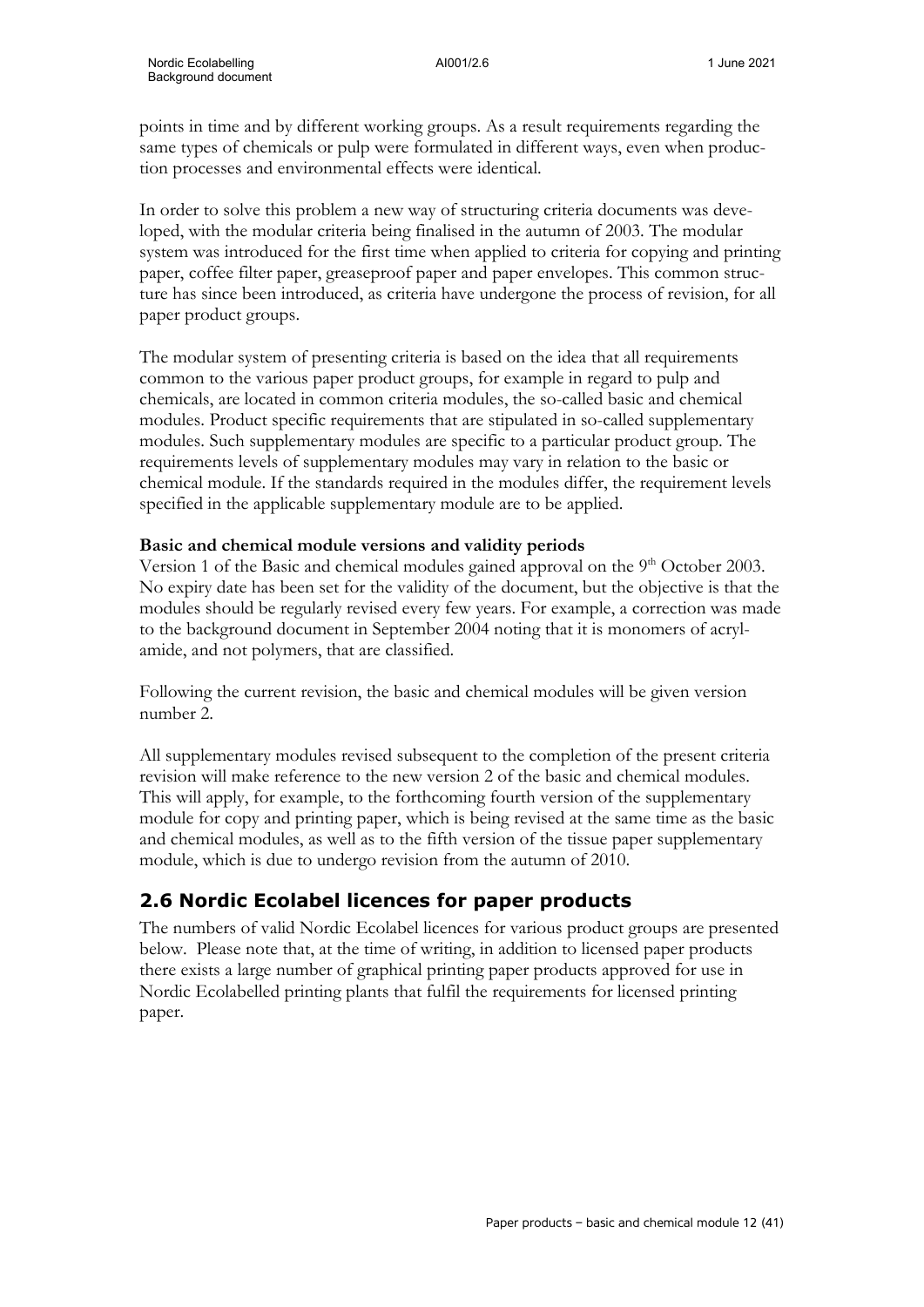points in time and by different working groups. As a result requirements regarding the same types of chemicals or pulp were formulated in different ways, even when production processes and environmental effects were identical.

In order to solve this problem a new way of structuring criteria documents was developed, with the modular criteria being finalised in the autumn of 2003. The modular system was introduced for the first time when applied to criteria for copying and printing paper, coffee filter paper, greaseproof paper and paper envelopes. This common structure has since been introduced, as criteria have undergone the process of revision, for all paper product groups.

The modular system of presenting criteria is based on the idea that all requirements common to the various paper product groups, for example in regard to pulp and chemicals, are located in common criteria modules, the so-called basic and chemical modules. Product specific requirements that are stipulated in so-called supplementary modules. Such supplementary modules are specific to a particular product group. The requirements levels of supplementary modules may vary in relation to the basic or chemical module. If the standards required in the modules differ, the requirement levels specified in the applicable supplementary module are to be applied.

**Basic and chemical module versions and validity periods**

Version 1 of the Basic and chemical modules gained approval on the 9th October 2003. No expiry date has been set for the validity of the document, but the objective is that the modules should be regularly revised every few years. For example, a correction was made to the background document in September 2004 noting that it is monomers of acrylamide, and not polymers, that are classified.

Following the current revision, the basic and chemical modules will be given version number 2.

All supplementary modules revised subsequent to the completion of the present criteria revision will make reference to the new version 2 of the basic and chemical modules. This will apply, for example, to the forthcoming fourth version of the supplementary module for copy and printing paper, which is being revised at the same time as the basic and chemical modules, as well as to the fifth version of the tissue paper supplementary module, which is due to undergo revision from the autumn of 2010.

## 2.6 Nordic Ecolabel licences for paper products

The numbers of valid Nordic Ecolabel licences for various product groups are presented below. Please note that, at the time of writing, in addition to licensed paper products there exists a large number of graphical printing paper products approved for use in Nordic Ecolabelled printing plants that fulfil the requirements for licensed printing paper.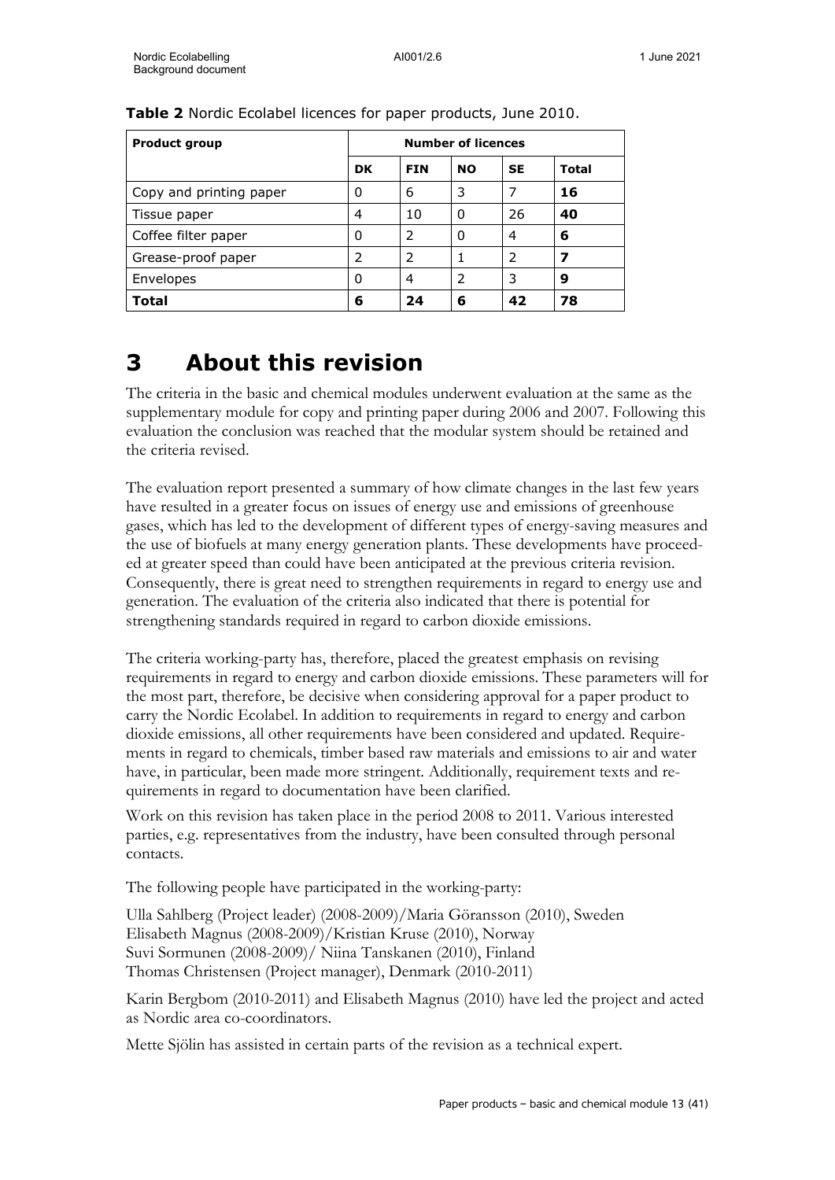**Table 2** Nordic Ecolabel licences for paper products, June 2010.

| Product group | Number of licences | | | | |
|---|---|---|---|---|---|
| | DK | FIN | NO | SE | Total |
| Copy and printing paper | 0 | 6 | 3 | 7 | **16** |
| Tissue paper | 4 | 10 | 0 | 26 | **40** |
| Coffee filter paper | 0 | 2 | 0 | 4 | **6** |
| Grease-proof paper | 2 | 2 | 1 | 2 | **7** |
| Envelopes | 0 | 4 | 2 | 3 | **9** |
| **Total** | **6** | **24** | **6** | **42** | **78** |

# 3 About this revision

The criteria in the basic and chemical modules underwent evaluation at the same as the supplementary module for copy and printing paper during 2006 and 2007. Following this evaluation the conclusion was reached that the modular system should be retained and the criteria revised.

The evaluation report presented a summary of how climate changes in the last few years have resulted in a greater focus on issues of energy use and emissions of greenhouse gases, which has led to the development of different types of energy-saving measures and the use of biofuels at many energy generation plants. These developments have proceeded at greater speed than could have been anticipated at the previous criteria revision. Consequently, there is great need to strengthen requirements in regard to energy use and generation. The evaluation of the criteria also indicated that there is potential for strengthening standards required in regard to carbon dioxide emissions.

The criteria working-party has, therefore, placed the greatest emphasis on revising requirements in regard to energy and carbon dioxide emissions. These parameters will for the most part, therefore, be decisive when considering approval for a paper product to carry the Nordic Ecolabel. In addition to requirements in regard to energy and carbon dioxide emissions, all other requirements have been considered and updated. Requirements in regard to chemicals, timber based raw materials and emissions to air and water have, in particular, been made more stringent. Additionally, requirement texts and requirements in regard to documentation have been clarified.

Work on this revision has taken place in the period 2008 to 2011. Various interested parties, e.g. representatives from the industry, have been consulted through personal contacts.

The following people have participated in the working-party:

Ulla Sahlberg (Project leader) (2008-2009)/Maria Göransson (2010), Sweden
Elisabeth Magnus (2008-2009)/Kristian Kruse (2010), Norway
Suvi Sormunen (2008-2009)/ Niina Tanskanen (2010), Finland
Thomas Christensen (Project manager), Denmark (2010-2011)

Karin Bergbom (2010-2011) and Elisabeth Magnus (2010) have led the project and acted as Nordic area co-coordinators.

Mette Sjölin has assisted in certain parts of the revision as a technical expert.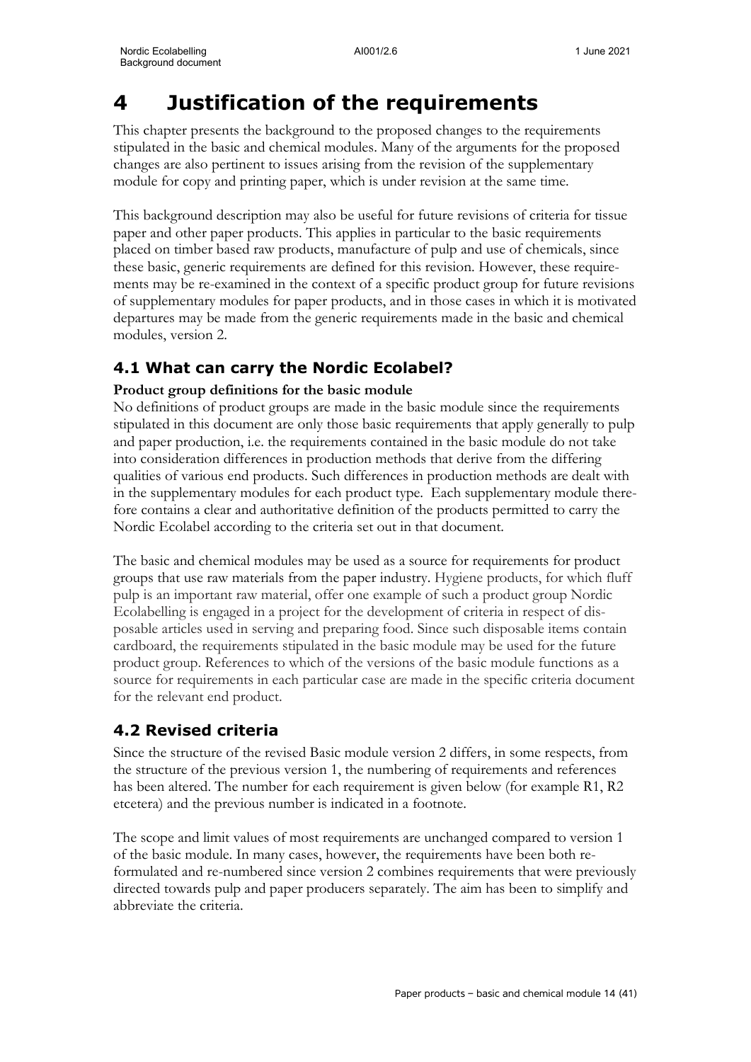# 4 Justification of the requirements

This chapter presents the background to the proposed changes to the requirements stipulated in the basic and chemical modules. Many of the arguments for the proposed changes are also pertinent to issues arising from the revision of the supplementary module for copy and printing paper, which is under revision at the same time.

This background description may also be useful for future revisions of criteria for tissue paper and other paper products. This applies in particular to the basic requirements placed on timber based raw products, manufacture of pulp and use of chemicals, since these basic, generic requirements are defined for this revision. However, these requirements may be re-examined in the context of a specific product group for future revisions of supplementary modules for paper products, and in those cases in which it is motivated departures may be made from the generic requirements made in the basic and chemical modules, version 2.

## 4.1 What can carry the Nordic Ecolabel?

**Product group definitions for the basic module**

No definitions of product groups are made in the basic module since the requirements stipulated in this document are only those basic requirements that apply generally to pulp and paper production, i.e. the requirements contained in the basic module do not take into consideration differences in production methods that derive from the differing qualities of various end products. Such differences in production methods are dealt with in the supplementary modules for each product type. Each supplementary module therefore contains a clear and authoritative definition of the products permitted to carry the Nordic Ecolabel according to the criteria set out in that document.

The basic and chemical modules may be used as a source for requirements for product groups that use raw materials from the paper industry. Hygiene products, for which fluff pulp is an important raw material, offer one example of such a product group Nordic Ecolabelling is engaged in a project for the development of criteria in respect of disposable articles used in serving and preparing food. Since such disposable items contain cardboard, the requirements stipulated in the basic module may be used for the future product group. References to which of the versions of the basic module functions as a source for requirements in each particular case are made in the specific criteria document for the relevant end product.

## 4.2 Revised criteria

Since the structure of the revised Basic module version 2 differs, in some respects, from the structure of the previous version 1, the numbering of requirements and references has been altered. The number for each requirement is given below (for example R1, R2 etcetera) and the previous number is indicated in a footnote.

The scope and limit values of most requirements are unchanged compared to version 1 of the basic module. In many cases, however, the requirements have been both reformulated and re-numbered since version 2 combines requirements that were previously directed towards pulp and paper producers separately. The aim has been to simplify and abbreviate the criteria.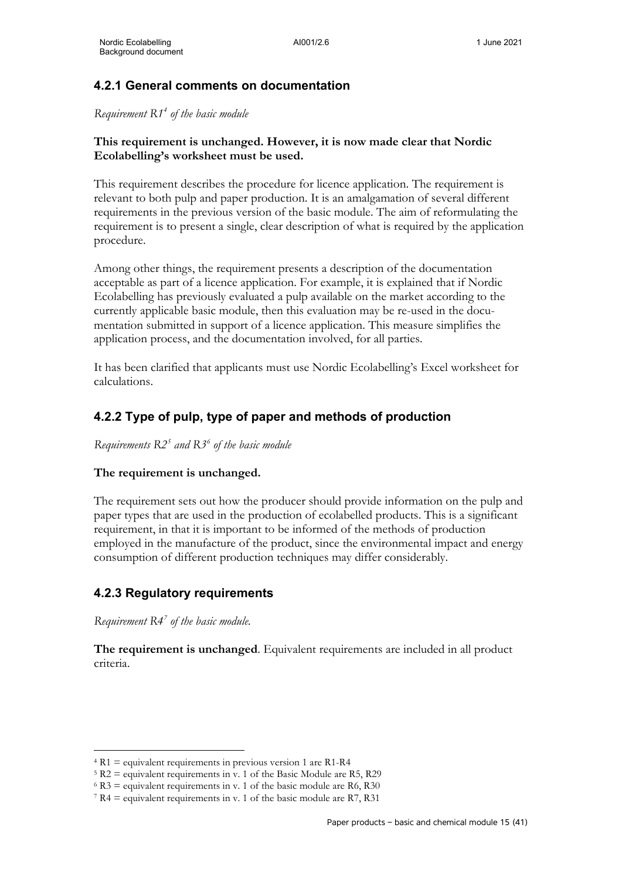### 4.2.1 General comments on documentation

*Requirement R1[4] of the basic module*

**This requirement is unchanged. However, it is now made clear that Nordic Ecolabelling's worksheet must be used.**

This requirement describes the procedure for licence application. The requirement is relevant to both pulp and paper production. It is an amalgamation of several different requirements in the previous version of the basic module. The aim of reformulating the requirement is to present a single, clear description of what is required by the application procedure.

Among other things, the requirement presents a description of the documentation acceptable as part of a licence application. For example, it is explained that if Nordic Ecolabelling has previously evaluated a pulp available on the market according to the currently applicable basic module, then this evaluation may be re-used in the documentation submitted in support of a licence application. This measure simplifies the application process, and the documentation involved, for all parties.

It has been clarified that applicants must use Nordic Ecolabelling's Excel worksheet for calculations.

### 4.2.2 Type of pulp, type of paper and methods of production

*Requirements R2[5] and R3[6] of the basic module*

**The requirement is unchanged.**

The requirement sets out how the producer should provide information on the pulp and paper types that are used in the production of ecolabelled products. This is a significant requirement, in that it is important to be informed of the methods of production employed in the manufacture of the product, since the environmental impact and energy consumption of different production techniques may differ considerably.

### 4.2.3 Regulatory requirements

*Requirement R4[7] of the basic module.*

**The requirement is unchanged**. Equivalent requirements are included in all product criteria.

---

[4] R1 = equivalent requirements in previous version 1 are R1-R4

[5] R2 = equivalent requirements in v. 1 of the Basic Module are R5, R29

[6] R3 = equivalent requirements in v. 1 of the basic module are R6, R30

[7] R4 = equivalent requirements in v. 1 of the basic module are R7, R31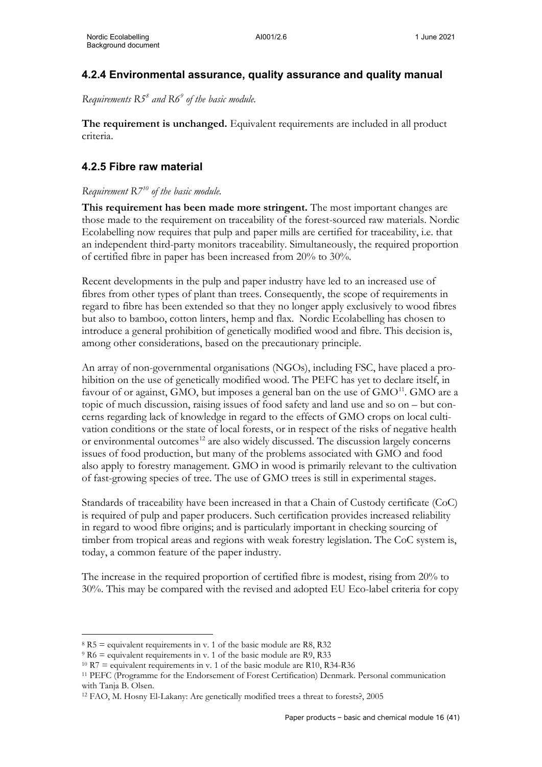## 4.2.4 Environmental assurance, quality assurance and quality manual

*Requirements R5[8] and R6[9] of the basic module.*

**The requirement is unchanged.** Equivalent requirements are included in all product criteria.

## 4.2.5 Fibre raw material

*Requirement R7[10] of the basic module.*

**This requirement has been made more stringent.** The most important changes are those made to the requirement on traceability of the forest-sourced raw materials. Nordic Ecolabelling now requires that pulp and paper mills are certified for traceability, i.e. that an independent third-party monitors traceability. Simultaneously, the required proportion of certified fibre in paper has been increased from 20% to 30%.

Recent developments in the pulp and paper industry have led to an increased use of fibres from other types of plant than trees. Consequently, the scope of requirements in regard to fibre has been extended so that they no longer apply exclusively to wood fibres but also to bamboo, cotton linters, hemp and flax. Nordic Ecolabelling has chosen to introduce a general prohibition of genetically modified wood and fibre. This decision is, among other considerations, based on the precautionary principle.

An array of non-governmental organisations (NGOs), including FSC, have placed a prohibition on the use of genetically modified wood. The PEFC has yet to declare itself, in favour of or against, GMO, but imposes a general ban on the use of GMO[11]. GMO are a topic of much discussion, raising issues of food safety and land use and so on – but concerns regarding lack of knowledge in regard to the effects of GMO crops on local cultivation conditions or the state of local forests, or in respect of the risks of negative health or environmental outcomes[12] are also widely discussed. The discussion largely concerns issues of food production, but many of the problems associated with GMO and food also apply to forestry management. GMO in wood is primarily relevant to the cultivation of fast-growing species of tree. The use of GMO trees is still in experimental stages.

Standards of traceability have been increased in that a Chain of Custody certificate (CoC) is required of pulp and paper producers. Such certification provides increased reliability in regard to wood fibre origins; and is particularly important in checking sourcing of timber from tropical areas and regions with weak forestry legislation. The CoC system is, today, a common feature of the paper industry.

The increase in the required proportion of certified fibre is modest, rising from 20% to 30%. This may be compared with the revised and adopted EU Eco-label criteria for copy

---

[8] R5 = equivalent requirements in v. 1 of the basic module are R8, R32

[9] R6 = equivalent requirements in v. 1 of the basic module are R9, R33

[10] R7 = equivalent requirements in v. 1 of the basic module are R10, R34-R36

[11] PEFC (Programme for the Endorsement of Forest Certification) Denmark. Personal communication with Tanja B. Olsen.

[12] FAO, M. Hosny El-Lakany: Are genetically modified trees a threat to forests?, 2005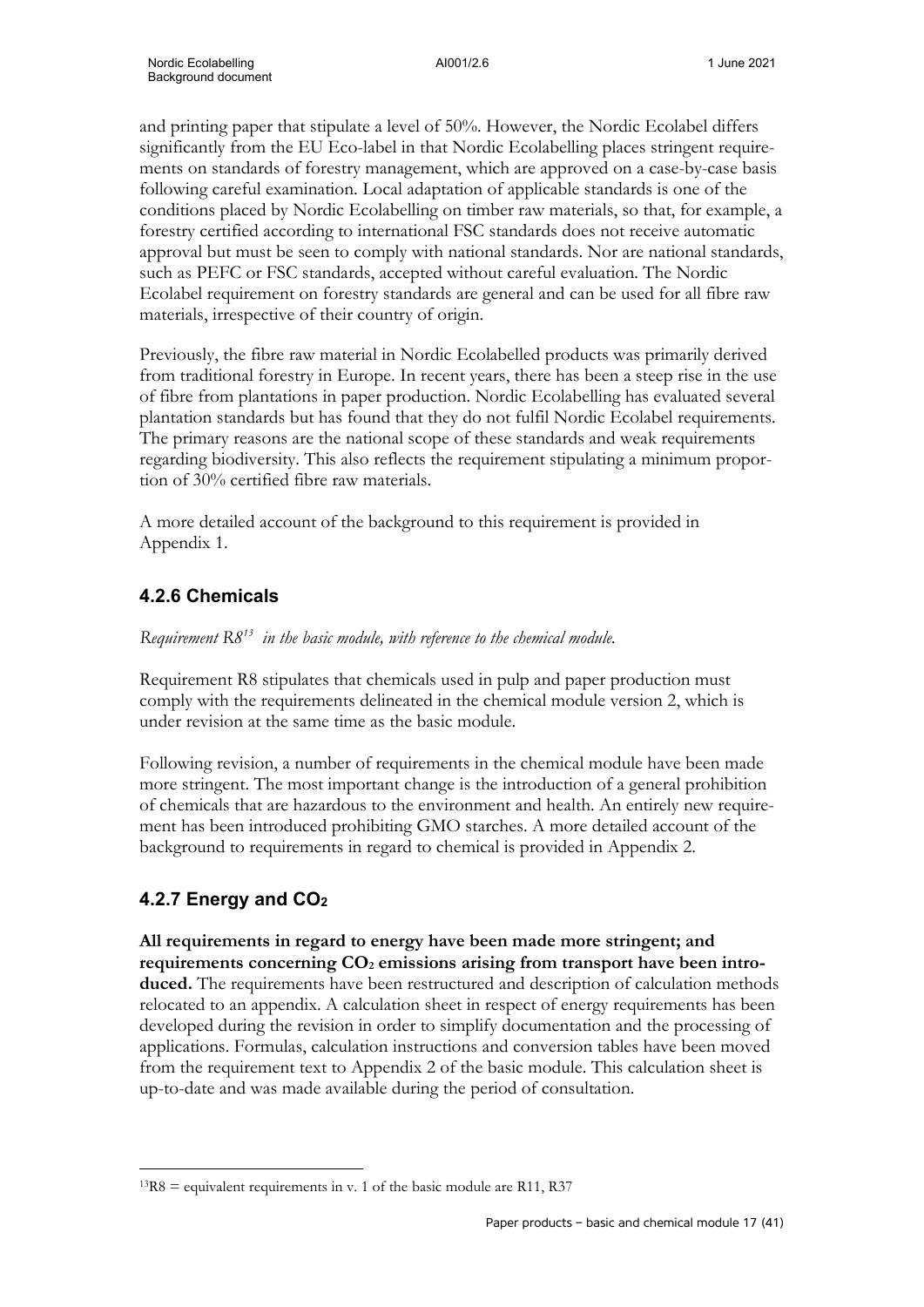and printing paper that stipulate a level of 50%. However, the Nordic Ecolabel differs significantly from the EU Eco-label in that Nordic Ecolabelling places stringent requirements on standards of forestry management, which are approved on a case-by-case basis following careful examination. Local adaptation of applicable standards is one of the conditions placed by Nordic Ecolabelling on timber raw materials, so that, for example, a forestry certified according to international FSC standards does not receive automatic approval but must be seen to comply with national standards. Nor are national standards, such as PEFC or FSC standards, accepted without careful evaluation. The Nordic Ecolabel requirement on forestry standards are general and can be used for all fibre raw materials, irrespective of their country of origin.

Previously, the fibre raw material in Nordic Ecolabelled products was primarily derived from traditional forestry in Europe. In recent years, there has been a steep rise in the use of fibre from plantations in paper production. Nordic Ecolabelling has evaluated several plantation standards but has found that they do not fulfil Nordic Ecolabel requirements. The primary reasons are the national scope of these standards and weak requirements regarding biodiversity. This also reflects the requirement stipulating a minimum proportion of 30% certified fibre raw materials.

A more detailed account of the background to this requirement is provided in Appendix 1.

### 4.2.6 Chemicals

*Requirement R8[13] in the basic module, with reference to the chemical module.*

Requirement R8 stipulates that chemicals used in pulp and paper production must comply with the requirements delineated in the chemical module version 2, which is under revision at the same time as the basic module.

Following revision, a number of requirements in the chemical module have been made more stringent. The most important change is the introduction of a general prohibition of chemicals that are hazardous to the environment and health. An entirely new requirement has been introduced prohibiting GMO starches. A more detailed account of the background to requirements in regard to chemical is provided in Appendix 2.

### 4.2.7 Energy and $CO_2$

**All requirements in regard to energy have been made more stringent; and requirements concerning $CO_2$ emissions arising from transport have been introduced.** The requirements have been restructured and description of calculation methods relocated to an appendix. A calculation sheet in respect of energy requirements has been developed during the revision in order to simplify documentation and the processing of applications. Formulas, calculation instructions and conversion tables have been moved from the requirement text to Appendix 2 of the basic module. This calculation sheet is up-to-date and was made available during the period of consultation.

---

[13] R8 = equivalent requirements in v. 1 of the basic module are R11, R37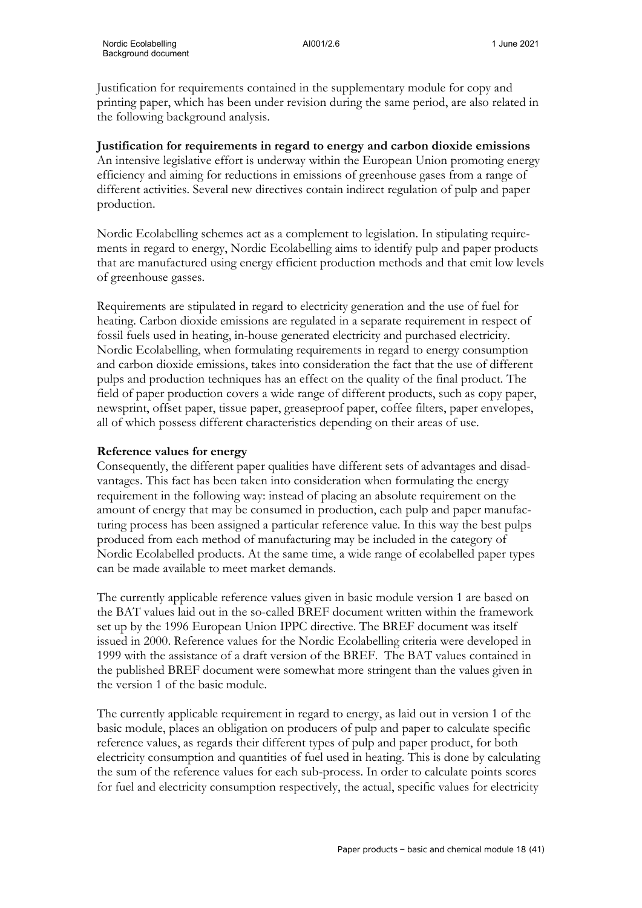Justification for requirements contained in the supplementary module for copy and printing paper, which has been under revision during the same period, are also related in the following background analysis.

**Justification for requirements in regard to energy and carbon dioxide emissions**

An intensive legislative effort is underway within the European Union promoting energy efficiency and aiming for reductions in emissions of greenhouse gases from a range of different activities. Several new directives contain indirect regulation of pulp and paper production.

Nordic Ecolabelling schemes act as a complement to legislation. In stipulating requirements in regard to energy, Nordic Ecolabelling aims to identify pulp and paper products that are manufactured using energy efficient production methods and that emit low levels of greenhouse gasses.

Requirements are stipulated in regard to electricity generation and the use of fuel for heating. Carbon dioxide emissions are regulated in a separate requirement in respect of fossil fuels used in heating, in-house generated electricity and purchased electricity. Nordic Ecolabelling, when formulating requirements in regard to energy consumption and carbon dioxide emissions, takes into consideration the fact that the use of different pulps and production techniques has an effect on the quality of the final product. The field of paper production covers a wide range of different products, such as copy paper, newsprint, offset paper, tissue paper, greaseproof paper, coffee filters, paper envelopes, all of which possess different characteristics depending on their areas of use.

**Reference values for energy**

Consequently, the different paper qualities have different sets of advantages and disadvantages. This fact has been taken into consideration when formulating the energy requirement in the following way: instead of placing an absolute requirement on the amount of energy that may be consumed in production, each pulp and paper manufacturing process has been assigned a particular reference value. In this way the best pulps produced from each method of manufacturing may be included in the category of Nordic Ecolabelled products. At the same time, a wide range of ecolabelled paper types can be made available to meet market demands.

The currently applicable reference values given in basic module version 1 are based on the BAT values laid out in the so-called BREF document written within the framework set up by the 1996 European Union IPPC directive. The BREF document was itself issued in 2000. Reference values for the Nordic Ecolabelling criteria were developed in 1999 with the assistance of a draft version of the BREF. The BAT values contained in the published BREF document were somewhat more stringent than the values given in the version 1 of the basic module.

The currently applicable requirement in regard to energy, as laid out in version 1 of the basic module, places an obligation on producers of pulp and paper to calculate specific reference values, as regards their different types of pulp and paper product, for both electricity consumption and quantities of fuel used in heating. This is done by calculating the sum of the reference values for each sub-process. In order to calculate points scores for fuel and electricity consumption respectively, the actual, specific values for electricity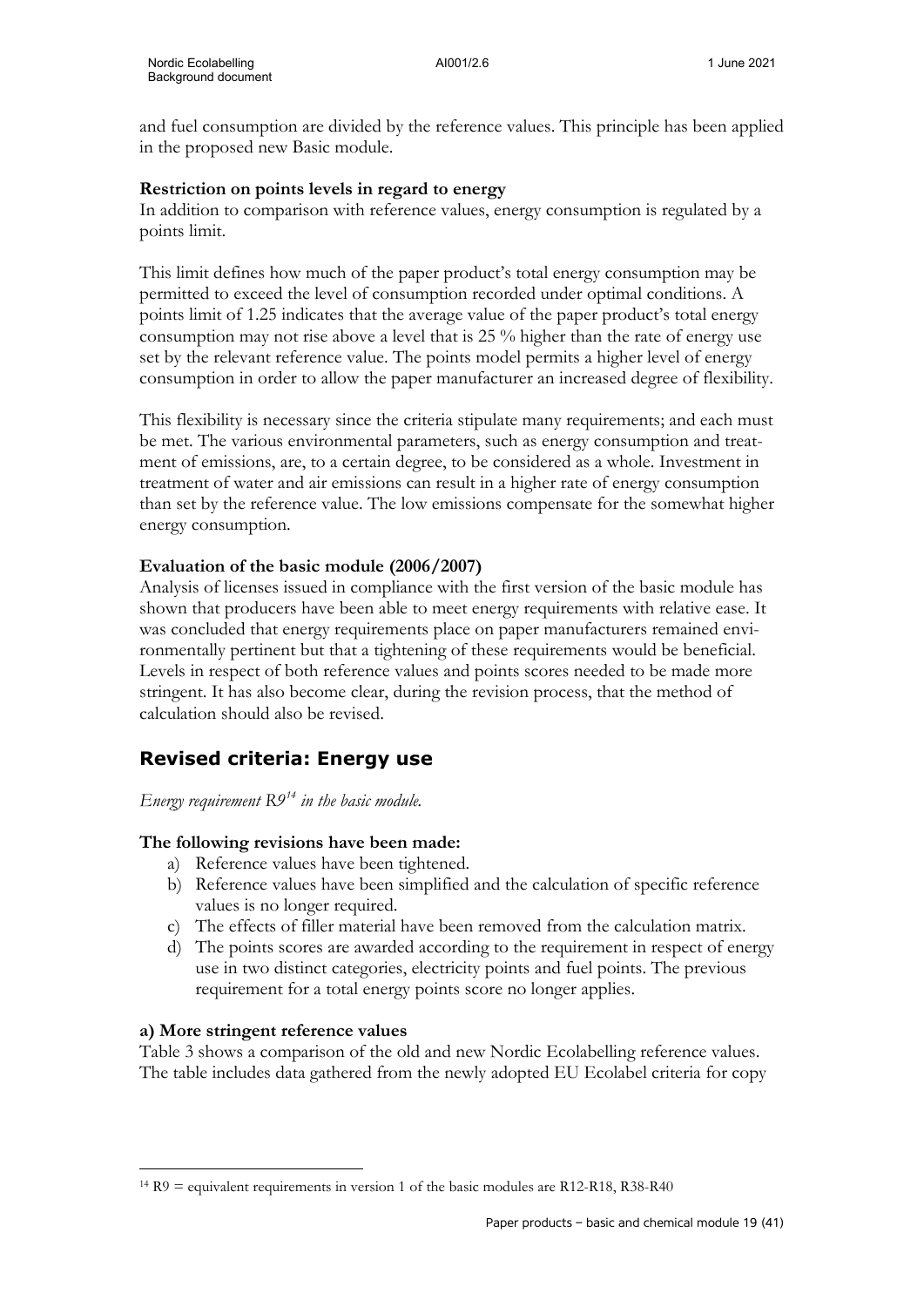and fuel consumption are divided by the reference values. This principle has been applied in the proposed new Basic module.

**Restriction on points levels in regard to energy**
In addition to comparison with reference values, energy consumption is regulated by a points limit.

This limit defines how much of the paper product's total energy consumption may be permitted to exceed the level of consumption recorded under optimal conditions. A points limit of 1.25 indicates that the average value of the paper product's total energy consumption may not rise above a level that is 25 % higher than the rate of energy use set by the relevant reference value. The points model permits a higher level of energy consumption in order to allow the paper manufacturer an increased degree of flexibility.

This flexibility is necessary since the criteria stipulate many requirements; and each must be met. The various environmental parameters, such as energy consumption and treatment of emissions, are, to a certain degree, to be considered as a whole. Investment in treatment of water and air emissions can result in a higher rate of energy consumption than set by the reference value. The low emissions compensate for the somewhat higher energy consumption.

**Evaluation of the basic module (2006/2007)**
Analysis of licenses issued in compliance with the first version of the basic module has shown that producers have been able to meet energy requirements with relative ease. It was concluded that energy requirements place on paper manufacturers remained environmentally pertinent but that a tightening of these requirements would be beneficial. Levels in respect of both reference values and points scores needed to be made more stringent. It has also become clear, during the revision process, that the method of calculation should also be revised.

## Revised criteria: Energy use

*Energy requirement R9[14] in the basic module.*

**The following revisions have been made:**

a) Reference values have been tightened.
b) Reference values have been simplified and the calculation of specific reference values is no longer required.
c) The effects of filler material have been removed from the calculation matrix.
d) The points scores are awarded according to the requirement in respect of energy use in two distinct categories, electricity points and fuel points. The previous requirement for a total energy points score no longer applies.

**a) More stringent reference values**
Table 3 shows a comparison of the old and new Nordic Ecolabelling reference values. The table includes data gathered from the newly adopted EU Ecolabel criteria for copy

[14] R9 = equivalent requirements in version 1 of the basic modules are R12-R18, R38-R40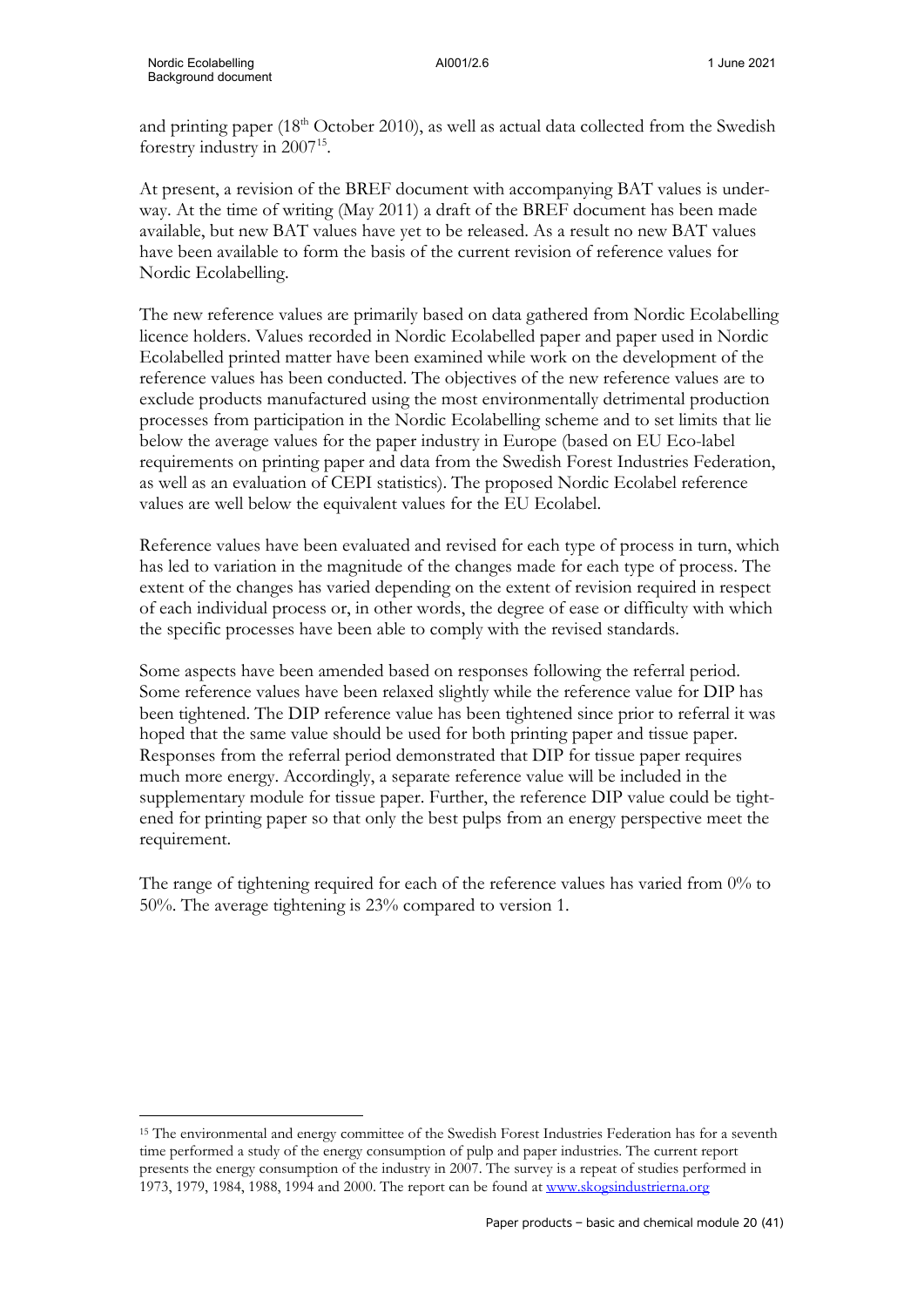and printing paper (18th October 2010), as well as actual data collected from the Swedish forestry industry in 2007[15].

At present, a revision of the BREF document with accompanying BAT values is underway. At the time of writing (May 2011) a draft of the BREF document has been made available, but new BAT values have yet to be released. As a result no new BAT values have been available to form the basis of the current revision of reference values for Nordic Ecolabelling.

The new reference values are primarily based on data gathered from Nordic Ecolabelling licence holders. Values recorded in Nordic Ecolabelled paper and paper used in Nordic Ecolabelled printed matter have been examined while work on the development of the reference values has been conducted. The objectives of the new reference values are to exclude products manufactured using the most environmentally detrimental production processes from participation in the Nordic Ecolabelling scheme and to set limits that lie below the average values for the paper industry in Europe (based on EU Eco-label requirements on printing paper and data from the Swedish Forest Industries Federation, as well as an evaluation of CEPI statistics). The proposed Nordic Ecolabel reference values are well below the equivalent values for the EU Ecolabel.

Reference values have been evaluated and revised for each type of process in turn, which has led to variation in the magnitude of the changes made for each type of process. The extent of the changes has varied depending on the extent of revision required in respect of each individual process or, in other words, the degree of ease or difficulty with which the specific processes have been able to comply with the revised standards.

Some aspects have been amended based on responses following the referral period. Some reference values have been relaxed slightly while the reference value for DIP has been tightened. The DIP reference value has been tightened since prior to referral it was hoped that the same value should be used for both printing paper and tissue paper. Responses from the referral period demonstrated that DIP for tissue paper requires much more energy. Accordingly, a separate reference value will be included in the supplementary module for tissue paper. Further, the reference DIP value could be tightened for printing paper so that only the best pulps from an energy perspective meet the requirement.

The range of tightening required for each of the reference values has varied from 0% to 50%. The average tightening is 23% compared to version 1.

---

[15] The environmental and energy committee of the Swedish Forest Industries Federation has for a seventh time performed a study of the energy consumption of pulp and paper industries. The current report presents the energy consumption of the industry in 2007. The survey is a repeat of studies performed in 1973, 1979, 1984, 1988, 1994 and 2000. The report can be found at www.skogsindustrierna.org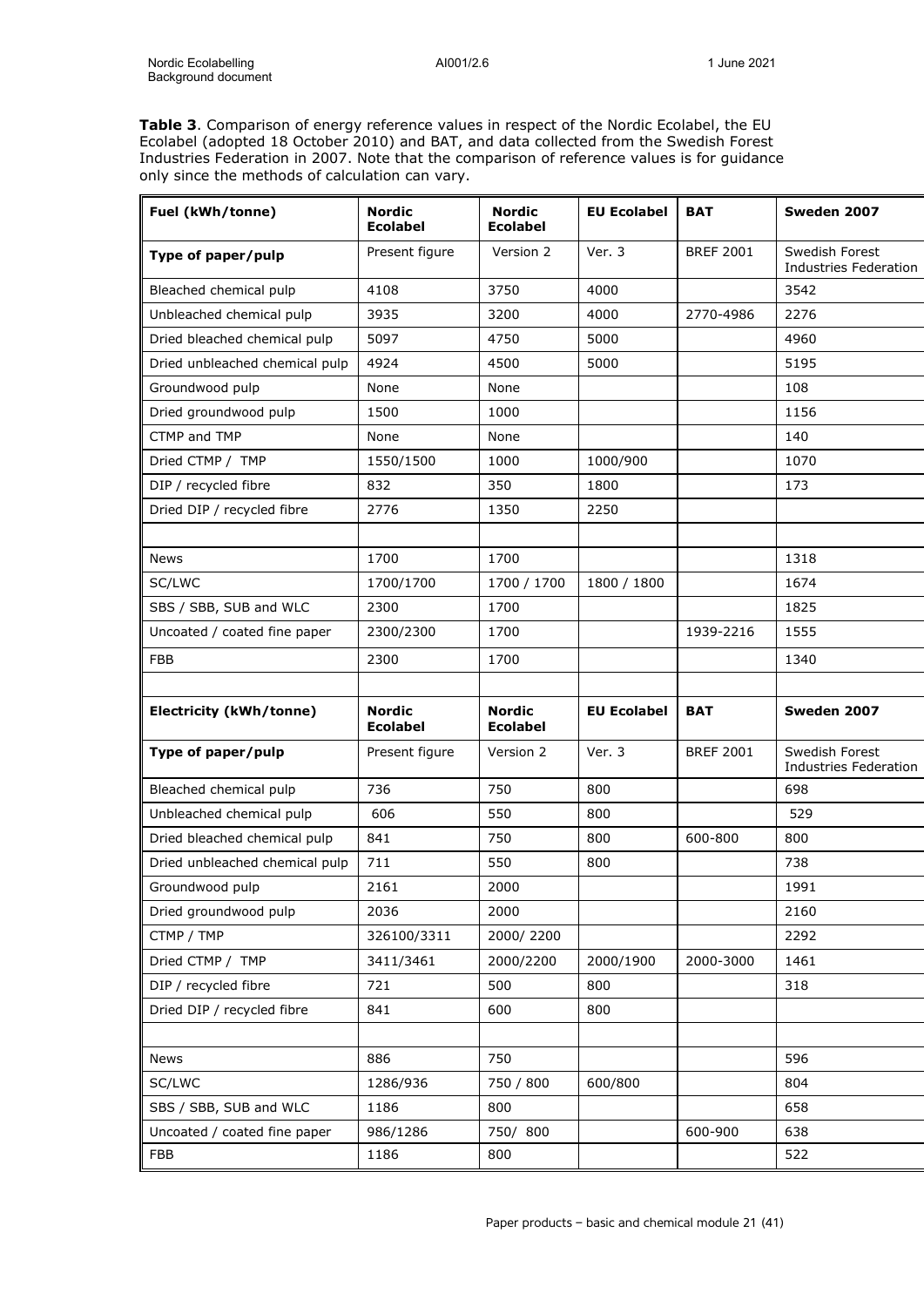**Table 3**. Comparison of energy reference values in respect of the Nordic Ecolabel, the EU Ecolabel (adopted 18 October 2010) and BAT, and data collected from the Swedish Forest Industries Federation in 2007. Note that the comparison of reference values is for guidance only since the methods of calculation can vary.

| **Fuel (kWh/tonne)** | **Nordic Ecolabel** | **Nordic Ecolabel** | **EU Ecolabel** | **BAT** | **Sweden 2007** |
|---|---|---|---|---|---|
| **Type of paper/pulp** | Present figure | Version 2 | Ver. 3 | BREF 2001 | Swedish Forest Industries Federation |
| Bleached chemical pulp | 4108 | 3750 | 4000 | | 3542 |
| Unbleached chemical pulp | 3935 | 3200 | 4000 | 2770-4986 | 2276 |
| Dried bleached chemical pulp | 5097 | 4750 | 5000 | | 4960 |
| Dried unbleached chemical pulp | 4924 | 4500 | 5000 | | 5195 |
| Groundwood pulp | None | None | | | 108 |
| Dried groundwood pulp | 1500 | 1000 | | | 1156 |
| CTMP and TMP | None | None | | | 140 |
| Dried CTMP / TMP | 1550/1500 | 1000 | 1000/900 | | 1070 |
| DIP / recycled fibre | 832 | 350 | 1800 | | 173 |
| Dried DIP / recycled fibre | 2776 | 1350 | 2250 | | |
| | | | | | |
| News | 1700 | 1700 | | | 1318 |
| SC/LWC | 1700/1700 | 1700 / 1700 | 1800 / 1800 | | 1674 |
| SBS / SBB, SUB and WLC | 2300 | 1700 | | | 1825 |
| Uncoated / coated fine paper | 2300/2300 | 1700 | | 1939-2216 | 1555 |
| FBB | 2300 | 1700 | | | 1340 |
| | | | | | |
| **Electricity (kWh/tonne)** | **Nordic Ecolabel** | **Nordic Ecolabel** | **EU Ecolabel** | **BAT** | **Sweden 2007** |
| **Type of paper/pulp** | Present figure | Version 2 | Ver. 3 | BREF 2001 | Swedish Forest Industries Federation |
| Bleached chemical pulp | 736 | 750 | 800 | | 698 |
| Unbleached chemical pulp | 606 | 550 | 800 | | 529 |
| Dried bleached chemical pulp | 841 | 750 | 800 | 600-800 | 800 |
| Dried unbleached chemical pulp | 711 | 550 | 800 | | 738 |
| Groundwood pulp | 2161 | 2000 | | | 1991 |
| Dried groundwood pulp | 2036 | 2000 | | | 2160 |
| CTMP / TMP | 326100/3311 | 2000/ 2200 | | | 2292 |
| Dried CTMP / TMP | 3411/3461 | 2000/2200 | 2000/1900 | 2000-3000 | 1461 |
| DIP / recycled fibre | 721 | 500 | 800 | | 318 |
| Dried DIP / recycled fibre | 841 | 600 | 800 | | |
| | | | | | |
| News | 886 | 750 | | | 596 |
| SC/LWC | 1286/936 | 750 / 800 | 600/800 | | 804 |
| SBS / SBB, SUB and WLC | 1186 | 800 | | | 658 |
| Uncoated / coated fine paper | 986/1286 | 750/ 800 | | 600-900 | 638 |
| FBB | 1186 | 800 | | | 522 |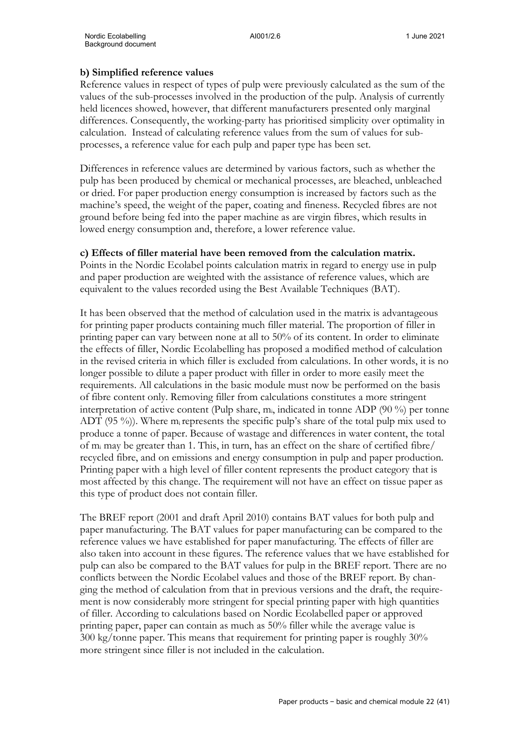**b) Simplified reference values**

Reference values in respect of types of pulp were previously calculated as the sum of the values of the sub-processes involved in the production of the pulp. Analysis of currently held licences showed, however, that different manufacturers presented only marginal differences. Consequently, the working-party has prioritised simplicity over optimality in calculation. Instead of calculating reference values from the sum of values for sub-processes, a reference value for each pulp and paper type has been set.

Differences in reference values are determined by various factors, such as whether the pulp has been produced by chemical or mechanical processes, are bleached, unbleached or dried. For paper production energy consumption is increased by factors such as the machine's speed, the weight of the paper, coating and fineness. Recycled fibres are not ground before being fed into the paper machine as are virgin fibres, which results in lowed energy consumption and, therefore, a lower reference value.

**c) Effects of filler material have been removed from the calculation matrix.**

Points in the Nordic Ecolabel points calculation matrix in regard to energy use in pulp and paper production are weighted with the assistance of reference values, which are equivalent to the values recorded using the Best Available Techniques (BAT).

It has been observed that the method of calculation used in the matrix is advantageous for printing paper products containing much filler material. The proportion of filler in printing paper can vary between none at all to 50% of its content. In order to eliminate the effects of filler, Nordic Ecolabelling has proposed a modified method of calculation in the revised criteria in which filler is excluded from calculations. In other words, it is no longer possible to dilute a paper product with filler in order to more easily meet the requirements. All calculations in the basic module must now be performed on the basis of fibre content only. Removing filler from calculations constitutes a more stringent interpretation of active content (Pulp share, $m_i$, indicated in tonne ADP (90 %) per tonne ADT (95 %)). Where $m_i$ represents the specific pulp's share of the total pulp mix used to produce a tonne of paper. Because of wastage and differences in water content, the total of $m_i$ may be greater than 1. This, in turn, has an effect on the share of certified fibre/ recycled fibre, and on emissions and energy consumption in pulp and paper production. Printing paper with a high level of filler content represents the product category that is most affected by this change. The requirement will not have an effect on tissue paper as this type of product does not contain filler.

The BREF report (2001 and draft April 2010) contains BAT values for both pulp and paper manufacturing. The BAT values for paper manufacturing can be compared to the reference values we have established for paper manufacturing. The effects of filler are also taken into account in these figures. The reference values that we have established for pulp can also be compared to the BAT values for pulp in the BREF report. There are no conflicts between the Nordic Ecolabel values and those of the BREF report. By changing the method of calculation from that in previous versions and the draft, the requirement is now considerably more stringent for special printing paper with high quantities of filler. According to calculations based on Nordic Ecolabelled paper or approved printing paper, paper can contain as much as 50% filler while the average value is 300 kg/tonne paper. This means that requirement for printing paper is roughly 30% more stringent since filler is not included in the calculation.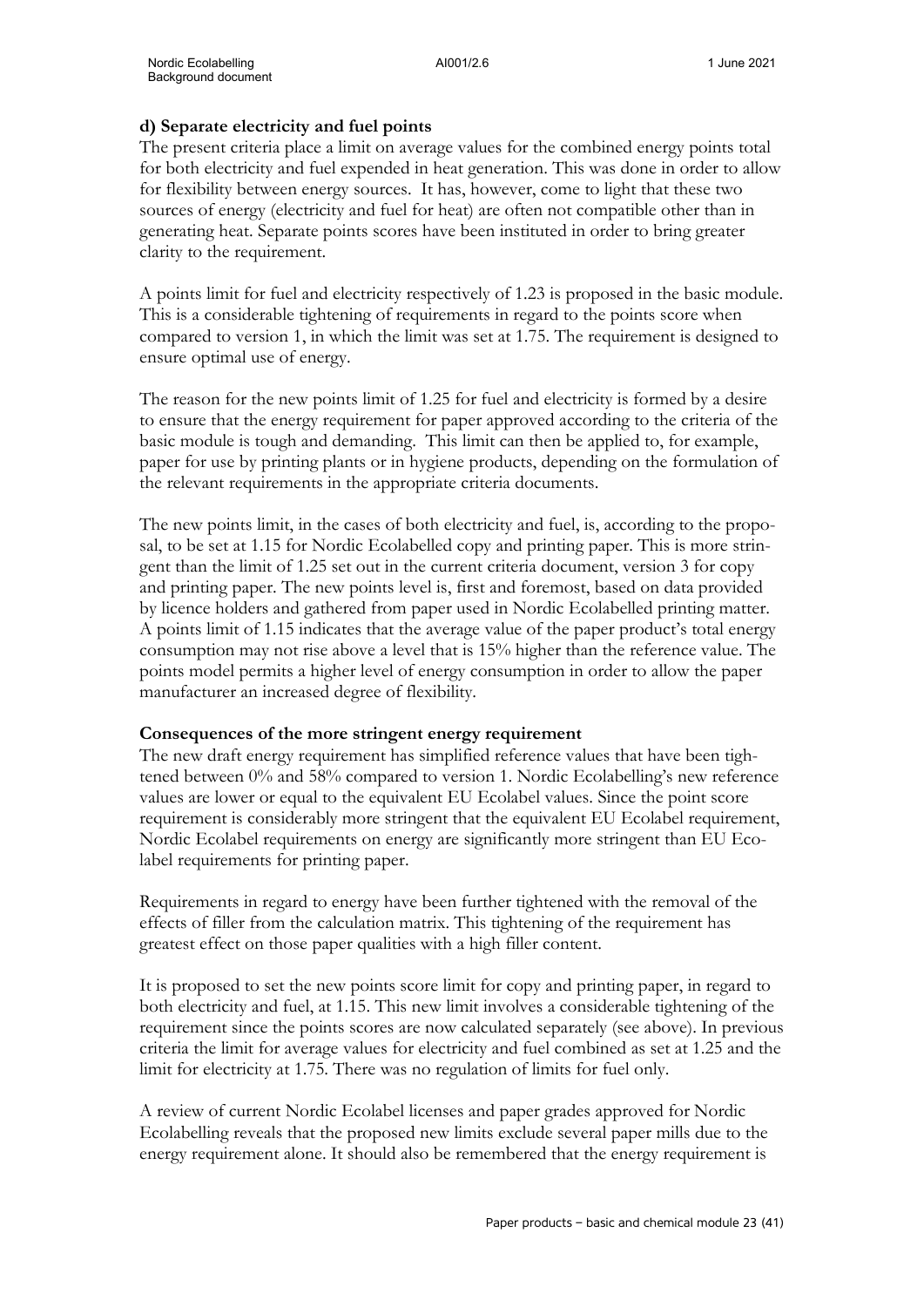**d) Separate electricity and fuel points**

The present criteria place a limit on average values for the combined energy points total for both electricity and fuel expended in heat generation. This was done in order to allow for flexibility between energy sources. It has, however, come to light that these two sources of energy (electricity and fuel for heat) are often not compatible other than in generating heat. Separate points scores have been instituted in order to bring greater clarity to the requirement.

A points limit for fuel and electricity respectively of 1.23 is proposed in the basic module. This is a considerable tightening of requirements in regard to the points score when compared to version 1, in which the limit was set at 1.75. The requirement is designed to ensure optimal use of energy.

The reason for the new points limit of 1.25 for fuel and electricity is formed by a desire to ensure that the energy requirement for paper approved according to the criteria of the basic module is tough and demanding. This limit can then be applied to, for example, paper for use by printing plants or in hygiene products, depending on the formulation of the relevant requirements in the appropriate criteria documents.

The new points limit, in the cases of both electricity and fuel, is, according to the proposal, to be set at 1.15 for Nordic Ecolabelled copy and printing paper. This is more stringent than the limit of 1.25 set out in the current criteria document, version 3 for copy and printing paper. The new points level is, first and foremost, based on data provided by licence holders and gathered from paper used in Nordic Ecolabelled printing matter. A points limit of 1.15 indicates that the average value of the paper product's total energy consumption may not rise above a level that is 15% higher than the reference value. The points model permits a higher level of energy consumption in order to allow the paper manufacturer an increased degree of flexibility.

**Consequences of the more stringent energy requirement**

The new draft energy requirement has simplified reference values that have been tightened between 0% and 58% compared to version 1. Nordic Ecolabelling's new reference values are lower or equal to the equivalent EU Ecolabel values. Since the point score requirement is considerably more stringent that the equivalent EU Ecolabel requirement, Nordic Ecolabel requirements on energy are significantly more stringent than EU Ecolabel requirements for printing paper.

Requirements in regard to energy have been further tightened with the removal of the effects of filler from the calculation matrix. This tightening of the requirement has greatest effect on those paper qualities with a high filler content.

It is proposed to set the new points score limit for copy and printing paper, in regard to both electricity and fuel, at 1.15. This new limit involves a considerable tightening of the requirement since the points scores are now calculated separately (see above). In previous criteria the limit for average values for electricity and fuel combined as set at 1.25 and the limit for electricity at 1.75. There was no regulation of limits for fuel only.

A review of current Nordic Ecolabel licenses and paper grades approved for Nordic Ecolabelling reveals that the proposed new limits exclude several paper mills due to the energy requirement alone. It should also be remembered that the energy requirement is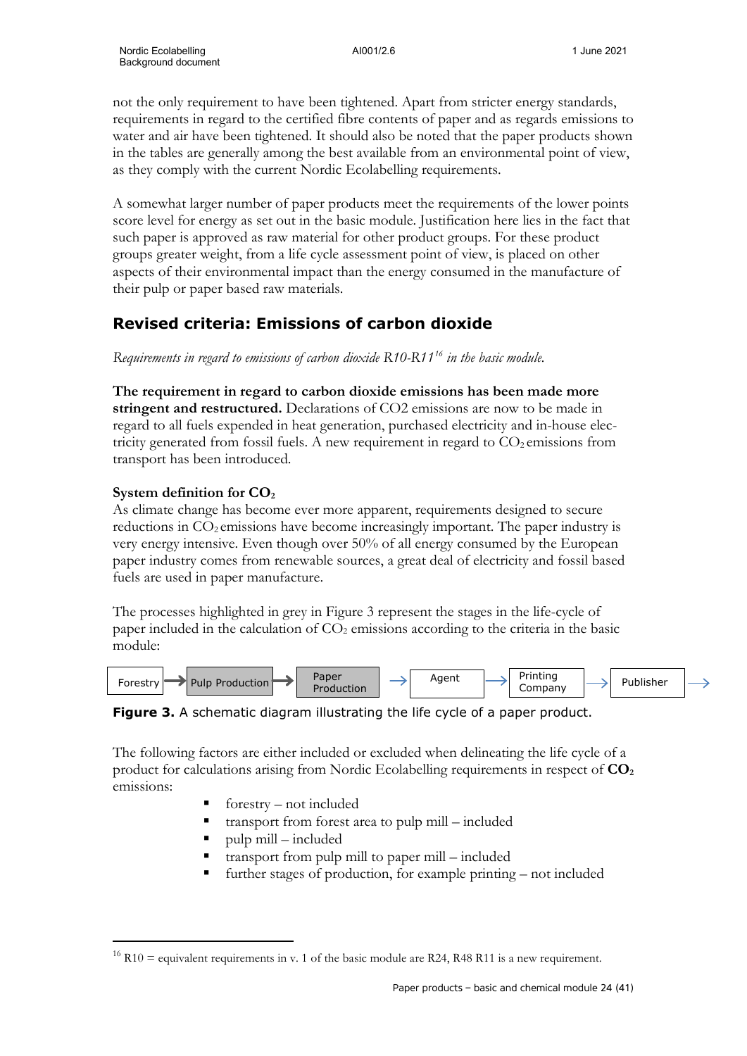not the only requirement to have been tightened. Apart from stricter energy standards, requirements in regard to the certified fibre contents of paper and as regards emissions to water and air have been tightened. It should also be noted that the paper products shown in the tables are generally among the best available from an environmental point of view, as they comply with the current Nordic Ecolabelling requirements.

A somewhat larger number of paper products meet the requirements of the lower points score level for energy as set out in the basic module. Justification here lies in the fact that such paper is approved as raw material for other product groups. For these product groups greater weight, from a life cycle assessment point of view, is placed on other aspects of their environmental impact than the energy consumed in the manufacture of their pulp or paper based raw materials.

## Revised criteria: Emissions of carbon dioxide

*Requirements in regard to emissions of carbon dioxide R10-R11[16] in the basic module.*

**The requirement in regard to carbon dioxide emissions has been made more stringent and restructured.** Declarations of CO2 emissions are now to be made in regard to all fuels expended in heat generation, purchased electricity and in-house electricity generated from fossil fuels. A new requirement in regard to $CO_2$ emissions from transport has been introduced.

**System definition for $CO_2$**

As climate change has become ever more apparent, requirements designed to secure reductions in $CO_2$ emissions have become increasingly important. The paper industry is very energy intensive. Even though over 50% of all energy consumed by the European paper industry comes from renewable sources, a great deal of electricity and fossil based fuels are used in paper manufacture.

The processes highlighted in grey in Figure 3 represent the stages in the life-cycle of paper included in the calculation of $CO_2$ emissions according to the criteria in the basic module:

Forestry → Pulp Production → Paper Production → Agent → Printing Company → Publisher →

**Figure 3.** A schematic diagram illustrating the life cycle of a paper product.

The following factors are either included or excluded when delineating the life cycle of a product for calculations arising from Nordic Ecolabelling requirements in respect of **$CO_2$** emissions:

- forestry – not included
- transport from forest area to pulp mill – included
- pulp mill – included
- transport from pulp mill to paper mill – included
- further stages of production, for example printing – not included

---

[16] R10 = equivalent requirements in v. 1 of the basic module are R24, R48 R11 is a new requirement.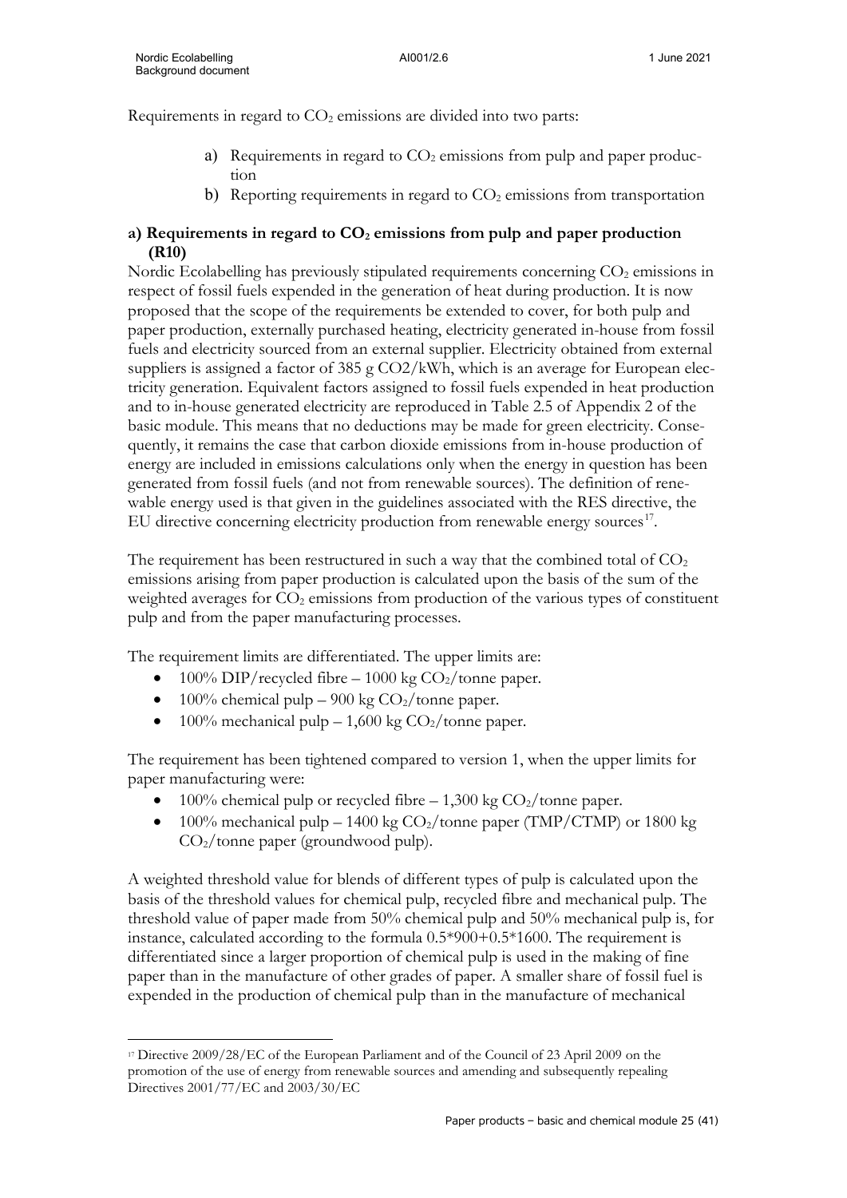Requirements in regard to $CO_2$ emissions are divided into two parts:

a) Requirements in regard to $CO_2$ emissions from pulp and paper production
b) Reporting requirements in regard to $CO_2$ emissions from transportation

**a) Requirements in regard to $CO_2$ emissions from pulp and paper production (R10)**

Nordic Ecolabelling has previously stipulated requirements concerning $CO_2$ emissions in respect of fossil fuels expended in the generation of heat during production. It is now proposed that the scope of the requirements be extended to cover, for both pulp and paper production, externally purchased heating, electricity generated in-house from fossil fuels and electricity sourced from an external supplier. Electricity obtained from external suppliers is assigned a factor of 385 g CO2/kWh, which is an average for European electricity generation. Equivalent factors assigned to fossil fuels expended in heat production and to in-house generated electricity are reproduced in Table 2.5 of Appendix 2 of the basic module. This means that no deductions may be made for green electricity. Consequently, it remains the case that carbon dioxide emissions from in-house production of energy are included in emissions calculations only when the energy in question has been generated from fossil fuels (and not from renewable sources). The definition of renewable energy used is that given in the guidelines associated with the RES directive, the EU directive concerning electricity production from renewable energy sources[17].

The requirement has been restructured in such a way that the combined total of $CO_2$ emissions arising from paper production is calculated upon the basis of the sum of the weighted averages for $CO_2$ emissions from production of the various types of constituent pulp and from the paper manufacturing processes.

The requirement limits are differentiated. The upper limits are:

- 100% DIP/recycled fibre – 1000 kg $CO_2$/tonne paper.
- 100% chemical pulp – 900 kg $CO_2$/tonne paper.
- 100% mechanical pulp – 1,600 kg $CO_2$/tonne paper.

The requirement has been tightened compared to version 1, when the upper limits for paper manufacturing were:

- 100% chemical pulp or recycled fibre – 1,300 kg $CO_2$/tonne paper.
- 100% mechanical pulp – 1400 kg $CO_2$/tonne paper (TMP/CTMP) or 1800 kg $CO_2$/tonne paper (groundwood pulp).

A weighted threshold value for blends of different types of pulp is calculated upon the basis of the threshold values for chemical pulp, recycled fibre and mechanical pulp. The threshold value of paper made from 50% chemical pulp and 50% mechanical pulp is, for instance, calculated according to the formula 0.5*900+0.5*1600. The requirement is differentiated since a larger proportion of chemical pulp is used in the making of fine paper than in the manufacture of other grades of paper. A smaller share of fossil fuel is expended in the production of chemical pulp than in the manufacture of mechanical

[17] Directive 2009/28/EC of the European Parliament and of the Council of 23 April 2009 on the promotion of the use of energy from renewable sources and amending and subsequently repealing Directives 2001/77/EC and 2003/30/EC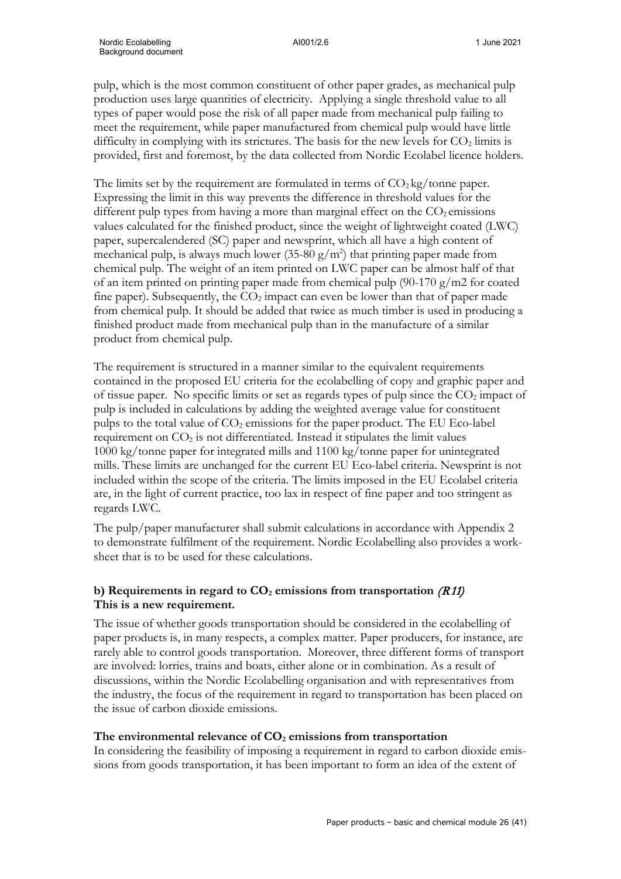pulp, which is the most common constituent of other paper grades, as mechanical pulp production uses large quantities of electricity. Applying a single threshold value to all types of paper would pose the risk of all paper made from mechanical pulp failing to meet the requirement, while paper manufactured from chemical pulp would have little difficulty in complying with its strictures. The basis for the new levels for $CO_2$ limits is provided, first and foremost, by the data collected from Nordic Ecolabel licence holders.

The limits set by the requirement are formulated in terms of $CO_2$ kg/tonne paper. Expressing the limit in this way prevents the difference in threshold values for the different pulp types from having a more than marginal effect on the $CO_2$ emissions values calculated for the finished product, since the weight of lightweight coated (LWC) paper, supercalendered (SC) paper and newsprint, which all have a high content of mechanical pulp, is always much lower (35-80 g/m$^2$) that printing paper made from chemical pulp. The weight of an item printed on LWC paper can be almost half of that of an item printed on printing paper made from chemical pulp (90-170 g/m2 for coated fine paper). Subsequently, the $CO_2$ impact can even be lower than that of paper made from chemical pulp. It should be added that twice as much timber is used in producing a finished product made from mechanical pulp than in the manufacture of a similar product from chemical pulp.

The requirement is structured in a manner similar to the equivalent requirements contained in the proposed EU criteria for the ecolabelling of copy and graphic paper and of tissue paper. No specific limits or set as regards types of pulp since the $CO_2$ impact of pulp is included in calculations by adding the weighted average value for constituent pulps to the total value of $CO_2$ emissions for the paper product. The EU Eco-label requirement on $CO_2$ is not differentiated. Instead it stipulates the limit values 1000 kg/tonne paper for integrated mills and 1100 kg/tonne paper for unintegrated mills. These limits are unchanged for the current EU Eco-label criteria. Newsprint is not included within the scope of the criteria. The limits imposed in the EU Ecolabel criteria are, in the light of current practice, too lax in respect of fine paper and too stringent as regards LWC.

The pulp/paper manufacturer shall submit calculations in accordance with Appendix 2 to demonstrate fulfilment of the requirement. Nordic Ecolabelling also provides a work-sheet that is to be used for these calculations.

**b) Requirements in regard to $CO_2$ emissions from transportation** *(R11)*
**This is a new requirement.**

The issue of whether goods transportation should be considered in the ecolabelling of paper products is, in many respects, a complex matter. Paper producers, for instance, are rarely able to control goods transportation. Moreover, three different forms of transport are involved: lorries, trains and boats, either alone or in combination. As a result of discussions, within the Nordic Ecolabelling organisation and with representatives from the industry, the focus of the requirement in regard to transportation has been placed on the issue of carbon dioxide emissions.

**The environmental relevance of $CO_2$ emissions from transportation**

In considering the feasibility of imposing a requirement in regard to carbon dioxide emissions from goods transportation, it has been important to form an idea of the extent of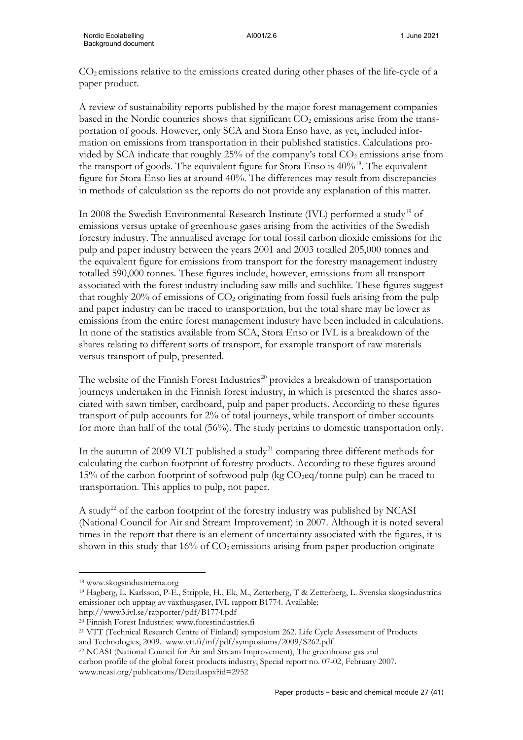$CO_2$ emissions relative to the emissions created during other phases of the life-cycle of a paper product.

A review of sustainability reports published by the major forest management companies based in the Nordic countries shows that significant $CO_2$ emissions arise from the transportation of goods. However, only SCA and Stora Enso have, as yet, included information on emissions from transportation in their published statistics. Calculations provided by SCA indicate that roughly 25% of the company's total $CO_2$ emissions arise from the transport of goods. The equivalent figure for Stora Enso is 40%[18]. The equivalent figure for Stora Enso lies at around 40%. The differences may result from discrepancies in methods of calculation as the reports do not provide any explanation of this matter.

In 2008 the Swedish Environmental Research Institute (IVL) performed a study[19] of emissions versus uptake of greenhouse gases arising from the activities of the Swedish forestry industry. The annualised average for total fossil carbon dioxide emissions for the pulp and paper industry between the years 2001 and 2003 totalled 205,000 tonnes and the equivalent figure for emissions from transport for the forestry management industry totalled 590,000 tonnes. These figures include, however, emissions from all transport associated with the forest industry including saw mills and suchlike. These figures suggest that roughly 20% of emissions of $CO_2$ originating from fossil fuels arising from the pulp and paper industry can be traced to transportation, but the total share may be lower as emissions from the entire forest management industry have been included in calculations. In none of the statistics available from SCA, Stora Enso or IVL is a breakdown of the shares relating to different sorts of transport, for example transport of raw materials versus transport of pulp, presented.

The website of the Finnish Forest Industries[20] provides a breakdown of transportation journeys undertaken in the Finnish forest industry, in which is presented the shares associated with sawn timber, cardboard, pulp and paper products. According to these figures transport of pulp accounts for 2% of total journeys, while transport of timber accounts for more than half of the total (56%). The study pertains to domestic transportation only.

In the autumn of 2009 VLT published a study[21] comparing three different methods for calculating the carbon footprint of forestry products. According to these figures around 15% of the carbon footprint of softwood pulp (kg $CO_2eq$/tonne pulp) can be traced to transportation. This applies to pulp, not paper.

A study[22] of the carbon footprint of the forestry industry was published by NCASI (National Council for Air and Stream Improvement) in 2007. Although it is noted several times in the report that there is an element of uncertainty associated with the figures, it is shown in this study that 16% of $CO_2$ emissions arising from paper production originate

---

[18] www.skogsindustrierna.org

[19] Hagberg, L. Karlsson, P-E., Stripple, H., Ek, M., Zetterberg, T & Zetterberg, L. Svenska skogsindustrins emissioner och upptag av växthusgaser, IVL rapport B1774. Available: http://www3.ivl.se/rapporter/pdf/B1774.pdf

[20] Finnish Forest Industries: www.forestindustries.fi

[21] VTT (Technical Research Centre of Finland) symposium 262. Life Cycle Assessment of Products and Technologies, 2009. www.vtt.fi/inf/pdf/symposiums/2009/S262.pdf

[22] NCASI (National Council for Air and Stream Improvement), The greenhouse gas and carbon profile of the global forest products industry, Special report no. 07-02, February 2007. www.ncasi.org/publications/Detail.aspx?id=2952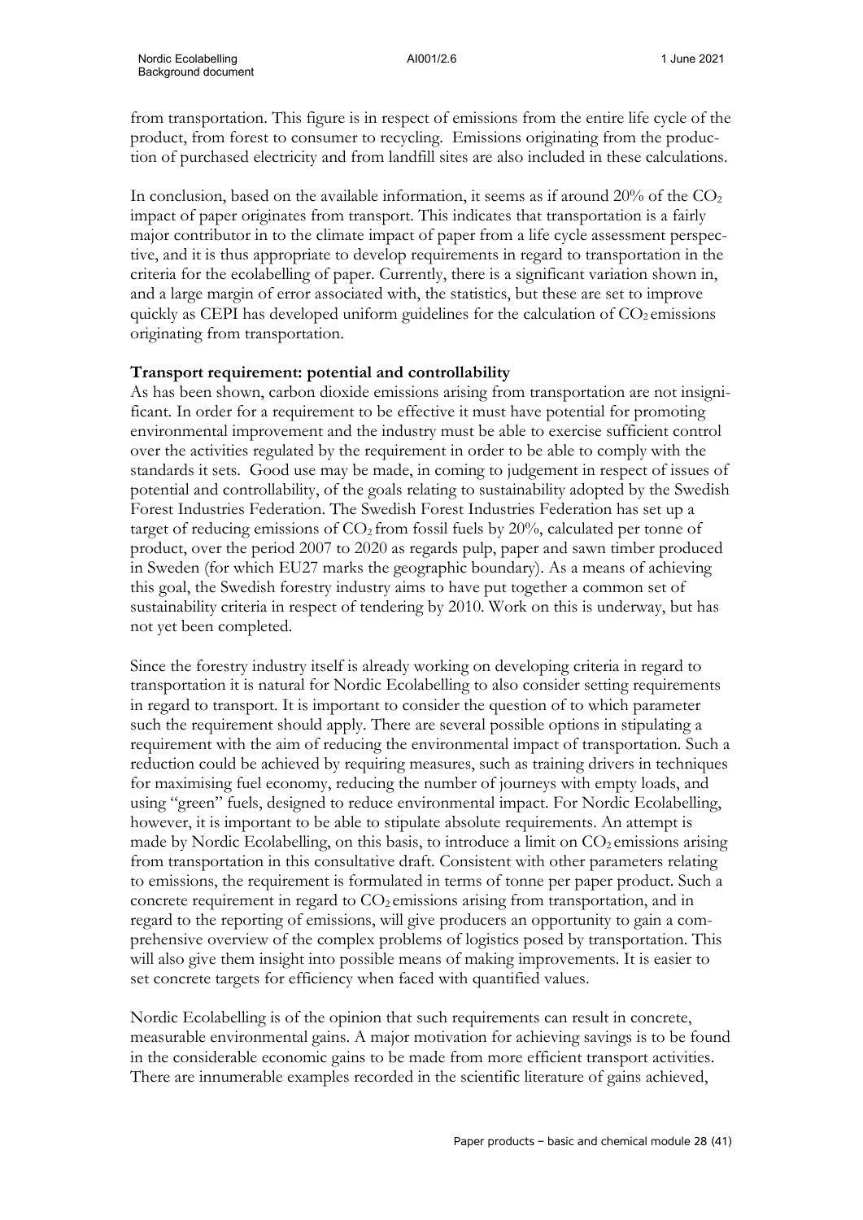from transportation. This figure is in respect of emissions from the entire life cycle of the product, from forest to consumer to recycling. Emissions originating from the production of purchased electricity and from landfill sites are also included in these calculations.

In conclusion, based on the available information, it seems as if around 20% of the $CO_2$ impact of paper originates from transport. This indicates that transportation is a fairly major contributor in to the climate impact of paper from a life cycle assessment perspective, and it is thus appropriate to develop requirements in regard to transportation in the criteria for the ecolabelling of paper. Currently, there is a significant variation shown in, and a large margin of error associated with, the statistics, but these are set to improve quickly as CEPI has developed uniform guidelines for the calculation of $CO_2$ emissions originating from transportation.

**Transport requirement: potential and controllability**

As has been shown, carbon dioxide emissions arising from transportation are not insignificant. In order for a requirement to be effective it must have potential for promoting environmental improvement and the industry must be able to exercise sufficient control over the activities regulated by the requirement in order to be able to comply with the standards it sets. Good use may be made, in coming to judgement in respect of issues of potential and controllability, of the goals relating to sustainability adopted by the Swedish Forest Industries Federation. The Swedish Forest Industries Federation has set up a target of reducing emissions of $CO_2$ from fossil fuels by 20%, calculated per tonne of product, over the period 2007 to 2020 as regards pulp, paper and sawn timber produced in Sweden (for which EU27 marks the geographic boundary). As a means of achieving this goal, the Swedish forestry industry aims to have put together a common set of sustainability criteria in respect of tendering by 2010. Work on this is underway, but has not yet been completed.

Since the forestry industry itself is already working on developing criteria in regard to transportation it is natural for Nordic Ecolabelling to also consider setting requirements in regard to transport. It is important to consider the question of to which parameter such the requirement should apply. There are several possible options in stipulating a requirement with the aim of reducing the environmental impact of transportation. Such a reduction could be achieved by requiring measures, such as training drivers in techniques for maximising fuel economy, reducing the number of journeys with empty loads, and using "green" fuels, designed to reduce environmental impact. For Nordic Ecolabelling, however, it is important to be able to stipulate absolute requirements. An attempt is made by Nordic Ecolabelling, on this basis, to introduce a limit on $CO_2$ emissions arising from transportation in this consultative draft. Consistent with other parameters relating to emissions, the requirement is formulated in terms of tonne per paper product. Such a concrete requirement in regard to $CO_2$ emissions arising from transportation, and in regard to the reporting of emissions, will give producers an opportunity to gain a comprehensive overview of the complex problems of logistics posed by transportation. This will also give them insight into possible means of making improvements. It is easier to set concrete targets for efficiency when faced with quantified values.

Nordic Ecolabelling is of the opinion that such requirements can result in concrete, measurable environmental gains. A major motivation for achieving savings is to be found in the considerable economic gains to be made from more efficient transport activities. There are innumerable examples recorded in the scientific literature of gains achieved,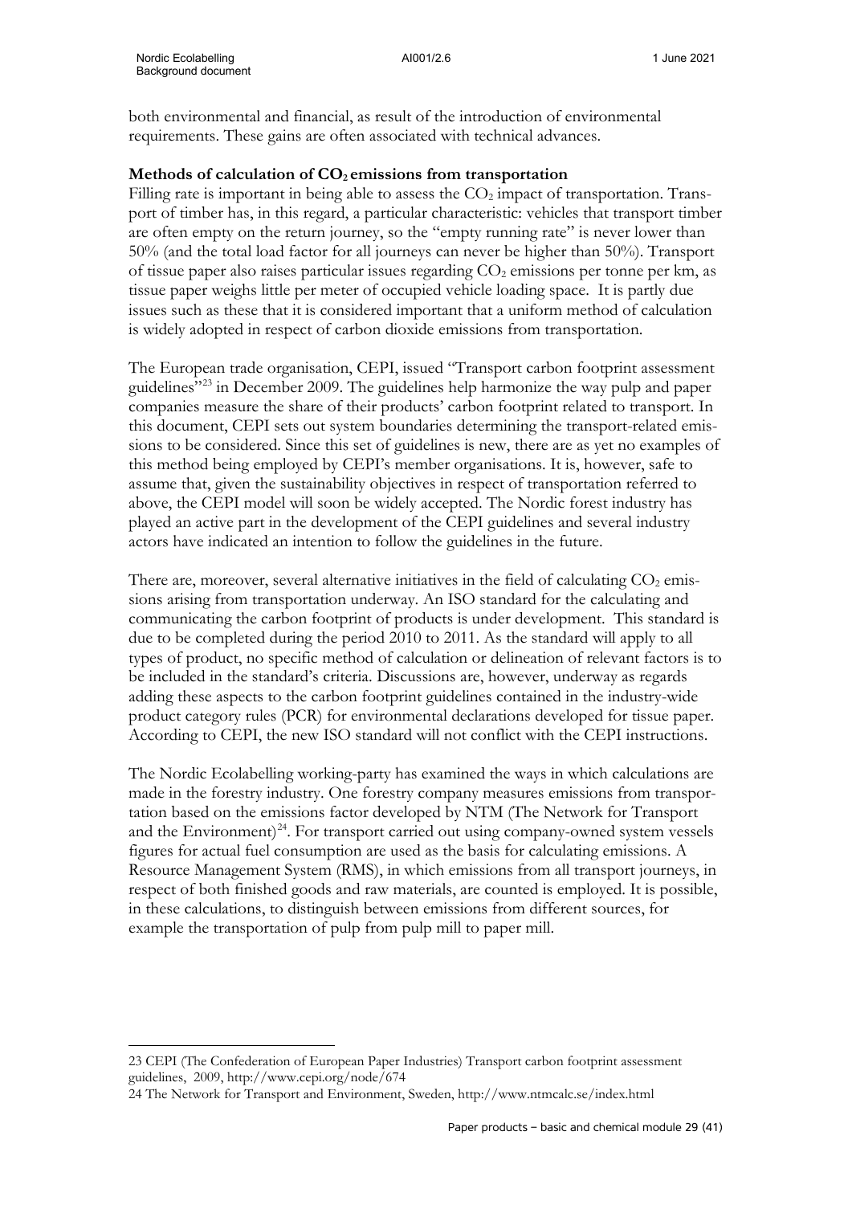both environmental and financial, as result of the introduction of environmental requirements. These gains are often associated with technical advances.

**Methods of calculation of $CO_2$ emissions from transportation**

Filling rate is important in being able to assess the $CO_2$ impact of transportation. Transport of timber has, in this regard, a particular characteristic: vehicles that transport timber are often empty on the return journey, so the "empty running rate" is never lower than 50% (and the total load factor for all journeys can never be higher than 50%). Transport of tissue paper also raises particular issues regarding $CO_2$ emissions per tonne per km, as tissue paper weighs little per meter of occupied vehicle loading space. It is partly due issues such as these that it is considered important that a uniform method of calculation is widely adopted in respect of carbon dioxide emissions from transportation.

The European trade organisation, CEPI, issued "Transport carbon footprint assessment guidelines"[23] in December 2009. The guidelines help harmonize the way pulp and paper companies measure the share of their products' carbon footprint related to transport. In this document, CEPI sets out system boundaries determining the transport-related emissions to be considered. Since this set of guidelines is new, there are as yet no examples of this method being employed by CEPI's member organisations. It is, however, safe to assume that, given the sustainability objectives in respect of transportation referred to above, the CEPI model will soon be widely accepted. The Nordic forest industry has played an active part in the development of the CEPI guidelines and several industry actors have indicated an intention to follow the guidelines in the future.

There are, moreover, several alternative initiatives in the field of calculating $CO_2$ emissions arising from transportation underway. An ISO standard for the calculating and communicating the carbon footprint of products is under development. This standard is due to be completed during the period 2010 to 2011. As the standard will apply to all types of product, no specific method of calculation or delineation of relevant factors is to be included in the standard's criteria. Discussions are, however, underway as regards adding these aspects to the carbon footprint guidelines contained in the industry-wide product category rules (PCR) for environmental declarations developed for tissue paper. According to CEPI, the new ISO standard will not conflict with the CEPI instructions.

The Nordic Ecolabelling working-party has examined the ways in which calculations are made in the forestry industry. One forestry company measures emissions from transportation based on the emissions factor developed by NTM (The Network for Transport and the Environment)[24]. For transport carried out using company-owned system vessels figures for actual fuel consumption are used as the basis for calculating emissions. A Resource Management System (RMS), in which emissions from all transport journeys, in respect of both finished goods and raw materials, are counted is employed. It is possible, in these calculations, to distinguish between emissions from different sources, for example the transportation of pulp from pulp mill to paper mill.

23 CEPI (The Confederation of European Paper Industries) Transport carbon footprint assessment guidelines, 2009, http://www.cepi.org/node/674

24 The Network for Transport and Environment, Sweden, http://www.ntmcalc.se/index.html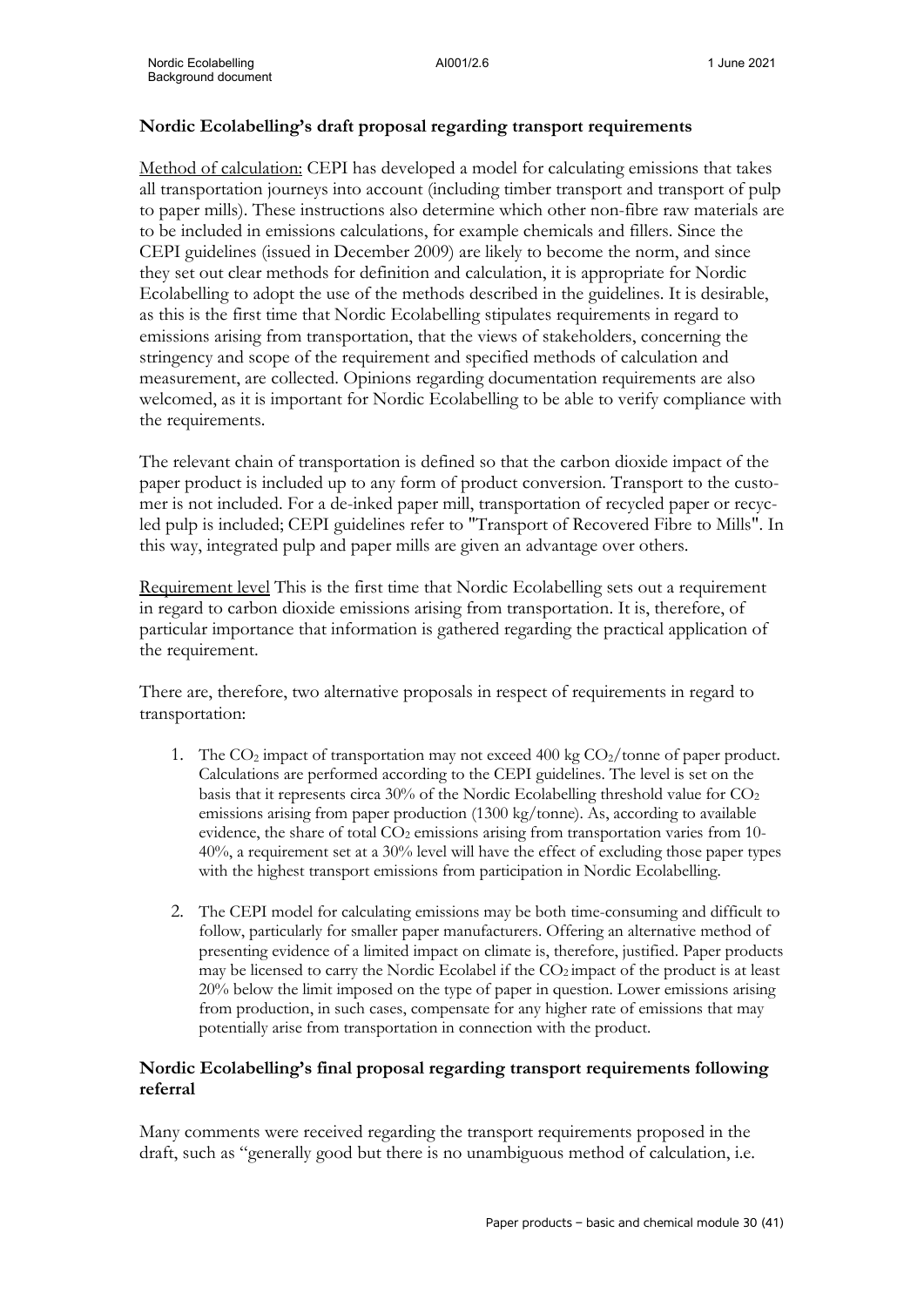**Nordic Ecolabelling's draft proposal regarding transport requirements**

Method of calculation: CEPI has developed a model for calculating emissions that takes all transportation journeys into account (including timber transport and transport of pulp to paper mills). These instructions also determine which other non-fibre raw materials are to be included in emissions calculations, for example chemicals and fillers. Since the CEPI guidelines (issued in December 2009) are likely to become the norm, and since they set out clear methods for definition and calculation, it is appropriate for Nordic Ecolabelling to adopt the use of the methods described in the guidelines. It is desirable, as this is the first time that Nordic Ecolabelling stipulates requirements in regard to emissions arising from transportation, that the views of stakeholders, concerning the stringency and scope of the requirement and specified methods of calculation and measurement, are collected. Opinions regarding documentation requirements are also welcomed, as it is important for Nordic Ecolabelling to be able to verify compliance with the requirements.

The relevant chain of transportation is defined so that the carbon dioxide impact of the paper product is included up to any form of product conversion. Transport to the customer is not included. For a de-inked paper mill, transportation of recycled paper or recycled pulp is included; CEPI guidelines refer to "Transport of Recovered Fibre to Mills". In this way, integrated pulp and paper mills are given an advantage over others.

Requirement level This is the first time that Nordic Ecolabelling sets out a requirement in regard to carbon dioxide emissions arising from transportation. It is, therefore, of particular importance that information is gathered regarding the practical application of the requirement.

There are, therefore, two alternative proposals in respect of requirements in regard to transportation:

1. The $CO_2$ impact of transportation may not exceed 400 kg $CO_2$/tonne of paper product. Calculations are performed according to the CEPI guidelines. The level is set on the basis that it represents circa 30% of the Nordic Ecolabelling threshold value for $CO_2$ emissions arising from paper production (1300 kg/tonne). As, according to available evidence, the share of total $CO_2$ emissions arising from transportation varies from 10-40%, a requirement set at a 30% level will have the effect of excluding those paper types with the highest transport emissions from participation in Nordic Ecolabelling.
2. The CEPI model for calculating emissions may be both time-consuming and difficult to follow, particularly for smaller paper manufacturers. Offering an alternative method of presenting evidence of a limited impact on climate is, therefore, justified. Paper products may be licensed to carry the Nordic Ecolabel if the $CO_2$ impact of the product is at least 20% below the limit imposed on the type of paper in question. Lower emissions arising from production, in such cases, compensate for any higher rate of emissions that may potentially arise from transportation in connection with the product.

**Nordic Ecolabelling's final proposal regarding transport requirements following referral**

Many comments were received regarding the transport requirements proposed in the draft, such as "generally good but there is no unambiguous method of calculation, i.e.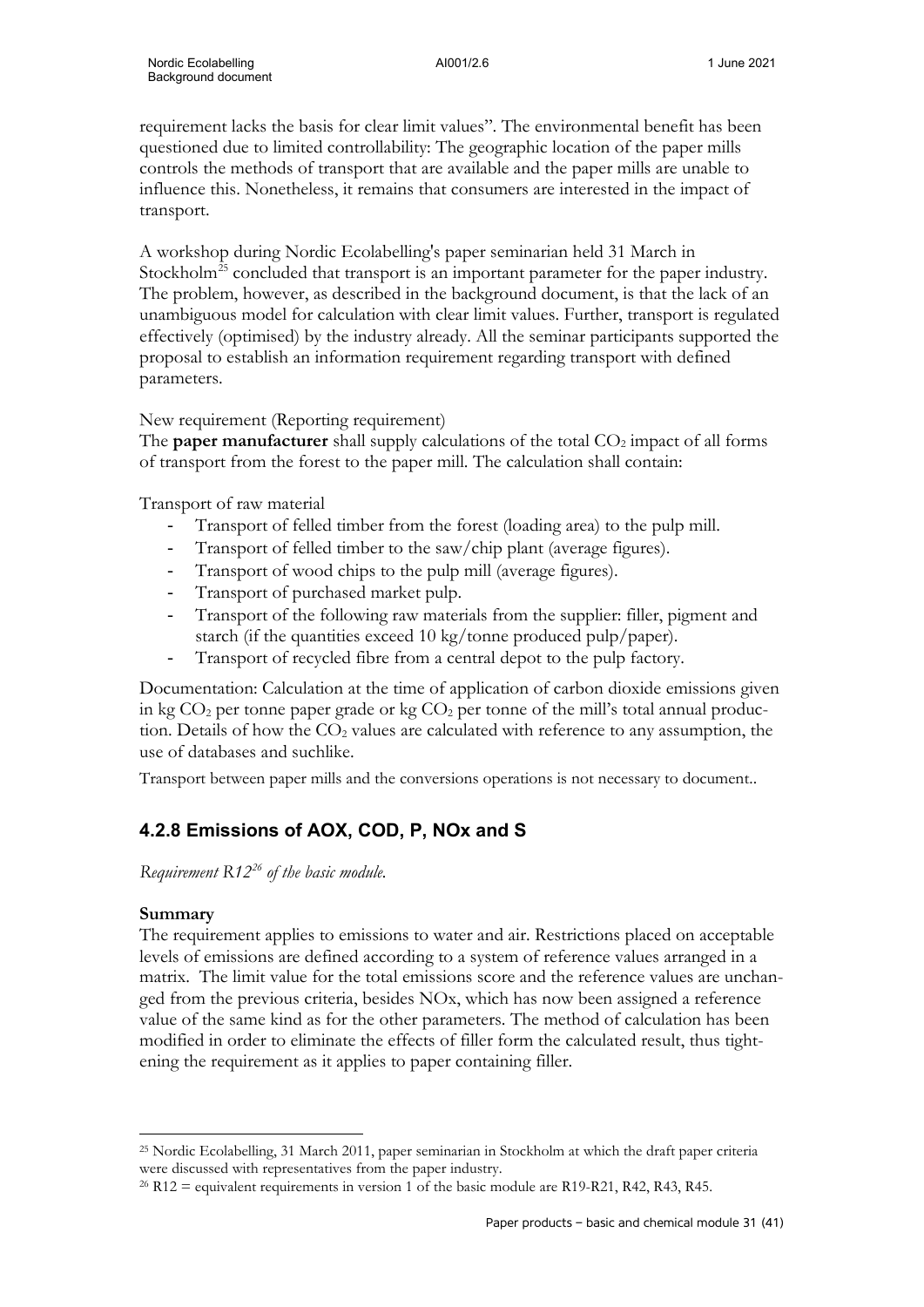requirement lacks the basis for clear limit values". The environmental benefit has been questioned due to limited controllability: The geographic location of the paper mills controls the methods of transport that are available and the paper mills are unable to influence this. Nonetheless, it remains that consumers are interested in the impact of transport.

A workshop during Nordic Ecolabelling's paper seminarian held 31 March in Stockholm[25] concluded that transport is an important parameter for the paper industry. The problem, however, as described in the background document, is that the lack of an unambiguous model for calculation with clear limit values. Further, transport is regulated effectively (optimised) by the industry already. All the seminar participants supported the proposal to establish an information requirement regarding transport with defined parameters.

New requirement (Reporting requirement)
The **paper manufacturer** shall supply calculations of the total $CO_2$ impact of all forms of transport from the forest to the paper mill. The calculation shall contain:

Transport of raw material

- Transport of felled timber from the forest (loading area) to the pulp mill.
- Transport of felled timber to the saw/chip plant (average figures).
- Transport of wood chips to the pulp mill (average figures).
- Transport of purchased market pulp.
- Transport of the following raw materials from the supplier: filler, pigment and starch (if the quantities exceed 10 kg/tonne produced pulp/paper).
- Transport of recycled fibre from a central depot to the pulp factory.

Documentation: Calculation at the time of application of carbon dioxide emissions given in kg $CO_2$ per tonne paper grade or kg $CO_2$ per tonne of the mill's total annual production. Details of how the $CO_2$ values are calculated with reference to any assumption, the use of databases and suchlike.

Transport between paper mills and the conversions operations is not necessary to document..

## 4.2.8 Emissions of AOX, COD, P, NOx and S

*Requirement R12[26] of the basic module.*

**Summary**
The requirement applies to emissions to water and air. Restrictions placed on acceptable levels of emissions are defined according to a system of reference values arranged in a matrix. The limit value for the total emissions score and the reference values are unchanged from the previous criteria, besides NOx, which has now been assigned a reference value of the same kind as for the other parameters. The method of calculation has been modified in order to eliminate the effects of filler form the calculated result, thus tightening the requirement as it applies to paper containing filler.

---

[25] Nordic Ecolabelling, 31 March 2011, paper seminarian in Stockholm at which the draft paper criteria were discussed with representatives from the paper industry.

[26] R12 = equivalent requirements in version 1 of the basic module are R19-R21, R42, R43, R45.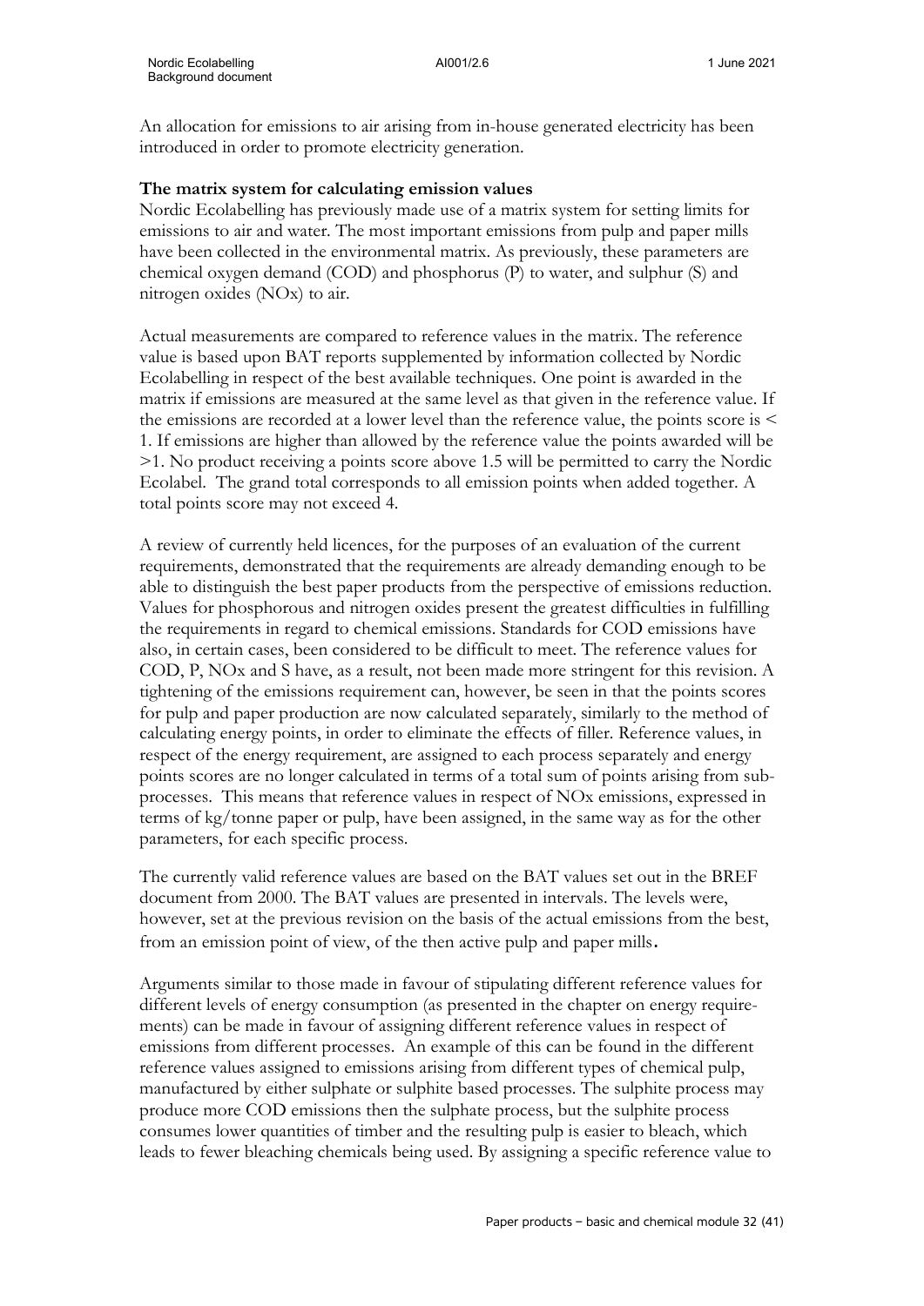An allocation for emissions to air arising from in-house generated electricity has been introduced in order to promote electricity generation.

**The matrix system for calculating emission values**

Nordic Ecolabelling has previously made use of a matrix system for setting limits for emissions to air and water. The most important emissions from pulp and paper mills have been collected in the environmental matrix. As previously, these parameters are chemical oxygen demand (COD) and phosphorus (P) to water, and sulphur (S) and nitrogen oxides (NOx) to air.

Actual measurements are compared to reference values in the matrix. The reference value is based upon BAT reports supplemented by information collected by Nordic Ecolabelling in respect of the best available techniques. One point is awarded in the matrix if emissions are measured at the same level as that given in the reference value. If the emissions are recorded at a lower level than the reference value, the points score is < 1. If emissions are higher than allowed by the reference value the points awarded will be >1. No product receiving a points score above 1.5 will be permitted to carry the Nordic Ecolabel. The grand total corresponds to all emission points when added together. A total points score may not exceed 4.

A review of currently held licences, for the purposes of an evaluation of the current requirements, demonstrated that the requirements are already demanding enough to be able to distinguish the best paper products from the perspective of emissions reduction. Values for phosphorous and nitrogen oxides present the greatest difficulties in fulfilling the requirements in regard to chemical emissions. Standards for COD emissions have also, in certain cases, been considered to be difficult to meet. The reference values for COD, P, NOx and S have, as a result, not been made more stringent for this revision. A tightening of the emissions requirement can, however, be seen in that the points scores for pulp and paper production are now calculated separately, similarly to the method of calculating energy points, in order to eliminate the effects of filler. Reference values, in respect of the energy requirement, are assigned to each process separately and energy points scores are no longer calculated in terms of a total sum of points arising from sub-processes. This means that reference values in respect of NOx emissions, expressed in terms of kg/tonne paper or pulp, have been assigned, in the same way as for the other parameters, for each specific process.

The currently valid reference values are based on the BAT values set out in the BREF document from 2000. The BAT values are presented in intervals. The levels were, however, set at the previous revision on the basis of the actual emissions from the best, from an emission point of view, of the then active pulp and paper mills.

Arguments similar to those made in favour of stipulating different reference values for different levels of energy consumption (as presented in the chapter on energy requirements) can be made in favour of assigning different reference values in respect of emissions from different processes. An example of this can be found in the different reference values assigned to emissions arising from different types of chemical pulp, manufactured by either sulphate or sulphite based processes. The sulphite process may produce more COD emissions then the sulphate process, but the sulphite process consumes lower quantities of timber and the resulting pulp is easier to bleach, which leads to fewer bleaching chemicals being used. By assigning a specific reference value to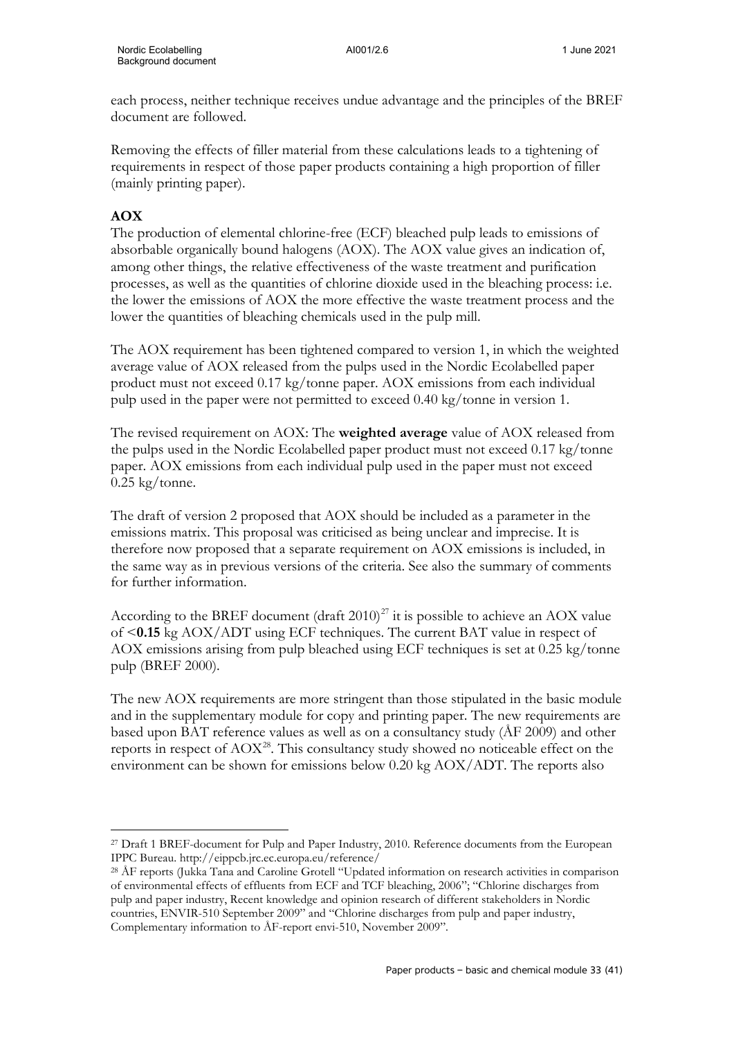each process, neither technique receives undue advantage and the principles of the BREF document are followed.

Removing the effects of filler material from these calculations leads to a tightening of requirements in respect of those paper products containing a high proportion of filler (mainly printing paper).

**AOX**

The production of elemental chlorine-free (ECF) bleached pulp leads to emissions of absorbable organically bound halogens (AOX). The AOX value gives an indication of, among other things, the relative effectiveness of the waste treatment and purification processes, as well as the quantities of chlorine dioxide used in the bleaching process: i.e. the lower the emissions of AOX the more effective the waste treatment process and the lower the quantities of bleaching chemicals used in the pulp mill.

The AOX requirement has been tightened compared to version 1, in which the weighted average value of AOX released from the pulps used in the Nordic Ecolabelled paper product must not exceed 0.17 kg/tonne paper. AOX emissions from each individual pulp used in the paper were not permitted to exceed 0.40 kg/tonne in version 1.

The revised requirement on AOX: The **weighted average** value of AOX released from the pulps used in the Nordic Ecolabelled paper product must not exceed 0.17 kg/tonne paper. AOX emissions from each individual pulp used in the paper must not exceed 0.25 kg/tonne.

The draft of version 2 proposed that AOX should be included as a parameter in the emissions matrix. This proposal was criticised as being unclear and imprecise. It is therefore now proposed that a separate requirement on AOX emissions is included, in the same way as in previous versions of the criteria. See also the summary of comments for further information.

According to the BREF document (draft 2010)[27] it is possible to achieve an AOX value of <**0.15** kg AOX/ADT using ECF techniques. The current BAT value in respect of AOX emissions arising from pulp bleached using ECF techniques is set at 0.25 kg/tonne pulp (BREF 2000).

The new AOX requirements are more stringent than those stipulated in the basic module and in the supplementary module for copy and printing paper. The new requirements are based upon BAT reference values as well as on a consultancy study (ÅF 2009) and other reports in respect of AOX[28]. This consultancy study showed no noticeable effect on the environment can be shown for emissions below 0.20 kg AOX/ADT. The reports also

---

[27] Draft 1 BREF-document for Pulp and Paper Industry, 2010. Reference documents from the European IPPC Bureau. http://eippcb.jrc.ec.europa.eu/reference/

[28] ÅF reports (Jukka Tana and Caroline Grotell "Updated information on research activities in comparison of environmental effects of effluents from ECF and TCF bleaching, 2006"; "Chlorine discharges from pulp and paper industry, Recent knowledge and opinion research of different stakeholders in Nordic countries, ENVIR-510 September 2009" and "Chlorine discharges from pulp and paper industry, Complementary information to ÅF-report envi-510, November 2009".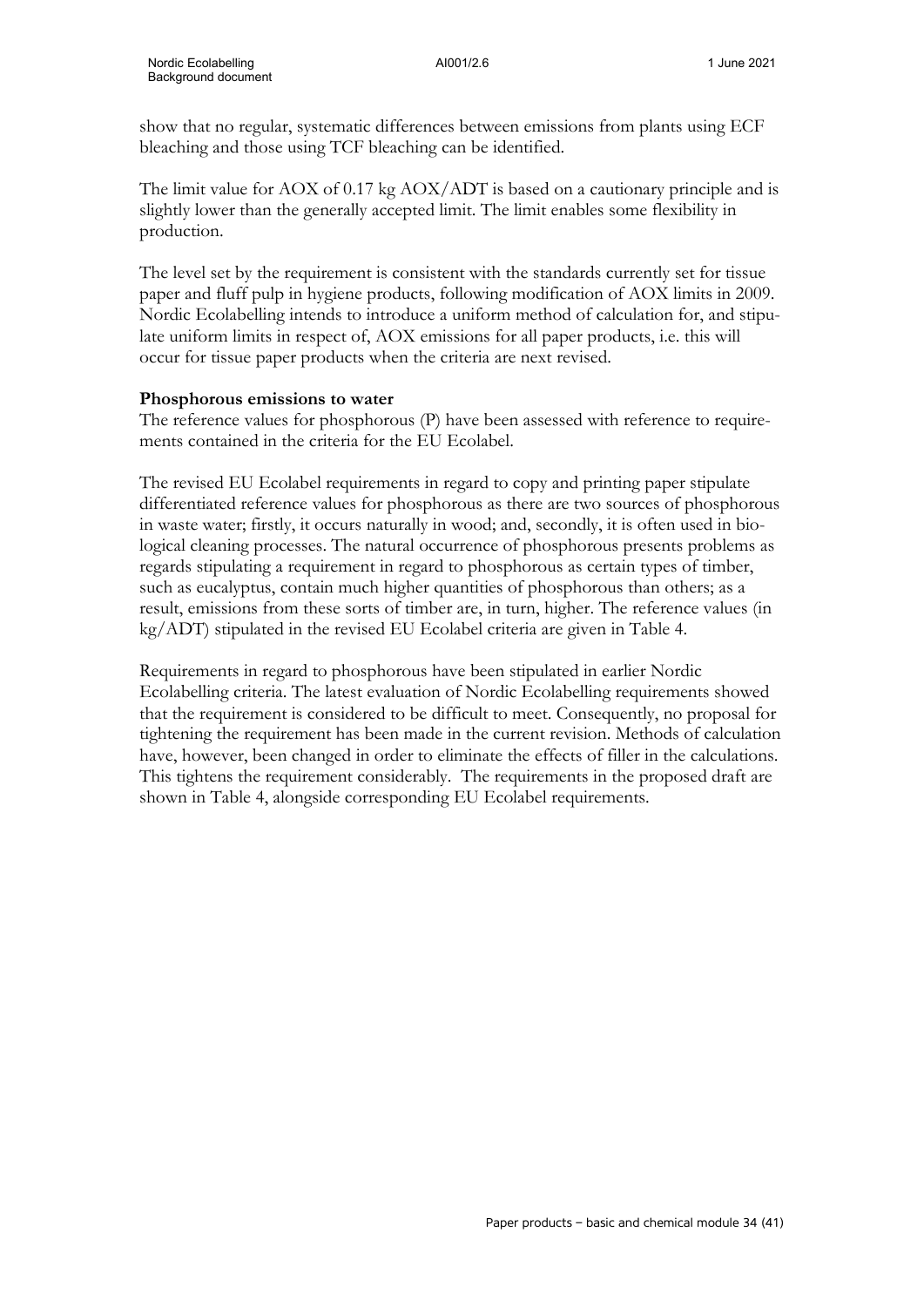show that no regular, systematic differences between emissions from plants using ECF bleaching and those using TCF bleaching can be identified.

The limit value for AOX of 0.17 kg AOX/ADT is based on a cautionary principle and is slightly lower than the generally accepted limit. The limit enables some flexibility in production.

The level set by the requirement is consistent with the standards currently set for tissue paper and fluff pulp in hygiene products, following modification of AOX limits in 2009. Nordic Ecolabelling intends to introduce a uniform method of calculation for, and stipulate uniform limits in respect of, AOX emissions for all paper products, i.e. this will occur for tissue paper products when the criteria are next revised.

**Phosphorous emissions to water**

The reference values for phosphorous (P) have been assessed with reference to requirements contained in the criteria for the EU Ecolabel.

The revised EU Ecolabel requirements in regard to copy and printing paper stipulate differentiated reference values for phosphorous as there are two sources of phosphorous in waste water; firstly, it occurs naturally in wood; and, secondly, it is often used in biological cleaning processes. The natural occurrence of phosphorous presents problems as regards stipulating a requirement in regard to phosphorous as certain types of timber, such as eucalyptus, contain much higher quantities of phosphorous than others; as a result, emissions from these sorts of timber are, in turn, higher. The reference values (in kg/ADT) stipulated in the revised EU Ecolabel criteria are given in Table 4.

Requirements in regard to phosphorous have been stipulated in earlier Nordic Ecolabelling criteria. The latest evaluation of Nordic Ecolabelling requirements showed that the requirement is considered to be difficult to meet. Consequently, no proposal for tightening the requirement has been made in the current revision. Methods of calculation have, however, been changed in order to eliminate the effects of filler in the calculations. This tightens the requirement considerably. The requirements in the proposed draft are shown in Table 4, alongside corresponding EU Ecolabel requirements.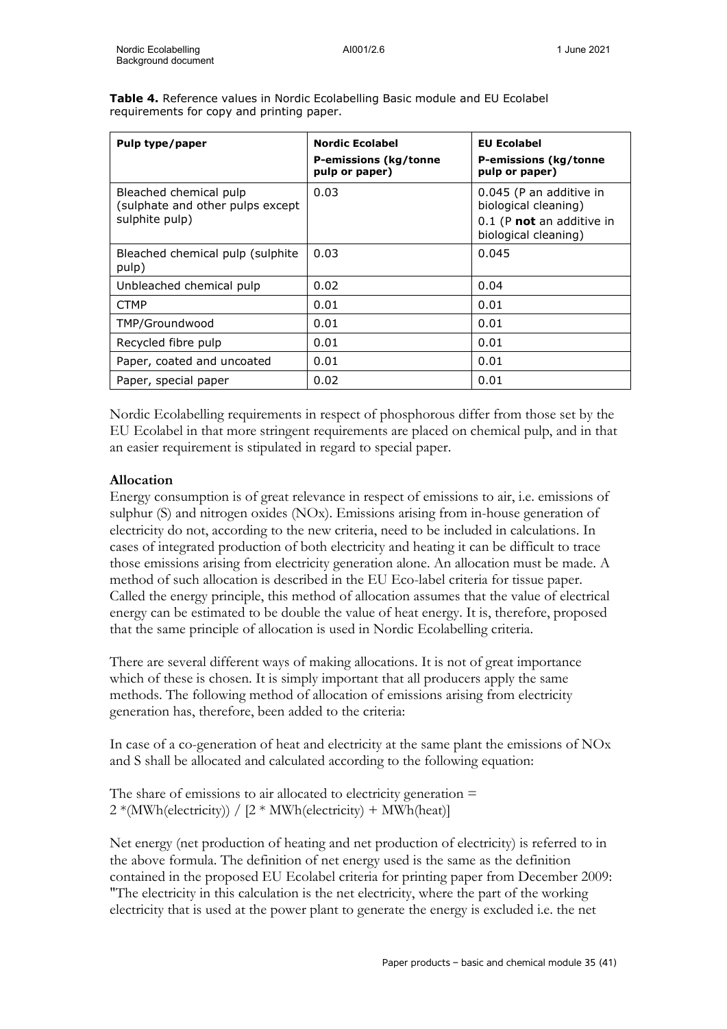**Table 4.** Reference values in Nordic Ecolabelling Basic module and EU Ecolabel requirements for copy and printing paper.

| Pulp type/paper | Nordic Ecolabel<br>P-emissions (kg/tonne pulp or paper) | EU Ecolabel<br>P-emissions (kg/tonne pulp or paper) |
|---|---|---|
| Bleached chemical pulp (sulphate and other pulps except sulphite pulp) | 0.03 | 0.045 (P an additive in biological cleaning)<br>0.1 (P **not** an additive in biological cleaning) |
| Bleached chemical pulp (sulphite pulp) | 0.03 | 0.045 |
| Unbleached chemical pulp | 0.02 | 0.04 |
| CTMP | 0.01 | 0.01 |
| TMP/Groundwood | 0.01 | 0.01 |
| Recycled fibre pulp | 0.01 | 0.01 |
| Paper, coated and uncoated | 0.01 | 0.01 |
| Paper, special paper | 0.02 | 0.01 |

Nordic Ecolabelling requirements in respect of phosphorous differ from those set by the EU Ecolabel in that more stringent requirements are placed on chemical pulp, and in that an easier requirement is stipulated in regard to special paper.

**Allocation**

Energy consumption is of great relevance in respect of emissions to air, i.e. emissions of sulphur (S) and nitrogen oxides (NOx). Emissions arising from in-house generation of electricity do not, according to the new criteria, need to be included in calculations. In cases of integrated production of both electricity and heating it can be difficult to trace those emissions arising from electricity generation alone. An allocation must be made. A method of such allocation is described in the EU Eco-label criteria for tissue paper. Called the energy principle, this method of allocation assumes that the value of electrical energy can be estimated to be double the value of heat energy. It is, therefore, proposed that the same principle of allocation is used in Nordic Ecolabelling criteria.

There are several different ways of making allocations. It is not of great importance which of these is chosen. It is simply important that all producers apply the same methods. The following method of allocation of emissions arising from electricity generation has, therefore, been added to the criteria:

In case of a co-generation of heat and electricity at the same plant the emissions of NOx and S shall be allocated and calculated according to the following equation:

The share of emissions to air allocated to electricity generation =
$2 * (\text{MWh(electricity)}) / [2 * \text{MWh(electricity)} + \text{MWh(heat)}]$

Net energy (net production of heating and net production of electricity) is referred to in the above formula. The definition of net energy used is the same as the definition contained in the proposed EU Ecolabel criteria for printing paper from December 2009: "The electricity in this calculation is the net electricity, where the part of the working electricity that is used at the power plant to generate the energy is excluded i.e. the net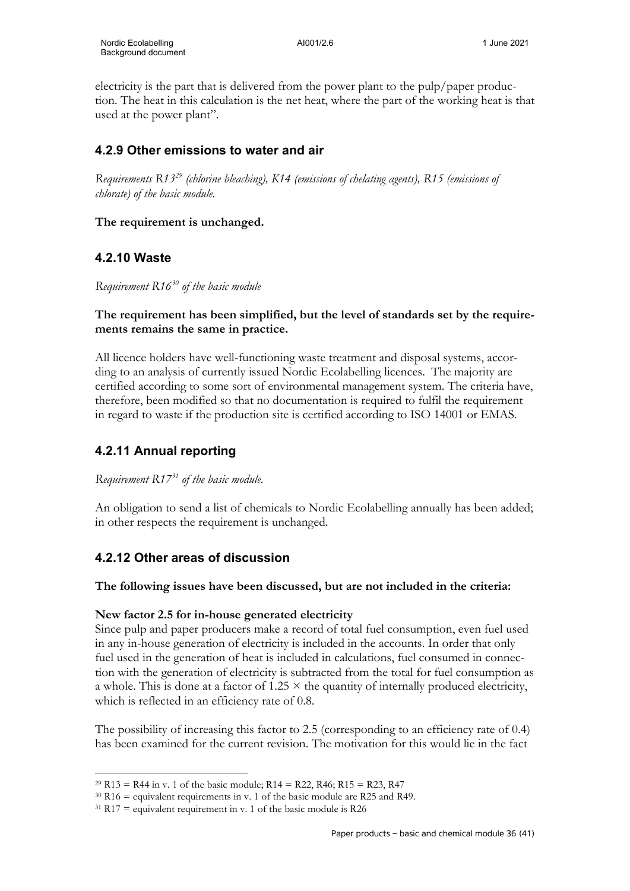electricity is the part that is delivered from the power plant to the pulp/paper production. The heat in this calculation is the net heat, where the part of the working heat is that used at the power plant".

### 4.2.9 Other emissions to water and air

*Requirements R13[29] (chlorine bleaching), K14 (emissions of chelating agents), R15 (emissions of chlorate) of the basic module.*

**The requirement is unchanged.**

### 4.2.10 Waste

*Requirement R16[30] of the basic module*

**The requirement has been simplified, but the level of standards set by the requirements remains the same in practice.**

All licence holders have well-functioning waste treatment and disposal systems, according to an analysis of currently issued Nordic Ecolabelling licences. The majority are certified according to some sort of environmental management system. The criteria have, therefore, been modified so that no documentation is required to fulfil the requirement in regard to waste if the production site is certified according to ISO 14001 or EMAS.

### 4.2.11 Annual reporting

*Requirement R17[31] of the basic module.*

An obligation to send a list of chemicals to Nordic Ecolabelling annually has been added; in other respects the requirement is unchanged.

### 4.2.12 Other areas of discussion

**The following issues have been discussed, but are not included in the criteria:**

**New factor 2.5 for in-house generated electricity**

Since pulp and paper producers make a record of total fuel consumption, even fuel used in any in-house generation of electricity is included in the accounts. In order that only fuel used in the generation of heat is included in calculations, fuel consumed in connection with the generation of electricity is subtracted from the total for fuel consumption as a whole. This is done at a factor of $1.25 \times$ the quantity of internally produced electricity, which is reflected in an efficiency rate of 0.8.

The possibility of increasing this factor to 2.5 (corresponding to an efficiency rate of 0.4) has been examined for the current revision. The motivation for this would lie in the fact

---

[29] R13 = R44 in v. 1 of the basic module; R14 = R22, R46; R15 = R23, R47

[30] R16 = equivalent requirements in v. 1 of the basic module are R25 and R49.

[31] R17 = equivalent requirement in v. 1 of the basic module is R26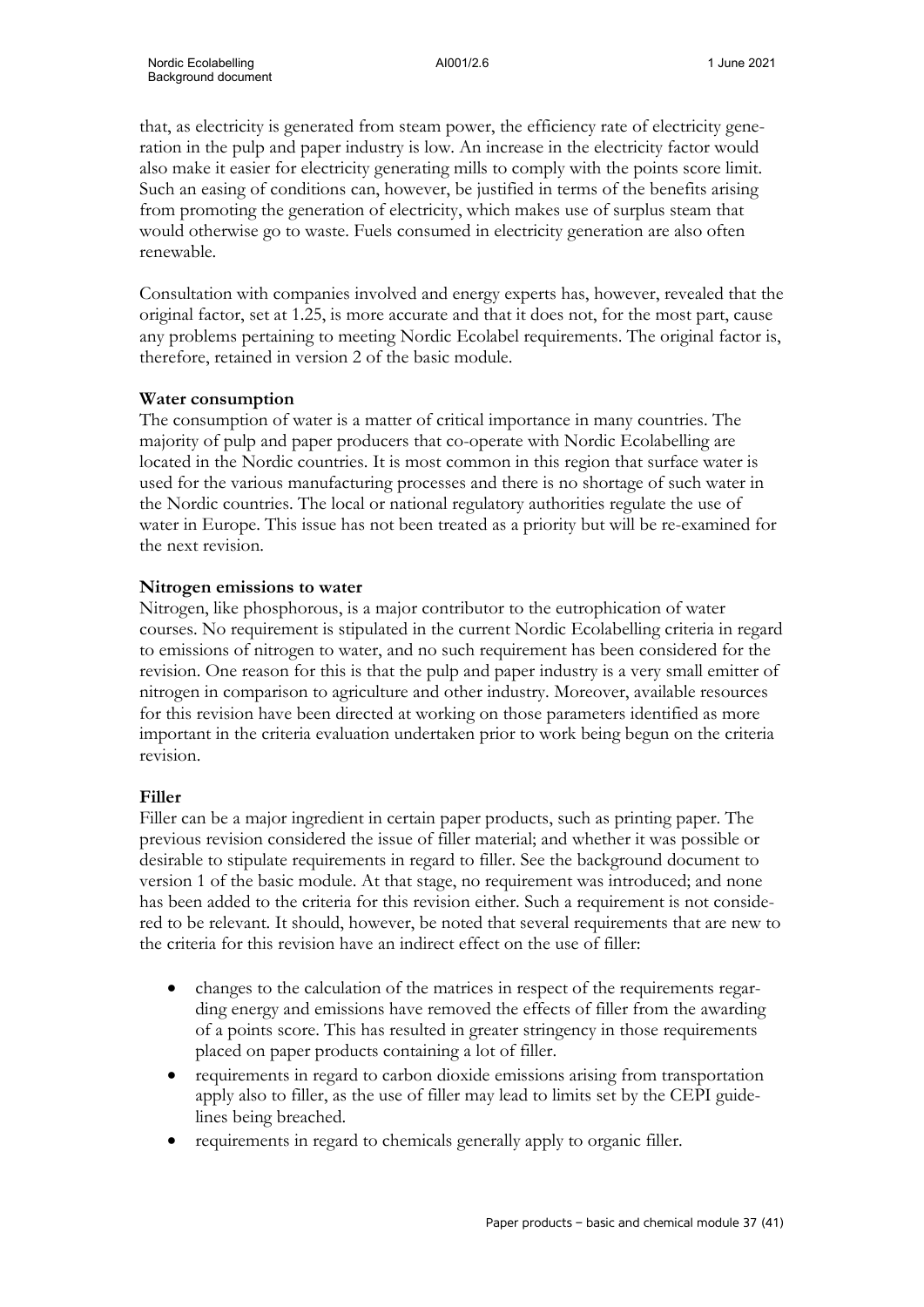that, as electricity is generated from steam power, the efficiency rate of electricity generation in the pulp and paper industry is low. An increase in the electricity factor would also make it easier for electricity generating mills to comply with the points score limit. Such an easing of conditions can, however, be justified in terms of the benefits arising from promoting the generation of electricity, which makes use of surplus steam that would otherwise go to waste. Fuels consumed in electricity generation are also often renewable.

Consultation with companies involved and energy experts has, however, revealed that the original factor, set at 1.25, is more accurate and that it does not, for the most part, cause any problems pertaining to meeting Nordic Ecolabel requirements. The original factor is, therefore, retained in version 2 of the basic module.

**Water consumption**

The consumption of water is a matter of critical importance in many countries. The majority of pulp and paper producers that co-operate with Nordic Ecolabelling are located in the Nordic countries. It is most common in this region that surface water is used for the various manufacturing processes and there is no shortage of such water in the Nordic countries. The local or national regulatory authorities regulate the use of water in Europe. This issue has not been treated as a priority but will be re-examined for the next revision.

**Nitrogen emissions to water**

Nitrogen, like phosphorous, is a major contributor to the eutrophication of water courses. No requirement is stipulated in the current Nordic Ecolabelling criteria in regard to emissions of nitrogen to water, and no such requirement has been considered for the revision. One reason for this is that the pulp and paper industry is a very small emitter of nitrogen in comparison to agriculture and other industry. Moreover, available resources for this revision have been directed at working on those parameters identified as more important in the criteria evaluation undertaken prior to work being begun on the criteria revision.

**Filler**

Filler can be a major ingredient in certain paper products, such as printing paper. The previous revision considered the issue of filler material; and whether it was possible or desirable to stipulate requirements in regard to filler. See the background document to version 1 of the basic module. At that stage, no requirement was introduced; and none has been added to the criteria for this revision either. Such a requirement is not considered to be relevant. It should, however, be noted that several requirements that are new to the criteria for this revision have an indirect effect on the use of filler:

- changes to the calculation of the matrices in respect of the requirements regarding energy and emissions have removed the effects of filler from the awarding of a points score. This has resulted in greater stringency in those requirements placed on paper products containing a lot of filler.
- requirements in regard to carbon dioxide emissions arising from transportation apply also to filler, as the use of filler may lead to limits set by the CEPI guidelines being breached.
- requirements in regard to chemicals generally apply to organic filler.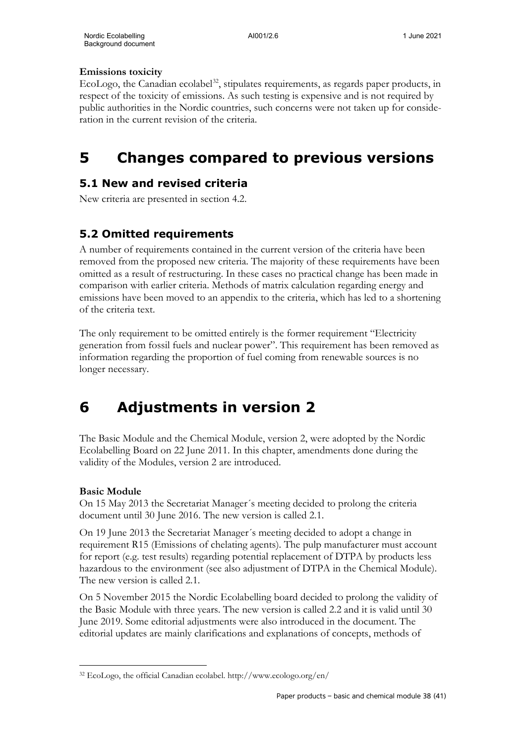**Emissions toxicity**

EcoLogo, the Canadian ecolabel[32], stipulates requirements, as regards paper products, in respect of the toxicity of emissions. As such testing is expensive and is not required by public authorities in the Nordic countries, such concerns were not taken up for consideration in the current revision of the criteria.

# 5 Changes compared to previous versions

## 5.1 New and revised criteria

New criteria are presented in section 4.2.

## 5.2 Omitted requirements

A number of requirements contained in the current version of the criteria have been removed from the proposed new criteria. The majority of these requirements have been omitted as a result of restructuring. In these cases no practical change has been made in comparison with earlier criteria. Methods of matrix calculation regarding energy and emissions have been moved to an appendix to the criteria, which has led to a shortening of the criteria text.

The only requirement to be omitted entirely is the former requirement "Electricity generation from fossil fuels and nuclear power". This requirement has been removed as information regarding the proportion of fuel coming from renewable sources is no longer necessary.

# 6 Adjustments in version 2

The Basic Module and the Chemical Module, version 2, were adopted by the Nordic Ecolabelling Board on 22 June 2011. In this chapter, amendments done during the validity of the Modules, version 2 are introduced.

**Basic Module**

On 15 May 2013 the Secretariat Manager´s meeting decided to prolong the criteria document until 30 June 2016. The new version is called 2.1.

On 19 June 2013 the Secretariat Manager´s meeting decided to adopt a change in requirement R15 (Emissions of chelating agents). The pulp manufacturer must account for report (e.g. test results) regarding potential replacement of DTPA by products less hazardous to the environment (see also adjustment of DTPA in the Chemical Module). The new version is called 2.1.

On 5 November 2015 the Nordic Ecolabelling board decided to prolong the validity of the Basic Module with three years. The new version is called 2.2 and it is valid until 30 June 2019. Some editorial adjustments were also introduced in the document. The editorial updates are mainly clarifications and explanations of concepts, methods of

[32] EcoLogo, the official Canadian ecolabel. http://www.ecologo.org/en/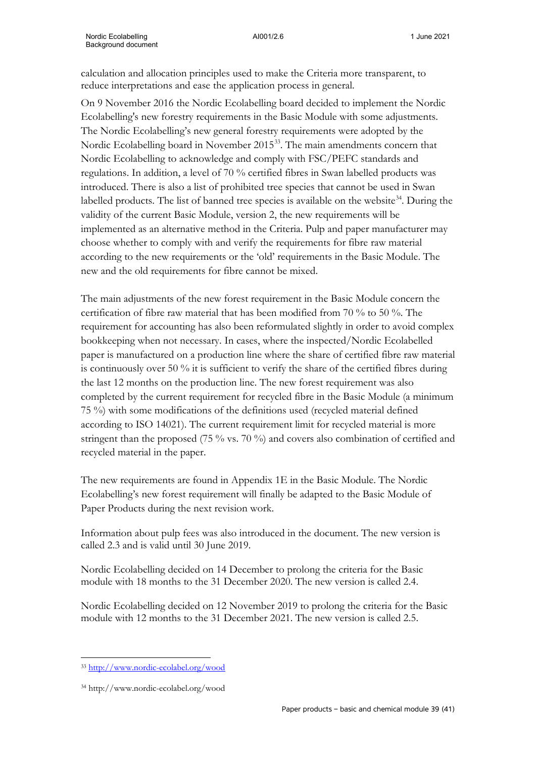calculation and allocation principles used to make the Criteria more transparent, to reduce interpretations and ease the application process in general.

On 9 November 2016 the Nordic Ecolabelling board decided to implement the Nordic Ecolabelling's new forestry requirements in the Basic Module with some adjustments. The Nordic Ecolabelling's new general forestry requirements were adopted by the Nordic Ecolabelling board in November 2015[33]. The main amendments concern that Nordic Ecolabelling to acknowledge and comply with FSC/PEFC standards and regulations. In addition, a level of 70 % certified fibres in Swan labelled products was introduced. There is also a list of prohibited tree species that cannot be used in Swan labelled products. The list of banned tree species is available on the website[34]. During the validity of the current Basic Module, version 2, the new requirements will be implemented as an alternative method in the Criteria. Pulp and paper manufacturer may choose whether to comply with and verify the requirements for fibre raw material according to the new requirements or the 'old' requirements in the Basic Module. The new and the old requirements for fibre cannot be mixed.

The main adjustments of the new forest requirement in the Basic Module concern the certification of fibre raw material that has been modified from 70 % to 50 %. The requirement for accounting has also been reformulated slightly in order to avoid complex bookkeeping when not necessary. In cases, where the inspected/Nordic Ecolabelled paper is manufactured on a production line where the share of certified fibre raw material is continuously over 50 % it is sufficient to verify the share of the certified fibres during the last 12 months on the production line. The new forest requirement was also completed by the current requirement for recycled fibre in the Basic Module (a minimum 75 %) with some modifications of the definitions used (recycled material defined according to ISO 14021). The current requirement limit for recycled material is more stringent than the proposed (75 % vs. 70 %) and covers also combination of certified and recycled material in the paper.

The new requirements are found in Appendix 1E in the Basic Module. The Nordic Ecolabelling's new forest requirement will finally be adapted to the Basic Module of Paper Products during the next revision work.

Information about pulp fees was also introduced in the document. The new version is called 2.3 and is valid until 30 June 2019.

Nordic Ecolabelling decided on 14 December to prolong the criteria for the Basic module with 18 months to the 31 December 2020. The new version is called 2.4.

Nordic Ecolabelling decided on 12 November 2019 to prolong the criteria for the Basic module with 12 months to the 31 December 2021. The new version is called 2.5.

---

[33] http://www.nordic-ecolabel.org/wood

[34] http://www.nordic-ecolabel.org/wood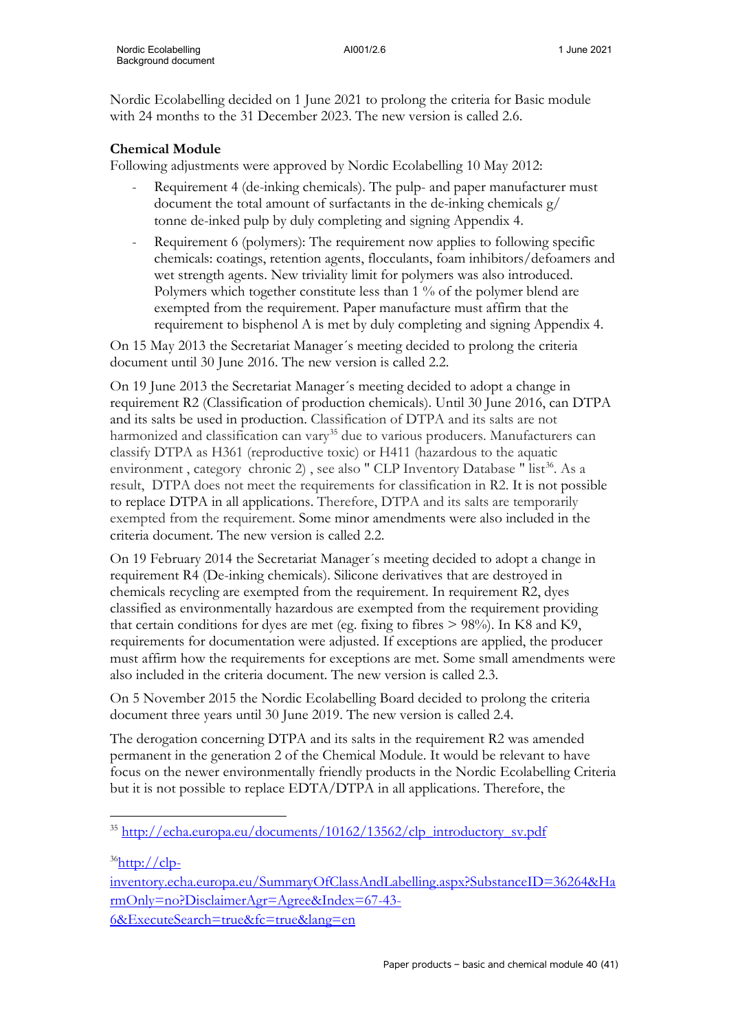Nordic Ecolabelling decided on 1 June 2021 to prolong the criteria for Basic module with 24 months to the 31 December 2023. The new version is called 2.6.

**Chemical Module**

Following adjustments were approved by Nordic Ecolabelling 10 May 2012:

- Requirement 4 (de-inking chemicals). The pulp- and paper manufacturer must document the total amount of surfactants in the de-inking chemicals g/ tonne de-inked pulp by duly completing and signing Appendix 4.
- Requirement 6 (polymers): The requirement now applies to following specific chemicals: coatings, retention agents, flocculants, foam inhibitors/defoamers and wet strength agents. New triviality limit for polymers was also introduced. Polymers which together constitute less than 1 % of the polymer blend are exempted from the requirement. Paper manufacture must affirm that the requirement to bisphenol A is met by duly completing and signing Appendix 4.

On 15 May 2013 the Secretariat Manager´s meeting decided to prolong the criteria document until 30 June 2016. The new version is called 2.2.

On 19 June 2013 the Secretariat Manager´s meeting decided to adopt a change in requirement R2 (Classification of production chemicals). Until 30 June 2016, can DTPA and its salts be used in production. Classification of DTPA and its salts are not harmonized and classification can vary[35] due to various producers. Manufacturers can classify DTPA as H361 (reproductive toxic) or H411 (hazardous to the aquatic environment , category chronic 2) , see also " CLP Inventory Database " list[36]. As a result, DTPA does not meet the requirements for classification in R2. It is not possible to replace DTPA in all applications. Therefore, DTPA and its salts are temporarily exempted from the requirement. Some minor amendments were also included in the criteria document. The new version is called 2.2.

On 19 February 2014 the Secretariat Manager´s meeting decided to adopt a change in requirement R4 (De-inking chemicals). Silicone derivatives that are destroyed in chemicals recycling are exempted from the requirement. In requirement R2, dyes classified as environmentally hazardous are exempted from the requirement providing that certain conditions for dyes are met (eg. fixing to fibres > 98%). In K8 and K9, requirements for documentation were adjusted. If exceptions are applied, the producer must affirm how the requirements for exceptions are met. Some small amendments were also included in the criteria document. The new version is called 2.3.

On 5 November 2015 the Nordic Ecolabelling Board decided to prolong the criteria document three years until 30 June 2019. The new version is called 2.4.

The derogation concerning DTPA and its salts in the requirement R2 was amended permanent in the generation 2 of the Chemical Module. It would be relevant to have focus on the newer environmentally friendly products in the Nordic Ecolabelling Criteria but it is not possible to replace EDTA/DTPA in all applications. Therefore, the

---

[35] http://echa.europa.eu/documents/10162/13562/clp_introductory_sv.pdf

[36] http://clp-inventory.echa.europa.eu/SummaryOfClassAndLabelling.aspx?SubstanceID=36264&HarmOnly=no?DisclaimerAgr=Agree&Index=67-43-6&ExecuteSearch=true&fc=true&lang=en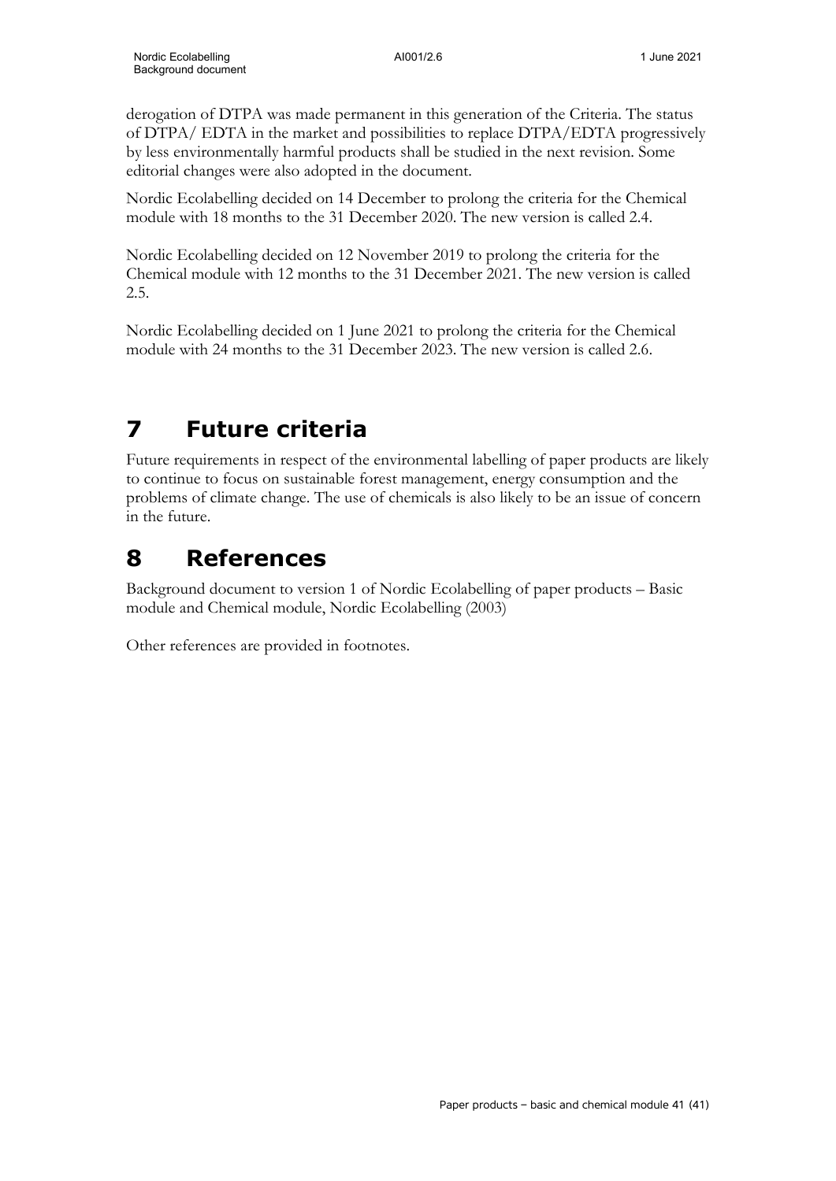derogation of DTPA was made permanent in this generation of the Criteria. The status of DTPA/ EDTA in the market and possibilities to replace DTPA/EDTA progressively by less environmentally harmful products shall be studied in the next revision. Some editorial changes were also adopted in the document.

Nordic Ecolabelling decided on 14 December to prolong the criteria for the Chemical module with 18 months to the 31 December 2020. The new version is called 2.4.

Nordic Ecolabelling decided on 12 November 2019 to prolong the criteria for the Chemical module with 12 months to the 31 December 2021. The new version is called 2.5.

Nordic Ecolabelling decided on 1 June 2021 to prolong the criteria for the Chemical module with 24 months to the 31 December 2023. The new version is called 2.6.

# 7 Future criteria

Future requirements in respect of the environmental labelling of paper products are likely to continue to focus on sustainable forest management, energy consumption and the problems of climate change. The use of chemicals is also likely to be an issue of concern in the future.

# 8 References

Background document to version 1 of Nordic Ecolabelling of paper products – Basic module and Chemical module, Nordic Ecolabelling (2003)

Other references are provided in footnotes.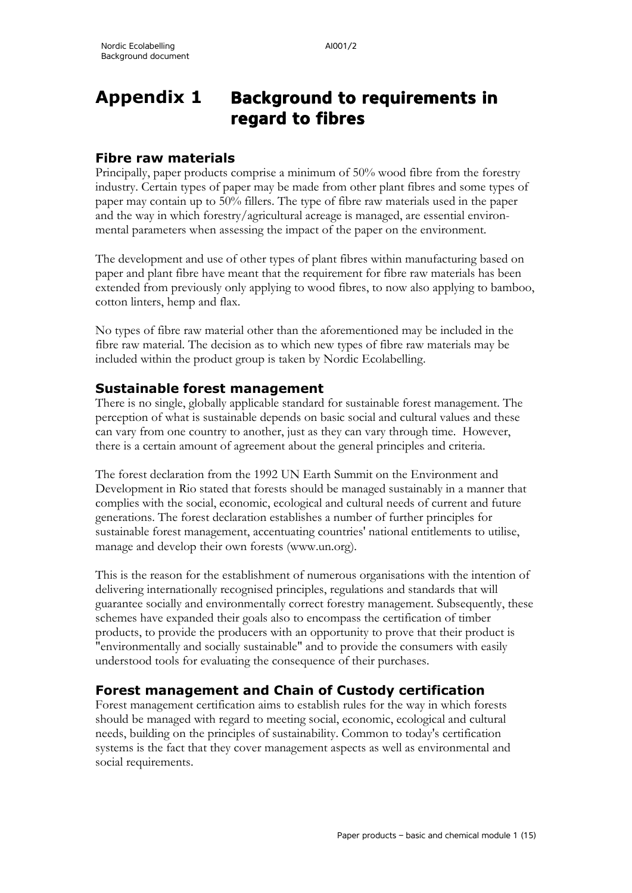# Appendix 1 Background to requirements in regard to fibres

## Fibre raw materials

Principally, paper products comprise a minimum of 50% wood fibre from the forestry industry. Certain types of paper may be made from other plant fibres and some types of paper may contain up to 50% fillers. The type of fibre raw materials used in the paper and the way in which forestry/agricultural acreage is managed, are essential environmental parameters when assessing the impact of the paper on the environment.

The development and use of other types of plant fibres within manufacturing based on paper and plant fibre have meant that the requirement for fibre raw materials has been extended from previously only applying to wood fibres, to now also applying to bamboo, cotton linters, hemp and flax.

No types of fibre raw material other than the aforementioned may be included in the fibre raw material. The decision as to which new types of fibre raw materials may be included within the product group is taken by Nordic Ecolabelling.

## Sustainable forest management

There is no single, globally applicable standard for sustainable forest management. The perception of what is sustainable depends on basic social and cultural values and these can vary from one country to another, just as they can vary through time. However, there is a certain amount of agreement about the general principles and criteria.

The forest declaration from the 1992 UN Earth Summit on the Environment and Development in Rio stated that forests should be managed sustainably in a manner that complies with the social, economic, ecological and cultural needs of current and future generations. The forest declaration establishes a number of further principles for sustainable forest management, accentuating countries' national entitlements to utilise, manage and develop their own forests (www.un.org).

This is the reason for the establishment of numerous organisations with the intention of delivering internationally recognised principles, regulations and standards that will guarantee socially and environmentally correct forestry management. Subsequently, these schemes have expanded their goals also to encompass the certification of timber products, to provide the producers with an opportunity to prove that their product is "environmentally and socially sustainable" and to provide the consumers with easily understood tools for evaluating the consequence of their purchases.

## Forest management and Chain of Custody certification

Forest management certification aims to establish rules for the way in which forests should be managed with regard to meeting social, economic, ecological and cultural needs, building on the principles of sustainability. Common to today's certification systems is the fact that they cover management aspects as well as environmental and social requirements.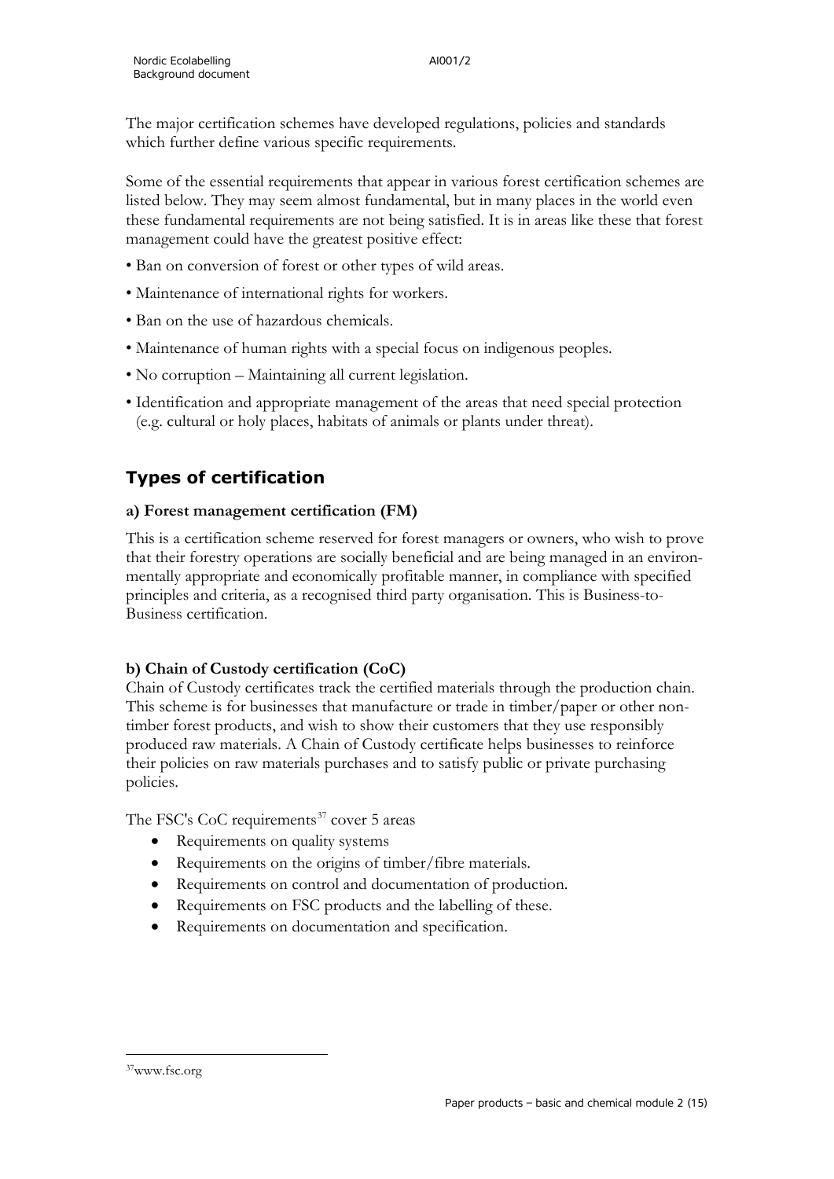The major certification schemes have developed regulations, policies and standards which further define various specific requirements.

Some of the essential requirements that appear in various forest certification schemes are listed below. They may seem almost fundamental, but in many places in the world even these fundamental requirements are not being satisfied. It is in areas like these that forest management could have the greatest positive effect:

- Ban on conversion of forest or other types of wild areas.
- Maintenance of international rights for workers.
- Ban on the use of hazardous chemicals.
- Maintenance of human rights with a special focus on indigenous peoples.
- No corruption – Maintaining all current legislation.
- Identification and appropriate management of the areas that need special protection (e.g. cultural or holy places, habitats of animals or plants under threat).

## Types of certification

**a) Forest management certification (FM)**

This is a certification scheme reserved for forest managers or owners, who wish to prove that their forestry operations are socially beneficial and are being managed in an environmentally appropriate and economically profitable manner, in compliance with specified principles and criteria, as a recognised third party organisation. This is Business-to-Business certification.

**b) Chain of Custody certification (CoC)**

Chain of Custody certificates track the certified materials through the production chain. This scheme is for businesses that manufacture or trade in timber/paper or other non-timber forest products, and wish to show their customers that they use responsibly produced raw materials. A Chain of Custody certificate helps businesses to reinforce their policies on raw materials purchases and to satisfy public or private purchasing policies.

The FSC's CoC requirements[37] cover 5 areas

- Requirements on quality systems
- Requirements on the origins of timber/fibre materials.
- Requirements on control and documentation of production.
- Requirements on FSC products and the labelling of these.
- Requirements on documentation and specification.

[37] www.fsc.org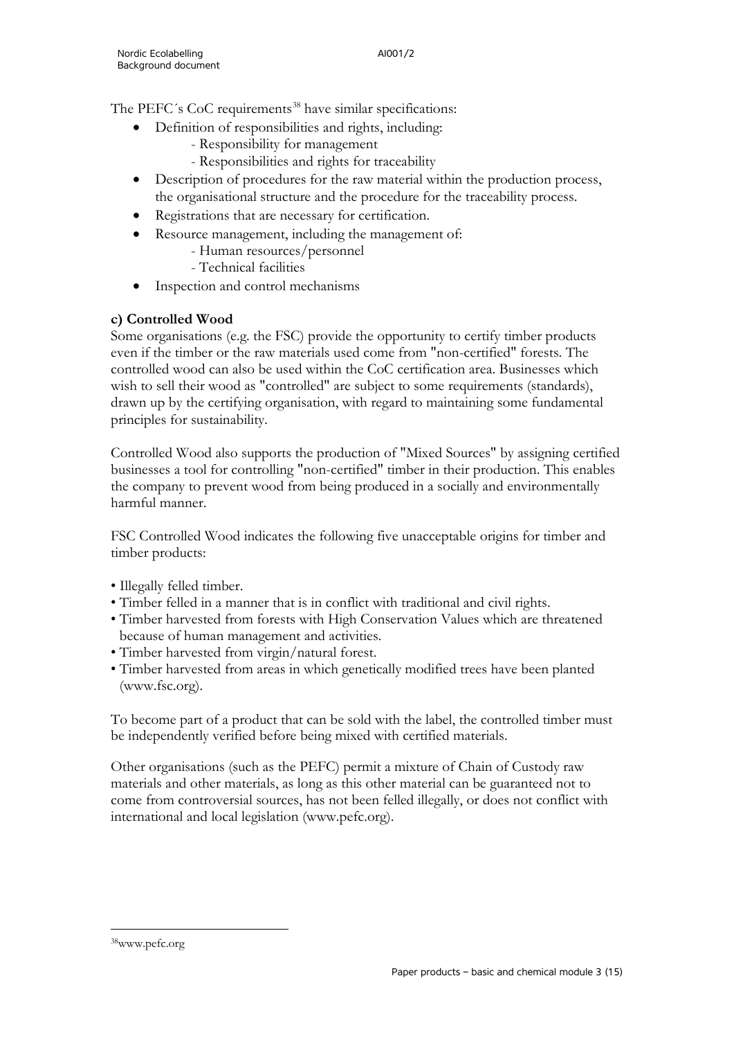The PEFC´s CoC requirements[38] have similar specifications:

- Definition of responsibilities and rights, including:
  - Responsibility for management
  - Responsibilities and rights for traceability
- Description of procedures for the raw material within the production process, the organisational structure and the procedure for the traceability process.
- Registrations that are necessary for certification.
- Resource management, including the management of:
  - Human resources/personnel
  - Technical facilities
- Inspection and control mechanisms

**c) Controlled Wood**

Some organisations (e.g. the FSC) provide the opportunity to certify timber products even if the timber or the raw materials used come from "non-certified" forests. The controlled wood can also be used within the CoC certification area. Businesses which wish to sell their wood as "controlled" are subject to some requirements (standards), drawn up by the certifying organisation, with regard to maintaining some fundamental principles for sustainability.

Controlled Wood also supports the production of "Mixed Sources" by assigning certified businesses a tool for controlling "non-certified" timber in their production. This enables the company to prevent wood from being produced in a socially and environmentally harmful manner.

FSC Controlled Wood indicates the following five unacceptable origins for timber and timber products:

- Illegally felled timber.
- Timber felled in a manner that is in conflict with traditional and civil rights.
- Timber harvested from forests with High Conservation Values which are threatened because of human management and activities.
- Timber harvested from virgin/natural forest.
- Timber harvested from areas in which genetically modified trees have been planted (www.fsc.org).

To become part of a product that can be sold with the label, the controlled timber must be independently verified before being mixed with certified materials.

Other organisations (such as the PEFC) permit a mixture of Chain of Custody raw materials and other materials, as long as this other material can be guaranteed not to come from controversial sources, has not been felled illegally, or does not conflict with international and local legislation (www.pefc.org).

---

[38] www.pefc.org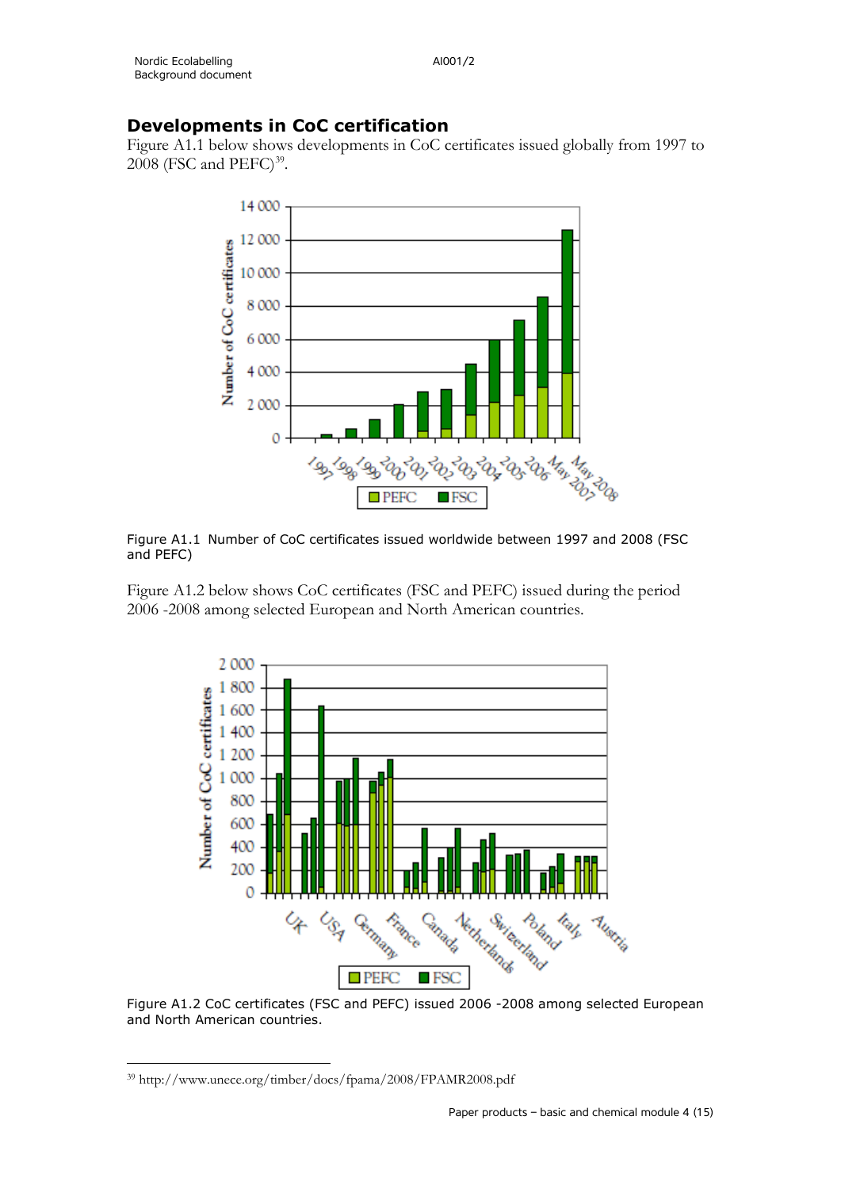## Developments in CoC certification

Figure A1.1 below shows developments in CoC certificates issued globally from 1997 to 2008 (FSC and PEFC)[39].

Figure A1.1 Number of CoC certificates issued worldwide between 1997 and 2008 (FSC and PEFC)

Figure A1.2 below shows CoC certificates (FSC and PEFC) issued during the period 2006 -2008 among selected European and North American countries.

Figure A1.2 CoC certificates (FSC and PEFC) issued 2006 -2008 among selected European and North American countries.

[39] http://www.unece.org/timber/docs/fpama/2008/FPAMR2008.pdf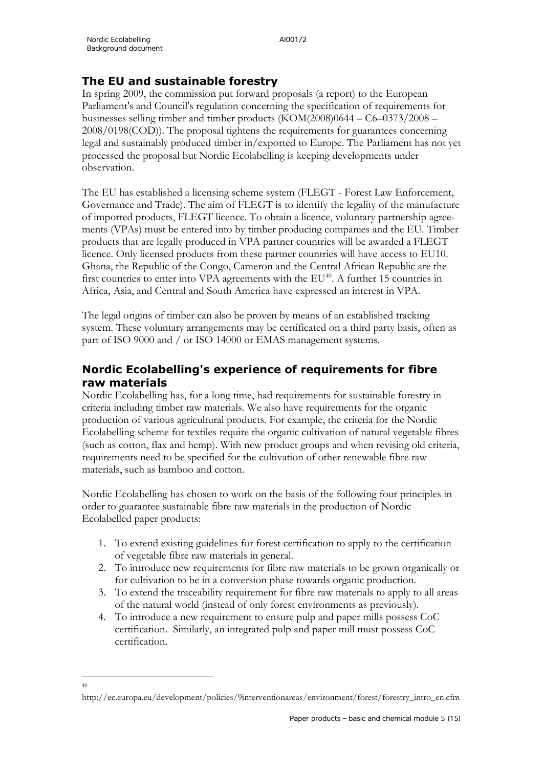## The EU and sustainable forestry

In spring 2009, the commission put forward proposals (a report) to the European Parliament's and Council's regulation concerning the specification of requirements for businesses selling timber and timber products (KOM(2008)0644 – C6–0373/2008 – 2008/0198(COD)). The proposal tightens the requirements for guarantees concerning legal and sustainably produced timber in/exported to Europe. The Parliament has not yet processed the proposal but Nordic Ecolabelling is keeping developments under observation.

The EU has established a licensing scheme system (FLEGT - Forest Law Enforcement, Governance and Trade). The aim of FLEGT is to identify the legality of the manufacture of imported products, FLEGT licence. To obtain a licence, voluntary partnership agreements (VPAs) must be entered into by timber producing companies and the EU. Timber products that are legally produced in VPA partner countries will be awarded a FLEGT licence. Only licensed products from these partner countries will have access to EU10. Ghana, the Republic of the Congo, Cameron and the Central African Republic are the first countries to enter into VPA agreements with the EU[40]. A further 15 countries in Africa, Asia, and Central and South America have expressed an interest in VPA.

The legal origins of timber can also be proven by means of an established tracking system. These voluntary arrangements may be certificated on a third party basis, often as part of ISO 9000 and / or ISO 14000 or EMAS management systems.

## Nordic Ecolabelling's experience of requirements for fibre raw materials

Nordic Ecolabelling has, for a long time, had requirements for sustainable forestry in criteria including timber raw materials. We also have requirements for the organic production of various agricultural products. For example, the criteria for the Nordic Ecolabelling scheme for textiles require the organic cultivation of natural vegetable fibres (such as cotton, flax and hemp). With new product groups and when revising old criteria, requirements need to be specified for the cultivation of other renewable fibre raw materials, such as bamboo and cotton.

Nordic Ecolabelling has chosen to work on the basis of the following four principles in order to guarantee sustainable fibre raw materials in the production of Nordic Ecolabelled paper products:

1. To extend existing guidelines for forest certification to apply to the certification of vegetable fibre raw materials in general.
2. To introduce new requirements for fibre raw materials to be grown organically or for cultivation to be in a conversion phase towards organic production.
3. To extend the traceability requirement for fibre raw materials to apply to all areas of the natural world (instead of only forest environments as previously).
4. To introduce a new requirement to ensure pulp and paper mills possess CoC certification. Similarly, an integrated pulp and paper mill must possess CoC certification.

---

[40] http://ec.europa.eu/development/policies/9interventionareas/environment/forest/forestry_intro_en.cfm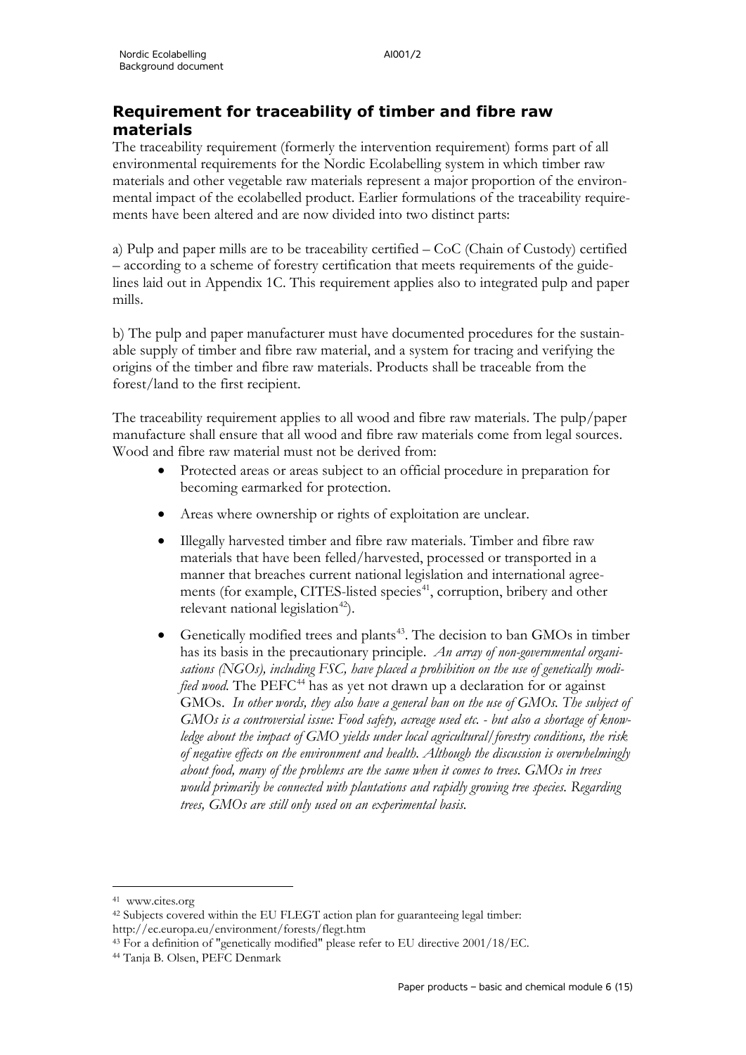## Requirement for traceability of timber and fibre raw materials

The traceability requirement (formerly the intervention requirement) forms part of all environmental requirements for the Nordic Ecolabelling system in which timber raw materials and other vegetable raw materials represent a major proportion of the environmental impact of the ecolabelled product. Earlier formulations of the traceability requirements have been altered and are now divided into two distinct parts:

a) Pulp and paper mills are to be traceability certified – CoC (Chain of Custody) certified – according to a scheme of forestry certification that meets requirements of the guidelines laid out in Appendix 1C. This requirement applies also to integrated pulp and paper mills.

b) The pulp and paper manufacturer must have documented procedures for the sustainable supply of timber and fibre raw material, and a system for tracing and verifying the origins of the timber and fibre raw materials. Products shall be traceable from the forest/land to the first recipient.

The traceability requirement applies to all wood and fibre raw materials. The pulp/paper manufacture shall ensure that all wood and fibre raw materials come from legal sources. Wood and fibre raw material must not be derived from:

- Protected areas or areas subject to an official procedure in preparation for becoming earmarked for protection.
- Areas where ownership or rights of exploitation are unclear.
- Illegally harvested timber and fibre raw materials. Timber and fibre raw materials that have been felled/harvested, processed or transported in a manner that breaches current national legislation and international agreements (for example, CITES-listed species[41], corruption, bribery and other relevant national legislation[42]).
- Genetically modified trees and plants[43]. The decision to ban GMOs in timber has its basis in the precautionary principle. *An array of non-governmental organisations (NGOs), including FSC, have placed a prohibition on the use of genetically modified wood.* The PEFC[44] has as yet not drawn up a declaration for or against GMOs. *In other words, they also have a general ban on the use of GMOs. The subject of GMOs is a controversial issue: Food safety, acreage used etc. - but also a shortage of knowledge about the impact of GMO yields under local agricultural/forestry conditions, the risk of negative effects on the environment and health. Although the discussion is overwhelmingly about food, many of the problems are the same when it comes to trees. GMOs in trees would primarily be connected with plantations and rapidly growing tree species. Regarding trees, GMOs are still only used on an experimental basis.*

---

[41] www.cites.org

[42] Subjects covered within the EU FLEGT action plan for guaranteeing legal timber: http://ec.europa.eu/environment/forests/flegt.htm

[43] For a definition of "genetically modified" please refer to EU directive 2001/18/EC.

[44] Tanja B. Olsen, PEFC Denmark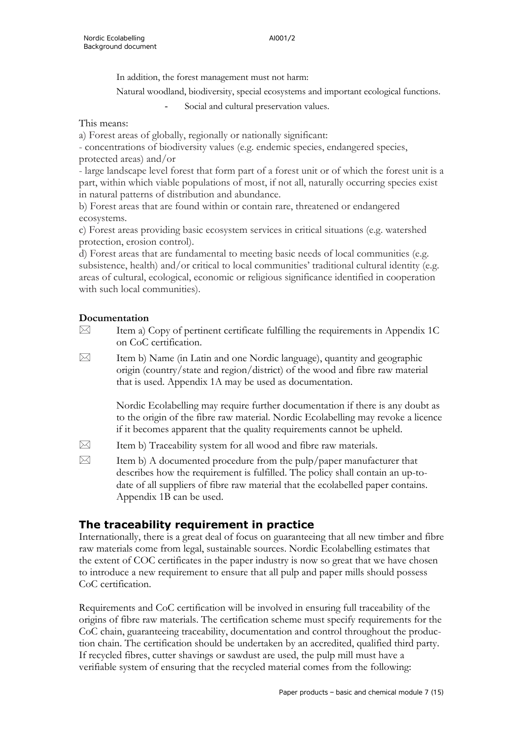In addition, the forest management must not harm:

Natural woodland, biodiversity, special ecosystems and important ecological functions.

- Social and cultural preservation values.

This means:

a) Forest areas of globally, regionally or nationally significant:

- concentrations of biodiversity values (e.g. endemic species, endangered species, protected areas) and/or
- large landscape level forest that form part of a forest unit or of which the forest unit is a part, within which viable populations of most, if not all, naturally occurring species exist in natural patterns of distribution and abundance.

b) Forest areas that are found within or contain rare, threatened or endangered ecosystems.

c) Forest areas providing basic ecosystem services in critical situations (e.g. watershed protection, erosion control).

d) Forest areas that are fundamental to meeting basic needs of local communities (e.g. subsistence, health) and/or critical to local communities' traditional cultural identity (e.g. areas of cultural, ecological, economic or religious significance identified in cooperation with such local communities).

**Documentation**

☒ Item a) Copy of pertinent certificate fulfilling the requirements in Appendix 1C on CoC certification.

☒ Item b) Name (in Latin and one Nordic language), quantity and geographic origin (country/state and region/district) of the wood and fibre raw material that is used. Appendix 1A may be used as documentation.

Nordic Ecolabelling may require further documentation if there is any doubt as to the origin of the fibre raw material. Nordic Ecolabelling may revoke a licence if it becomes apparent that the quality requirements cannot be upheld.

☒ Item b) Traceability system for all wood and fibre raw materials.

☒ Item b) A documented procedure from the pulp/paper manufacturer that describes how the requirement is fulfilled. The policy shall contain an up-to-date of all suppliers of fibre raw material that the ecolabelled paper contains. Appendix 1B can be used.

## The traceability requirement in practice

Internationally, there is a great deal of focus on guaranteeing that all new timber and fibre raw materials come from legal, sustainable sources. Nordic Ecolabelling estimates that the extent of COC certificates in the paper industry is now so great that we have chosen to introduce a new requirement to ensure that all pulp and paper mills should possess CoC certification.

Requirements and CoC certification will be involved in ensuring full traceability of the origins of fibre raw materials. The certification scheme must specify requirements for the CoC chain, guaranteeing traceability, documentation and control throughout the production chain. The certification should be undertaken by an accredited, qualified third party. If recycled fibres, cutter shavings or sawdust are used, the pulp mill must have a verifiable system of ensuring that the recycled material comes from the following: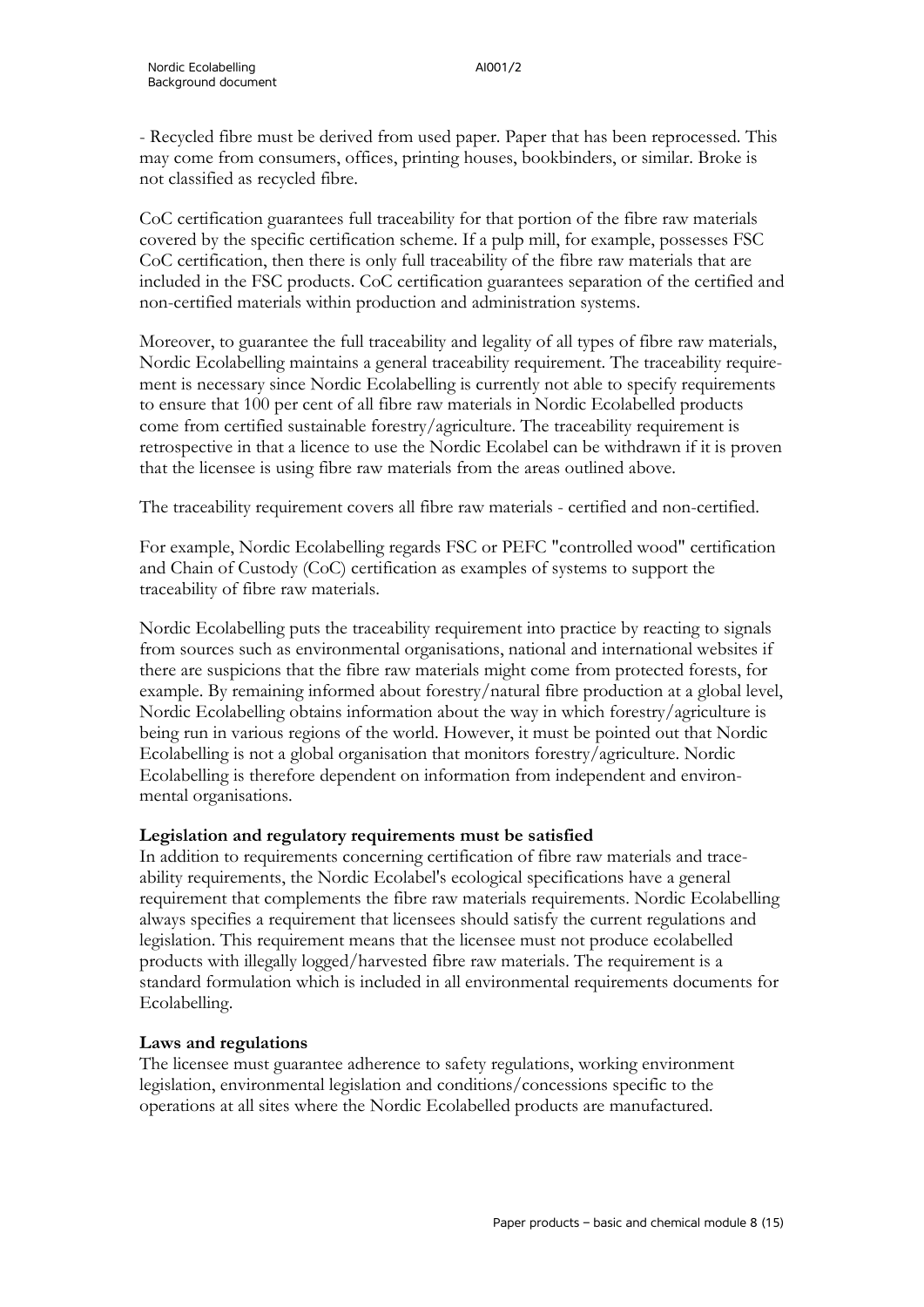- Recycled fibre must be derived from used paper. Paper that has been reprocessed. This may come from consumers, offices, printing houses, bookbinders, or similar. Broke is not classified as recycled fibre.

CoC certification guarantees full traceability for that portion of the fibre raw materials covered by the specific certification scheme. If a pulp mill, for example, possesses FSC CoC certification, then there is only full traceability of the fibre raw materials that are included in the FSC products. CoC certification guarantees separation of the certified and non-certified materials within production and administration systems.

Moreover, to guarantee the full traceability and legality of all types of fibre raw materials, Nordic Ecolabelling maintains a general traceability requirement. The traceability requirement is necessary since Nordic Ecolabelling is currently not able to specify requirements to ensure that 100 per cent of all fibre raw materials in Nordic Ecolabelled products come from certified sustainable forestry/agriculture. The traceability requirement is retrospective in that a licence to use the Nordic Ecolabel can be withdrawn if it is proven that the licensee is using fibre raw materials from the areas outlined above.

The traceability requirement covers all fibre raw materials - certified and non-certified.

For example, Nordic Ecolabelling regards FSC or PEFC "controlled wood" certification and Chain of Custody (CoC) certification as examples of systems to support the traceability of fibre raw materials.

Nordic Ecolabelling puts the traceability requirement into practice by reacting to signals from sources such as environmental organisations, national and international websites if there are suspicions that the fibre raw materials might come from protected forests, for example. By remaining informed about forestry/natural fibre production at a global level, Nordic Ecolabelling obtains information about the way in which forestry/agriculture is being run in various regions of the world. However, it must be pointed out that Nordic Ecolabelling is not a global organisation that monitors forestry/agriculture. Nordic Ecolabelling is therefore dependent on information from independent and environmental organisations.

**Legislation and regulatory requirements must be satisfied**

In addition to requirements concerning certification of fibre raw materials and traceability requirements, the Nordic Ecolabel's ecological specifications have a general requirement that complements the fibre raw materials requirements. Nordic Ecolabelling always specifies a requirement that licensees should satisfy the current regulations and legislation. This requirement means that the licensee must not produce ecolabelled products with illegally logged/harvested fibre raw materials. The requirement is a standard formulation which is included in all environmental requirements documents for Ecolabelling.

**Laws and regulations**

The licensee must guarantee adherence to safety regulations, working environment legislation, environmental legislation and conditions/concessions specific to the operations at all sites where the Nordic Ecolabelled products are manufactured.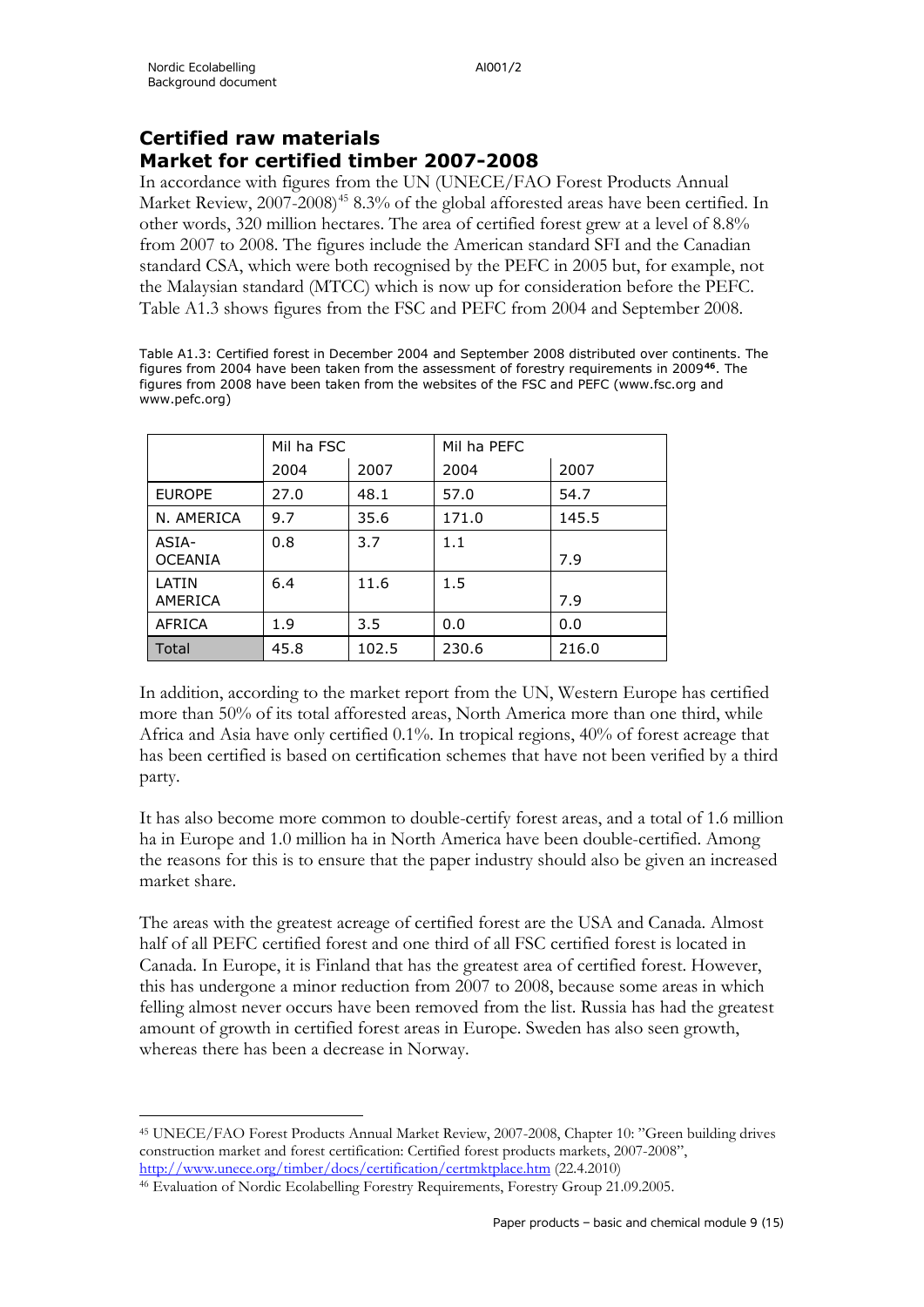## Certified raw materials

## Market for certified timber 2007-2008

In accordance with figures from the UN (UNECE/FAO Forest Products Annual Market Review, 2007-2008)[45] 8.3% of the global afforested areas have been certified. In other words, 320 million hectares. The area of certified forest grew at a level of 8.8% from 2007 to 2008. The figures include the American standard SFI and the Canadian standard CSA, which were both recognised by the PEFC in 2005 but, for example, not the Malaysian standard (MTCC) which is now up for consideration before the PEFC. Table A1.3 shows figures from the FSC and PEFC from 2004 and September 2008.

Table A1.3: Certified forest in December 2004 and September 2008 distributed over continents. The figures from 2004 have been taken from the assessment of forestry requirements in 2009[46]. The figures from 2008 have been taken from the websites of the FSC and PEFC (www.fsc.org and www.pefc.org)

| | Mil ha FSC | | Mil ha PEFC | |
|---|---|---|---|---|
| | 2004 | 2007 | 2004 | 2007 |
| EUROPE | 27.0 | 48.1 | 57.0 | 54.7 |
| N. AMERICA | 9.7 | 35.6 | 171.0 | 145.5 |
| ASIA-OCEANIA | 0.8 | 3.7 | 1.1 | 7.9 |
| LATIN AMERICA | 6.4 | 11.6 | 1.5 | 7.9 |
| AFRICA | 1.9 | 3.5 | 0.0 | 0.0 |
| Total | 45.8 | 102.5 | 230.6 | 216.0 |

In addition, according to the market report from the UN, Western Europe has certified more than 50% of its total afforested areas, North America more than one third, while Africa and Asia have only certified 0.1%. In tropical regions, 40% of forest acreage that has been certified is based on certification schemes that have not been verified by a third party.

It has also become more common to double-certify forest areas, and a total of 1.6 million ha in Europe and 1.0 million ha in North America have been double-certified. Among the reasons for this is to ensure that the paper industry should also be given an increased market share.

The areas with the greatest acreage of certified forest are the USA and Canada. Almost half of all PEFC certified forest and one third of all FSC certified forest is located in Canada. In Europe, it is Finland that has the greatest area of certified forest. However, this has undergone a minor reduction from 2007 to 2008, because some areas in which felling almost never occurs have been removed from the list. Russia has had the greatest amount of growth in certified forest areas in Europe. Sweden has also seen growth, whereas there has been a decrease in Norway.

---

[45] UNECE/FAO Forest Products Annual Market Review, 2007-2008, Chapter 10: "Green building drives construction market and forest certification: Certified forest products markets, 2007-2008", http://www.unece.org/timber/docs/certification/certmktplace.htm (22.4.2010)

[46] Evaluation of Nordic Ecolabelling Forestry Requirements, Forestry Group 21.09.2005.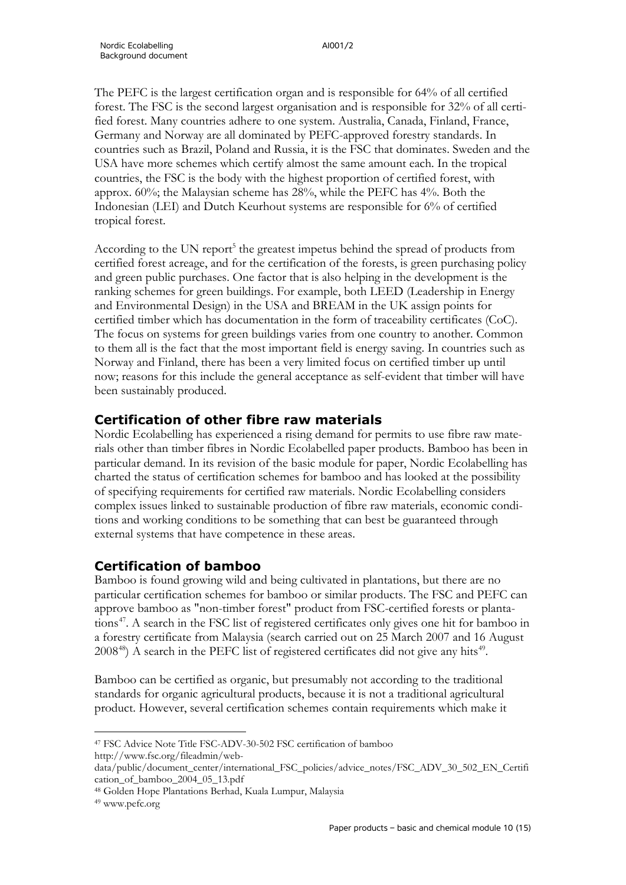The PEFC is the largest certification organ and is responsible for 64% of all certified forest. The FSC is the second largest organisation and is responsible for 32% of all certified forest. Many countries adhere to one system. Australia, Canada, Finland, France, Germany and Norway are all dominated by PEFC-approved forestry standards. In countries such as Brazil, Poland and Russia, it is the FSC that dominates. Sweden and the USA have more schemes which certify almost the same amount each. In the tropical countries, the FSC is the body with the highest proportion of certified forest, with approx. 60%; the Malaysian scheme has 28%, while the PEFC has 4%. Both the Indonesian (LEI) and Dutch Keurhout systems are responsible for 6% of certified tropical forest.

According to the UN report[5] the greatest impetus behind the spread of products from certified forest acreage, and for the certification of the forests, is green purchasing policy and green public purchases. One factor that is also helping in the development is the ranking schemes for green buildings. For example, both LEED (Leadership in Energy and Environmental Design) in the USA and BREAM in the UK assign points for certified timber which has documentation in the form of traceability certificates (CoC). The focus on systems for green buildings varies from one country to another. Common to them all is the fact that the most important field is energy saving. In countries such as Norway and Finland, there has been a very limited focus on certified timber up until now; reasons for this include the general acceptance as self-evident that timber will have been sustainably produced.

## Certification of other fibre raw materials

Nordic Ecolabelling has experienced a rising demand for permits to use fibre raw materials other than timber fibres in Nordic Ecolabelled paper products. Bamboo has been in particular demand. In its revision of the basic module for paper, Nordic Ecolabelling has charted the status of certification schemes for bamboo and has looked at the possibility of specifying requirements for certified raw materials. Nordic Ecolabelling considers complex issues linked to sustainable production of fibre raw materials, economic conditions and working conditions to be something that can best be guaranteed through external systems that have competence in these areas.

## Certification of bamboo

Bamboo is found growing wild and being cultivated in plantations, but there are no particular certification schemes for bamboo or similar products. The FSC and PEFC can approve bamboo as "non-timber forest" product from FSC-certified forests or plantations[47]. A search in the FSC list of registered certificates only gives one hit for bamboo in a forestry certificate from Malaysia (search carried out on 25 March 2007 and 16 August 2008[48]) A search in the PEFC list of registered certificates did not give any hits[49].

Bamboo can be certified as organic, but presumably not according to the traditional standards for organic agricultural products, because it is not a traditional agricultural product. However, several certification schemes contain requirements which make it

---

[47] FSC Advice Note Title FSC-ADV-30-502 FSC certification of bamboo http://www.fsc.org/fileadmin/web-data/public/document_center/international_FSC_policies/advice_notes/FSC_ADV_30_502_EN_Certification_of_bamboo_2004_05_13.pdf

[48] Golden Hope Plantations Berhad, Kuala Lumpur, Malaysia

[49] www.pefc.org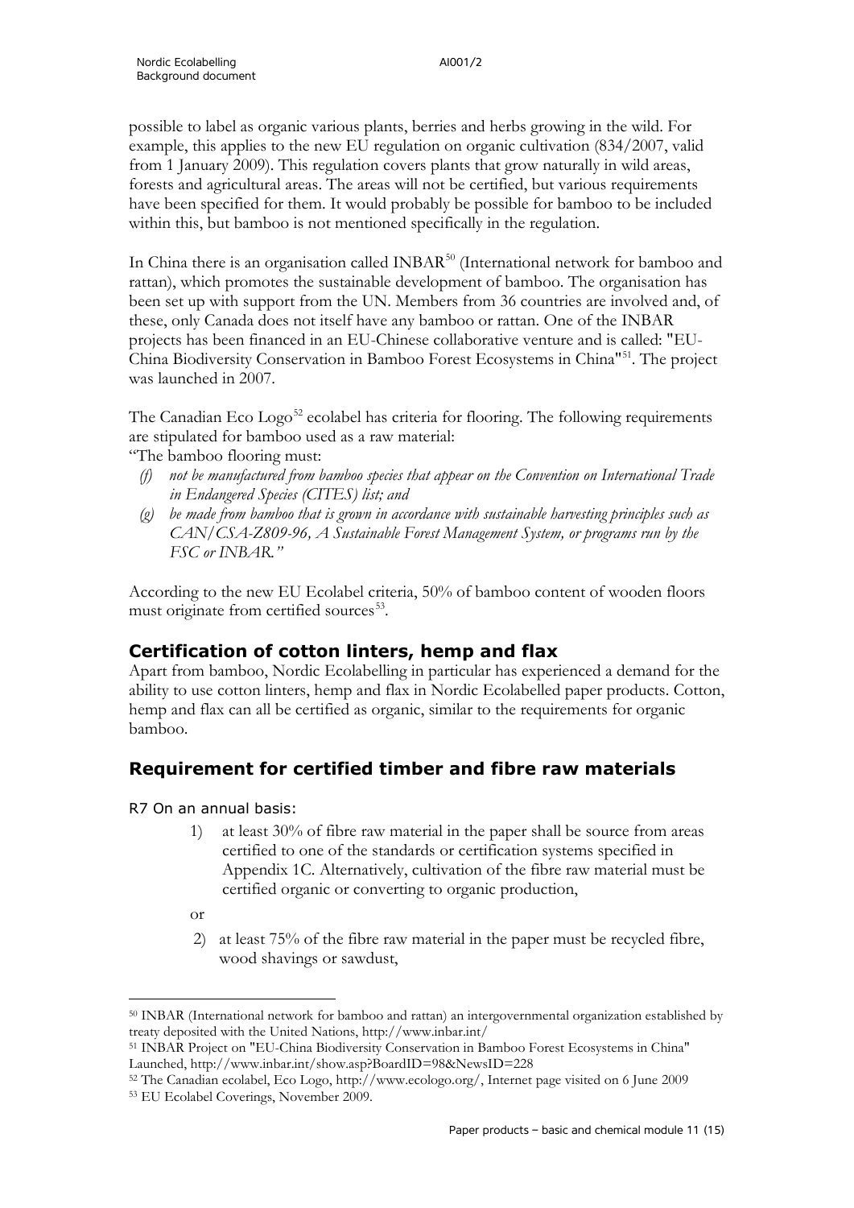possible to label as organic various plants, berries and herbs growing in the wild. For example, this applies to the new EU regulation on organic cultivation (834/2007, valid from 1 January 2009). This regulation covers plants that grow naturally in wild areas, forests and agricultural areas. The areas will not be certified, but various requirements have been specified for them. It would probably be possible for bamboo to be included within this, but bamboo is not mentioned specifically in the regulation.

In China there is an organisation called INBAR[50] (International network for bamboo and rattan), which promotes the sustainable development of bamboo. The organisation has been set up with support from the UN. Members from 36 countries are involved and, of these, only Canada does not itself have any bamboo or rattan. One of the INBAR projects has been financed in an EU-Chinese collaborative venture and is called: "EU-China Biodiversity Conservation in Bamboo Forest Ecosystems in China"[51]. The project was launched in 2007.

The Canadian Eco Logo[52] ecolabel has criteria for flooring. The following requirements are stipulated for bamboo used as a raw material:

"The bamboo flooring must:

- *(f) not be manufactured from bamboo species that appear on the Convention on International Trade in Endangered Species (CITES) list; and*
- *(g) be made from bamboo that is grown in accordance with sustainable harvesting principles such as CAN/CSA-Z809-96, A Sustainable Forest Management System, or programs run by the FSC or INBAR."*

According to the new EU Ecolabel criteria, 50% of bamboo content of wooden floors must originate from certified sources[53].

## Certification of cotton linters, hemp and flax

Apart from bamboo, Nordic Ecolabelling in particular has experienced a demand for the ability to use cotton linters, hemp and flax in Nordic Ecolabelled paper products. Cotton, hemp and flax can all be certified as organic, similar to the requirements for organic bamboo.

## Requirement for certified timber and fibre raw materials

R7 On an annual basis:

1) at least 30% of fibre raw material in the paper shall be source from areas certified to one of the standards or certification systems specified in Appendix 1C. Alternatively, cultivation of the fibre raw material must be certified organic or converting to organic production,

or

2) at least 75% of the fibre raw material in the paper must be recycled fibre, wood shavings or sawdust,

---

[50] INBAR (International network for bamboo and rattan) an intergovernmental organization established by treaty deposited with the United Nations, http://www.inbar.int/

[51] INBAR Project on "EU-China Biodiversity Conservation in Bamboo Forest Ecosystems in China" Launched, http://www.inbar.int/show.asp?BoardID=98&NewsID=228

[52] The Canadian ecolabel, Eco Logo, http://www.ecologo.org/, Internet page visited on 6 June 2009

[53] EU Ecolabel Coverings, November 2009.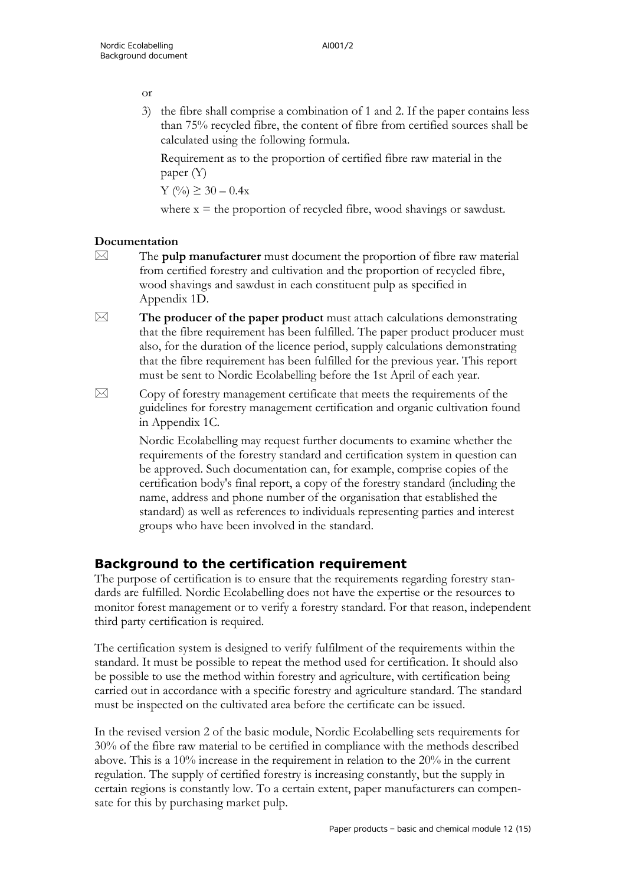or

3) the fibre shall comprise a combination of 1 and 2. If the paper contains less than 75% recycled fibre, the content of fibre from certified sources shall be calculated using the following formula.

   Requirement as to the proportion of certified fibre raw material in the paper (Y)

   $Y (\%) \geq 30 - 0.4x$

   where $x$ = the proportion of recycled fibre, wood shavings or sawdust.

**Documentation**

☒ The **pulp manufacturer** must document the proportion of fibre raw material from certified forestry and cultivation and the proportion of recycled fibre, wood shavings and sawdust in each constituent pulp as specified in Appendix 1D.

☒ **The producer of the paper product** must attach calculations demonstrating that the fibre requirement has been fulfilled. The paper product producer must also, for the duration of the licence period, supply calculations demonstrating that the fibre requirement has been fulfilled for the previous year. This report must be sent to Nordic Ecolabelling before the 1st April of each year.

☒ Copy of forestry management certificate that meets the requirements of the guidelines for forestry management certification and organic cultivation found in Appendix 1C.

Nordic Ecolabelling may request further documents to examine whether the requirements of the forestry standard and certification system in question can be approved. Such documentation can, for example, comprise copies of the certification body's final report, a copy of the forestry standard (including the name, address and phone number of the organisation that established the standard) as well as references to individuals representing parties and interest groups who have been involved in the standard.

## Background to the certification requirement

The purpose of certification is to ensure that the requirements regarding forestry standards are fulfilled. Nordic Ecolabelling does not have the expertise or the resources to monitor forest management or to verify a forestry standard. For that reason, independent third party certification is required.

The certification system is designed to verify fulfilment of the requirements within the standard. It must be possible to repeat the method used for certification. It should also be possible to use the method within forestry and agriculture, with certification being carried out in accordance with a specific forestry and agriculture standard. The standard must be inspected on the cultivated area before the certificate can be issued.

In the revised version 2 of the basic module, Nordic Ecolabelling sets requirements for 30% of the fibre raw material to be certified in compliance with the methods described above. This is a 10% increase in the requirement in relation to the 20% in the current regulation. The supply of certified forestry is increasing constantly, but the supply in certain regions is constantly low. To a certain extent, paper manufacturers can compensate for this by purchasing market pulp.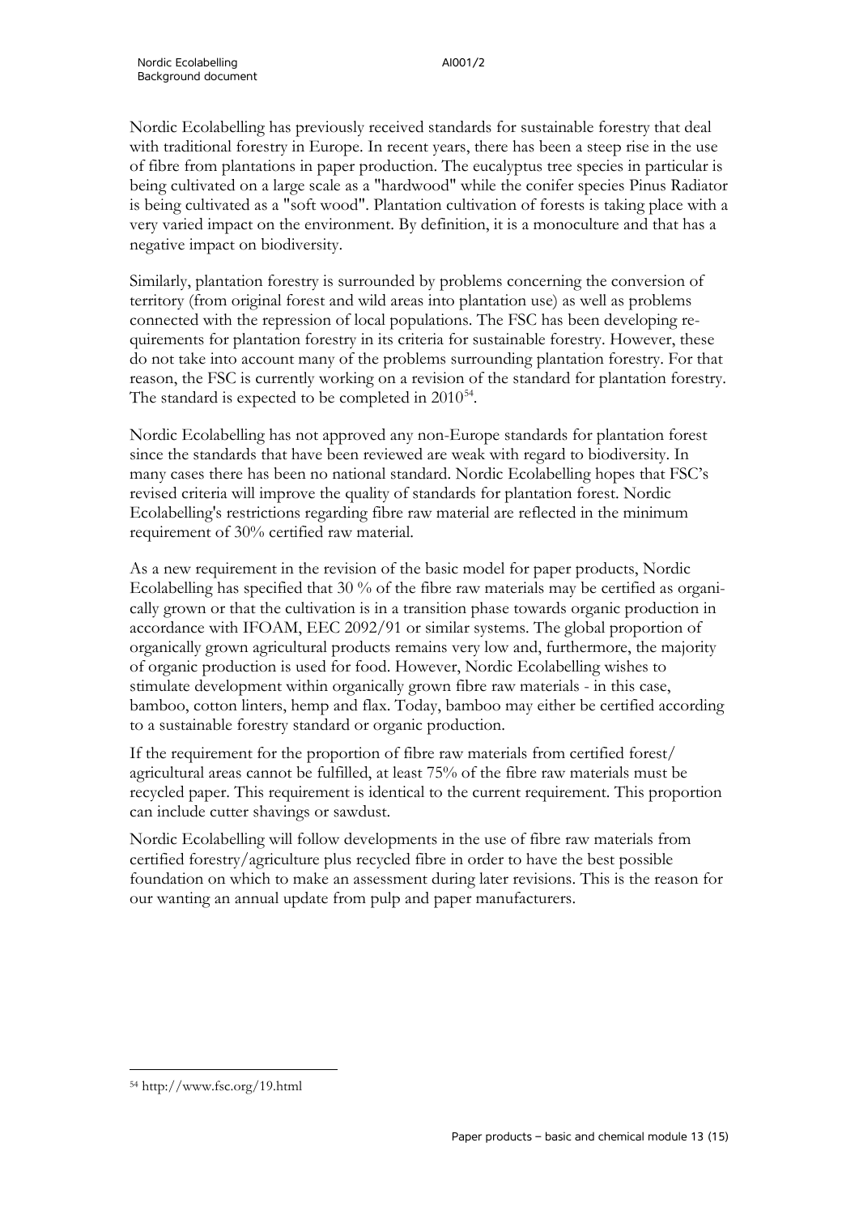Nordic Ecolabelling has previously received standards for sustainable forestry that deal with traditional forestry in Europe. In recent years, there has been a steep rise in the use of fibre from plantations in paper production. The eucalyptus tree species in particular is being cultivated on a large scale as a "hardwood" while the conifer species Pinus Radiator is being cultivated as a "soft wood". Plantation cultivation of forests is taking place with a very varied impact on the environment. By definition, it is a monoculture and that has a negative impact on biodiversity.

Similarly, plantation forestry is surrounded by problems concerning the conversion of territory (from original forest and wild areas into plantation use) as well as problems connected with the repression of local populations. The FSC has been developing requirements for plantation forestry in its criteria for sustainable forestry. However, these do not take into account many of the problems surrounding plantation forestry. For that reason, the FSC is currently working on a revision of the standard for plantation forestry. The standard is expected to be completed in 2010[54].

Nordic Ecolabelling has not approved any non-Europe standards for plantation forest since the standards that have been reviewed are weak with regard to biodiversity. In many cases there has been no national standard. Nordic Ecolabelling hopes that FSC's revised criteria will improve the quality of standards for plantation forest. Nordic Ecolabelling's restrictions regarding fibre raw material are reflected in the minimum requirement of 30% certified raw material.

As a new requirement in the revision of the basic model for paper products, Nordic Ecolabelling has specified that 30 % of the fibre raw materials may be certified as organically grown or that the cultivation is in a transition phase towards organic production in accordance with IFOAM, EEC 2092/91 or similar systems. The global proportion of organically grown agricultural products remains very low and, furthermore, the majority of organic production is used for food. However, Nordic Ecolabelling wishes to stimulate development within organically grown fibre raw materials - in this case, bamboo, cotton linters, hemp and flax. Today, bamboo may either be certified according to a sustainable forestry standard or organic production.

If the requirement for the proportion of fibre raw materials from certified forest/ agricultural areas cannot be fulfilled, at least 75% of the fibre raw materials must be recycled paper. This requirement is identical to the current requirement. This proportion can include cutter shavings or sawdust.

Nordic Ecolabelling will follow developments in the use of fibre raw materials from certified forestry/agriculture plus recycled fibre in order to have the best possible foundation on which to make an assessment during later revisions. This is the reason for our wanting an annual update from pulp and paper manufacturers.

---

[54] http://www.fsc.org/19.html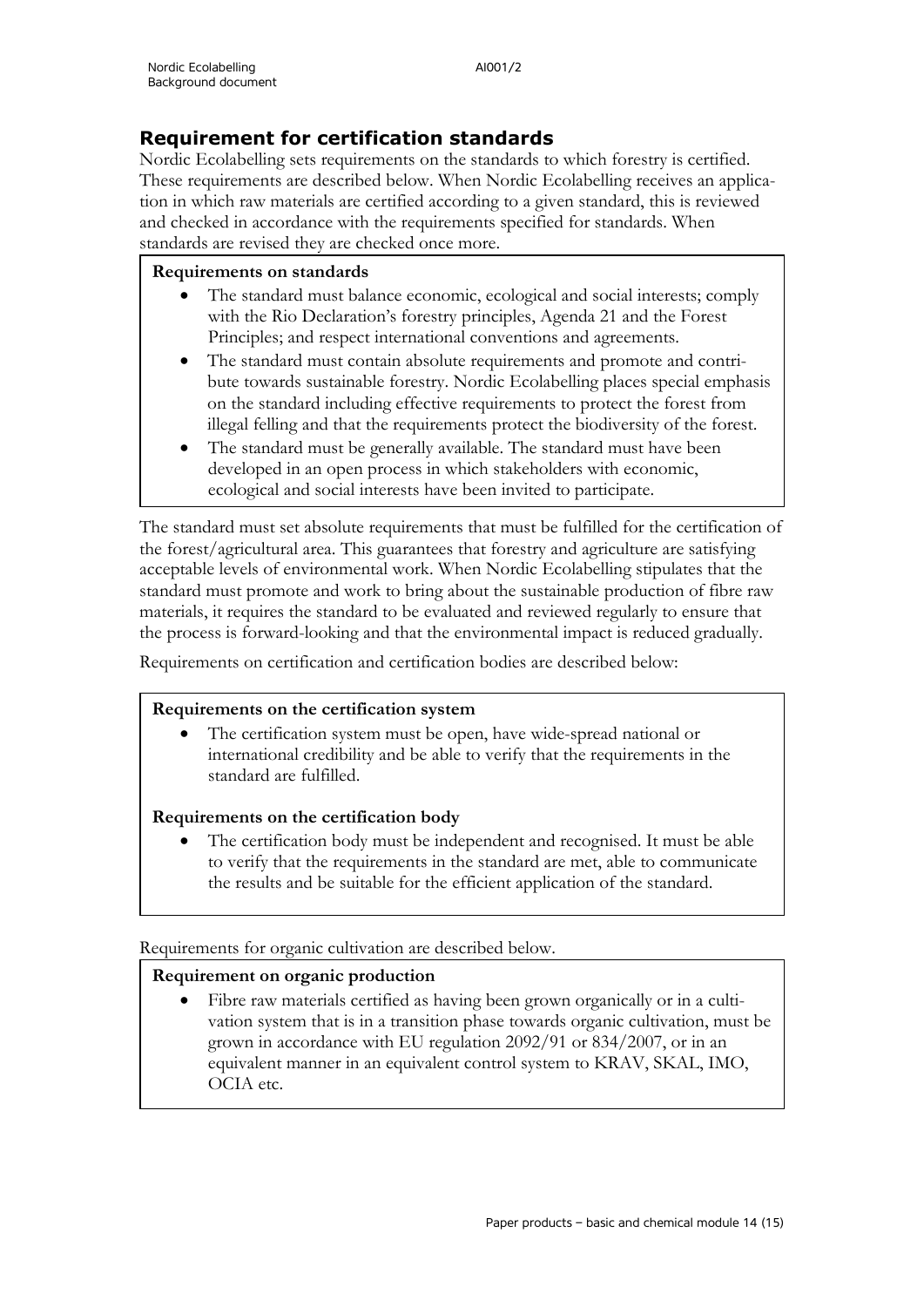## Requirement for certification standards

Nordic Ecolabelling sets requirements on the standards to which forestry is certified. These requirements are described below. When Nordic Ecolabelling receives an application in which raw materials are certified according to a given standard, this is reviewed and checked in accordance with the requirements specified for standards. When standards are revised they are checked once more.

**Requirements on standards**

- The standard must balance economic, ecological and social interests; comply with the Rio Declaration's forestry principles, Agenda 21 and the Forest Principles; and respect international conventions and agreements.
- The standard must contain absolute requirements and promote and contribute towards sustainable forestry. Nordic Ecolabelling places special emphasis on the standard including effective requirements to protect the forest from illegal felling and that the requirements protect the biodiversity of the forest.
- The standard must be generally available. The standard must have been developed in an open process in which stakeholders with economic, ecological and social interests have been invited to participate.

The standard must set absolute requirements that must be fulfilled for the certification of the forest/agricultural area. This guarantees that forestry and agriculture are satisfying acceptable levels of environmental work. When Nordic Ecolabelling stipulates that the standard must promote and work to bring about the sustainable production of fibre raw materials, it requires the standard to be evaluated and reviewed regularly to ensure that the process is forward-looking and that the environmental impact is reduced gradually.

Requirements on certification and certification bodies are described below:

**Requirements on the certification system**

- The certification system must be open, have wide-spread national or international credibility and be able to verify that the requirements in the standard are fulfilled.

**Requirements on the certification body**

- The certification body must be independent and recognised. It must be able to verify that the requirements in the standard are met, able to communicate the results and be suitable for the efficient application of the standard.

Requirements for organic cultivation are described below.

**Requirement on organic production**

- Fibre raw materials certified as having been grown organically or in a cultivation system that is in a transition phase towards organic cultivation, must be grown in accordance with EU regulation 2092/91 or 834/2007, or in an equivalent manner in an equivalent control system to KRAV, SKAL, IMO, OCIA etc.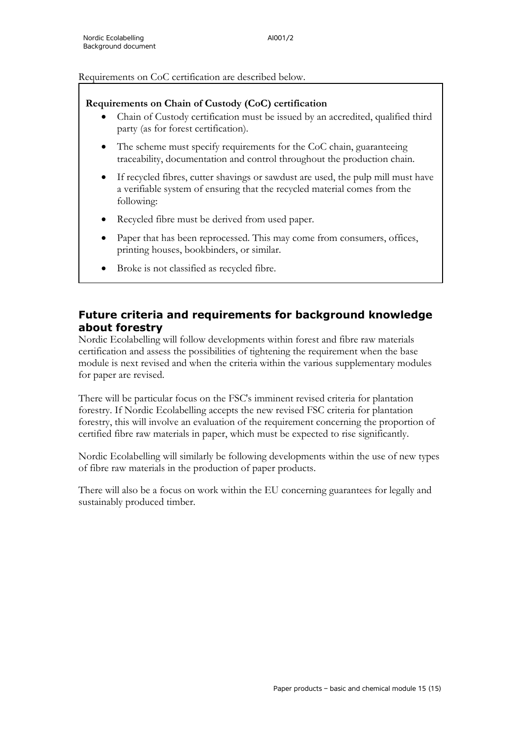Requirements on CoC certification are described below.

**Requirements on Chain of Custody (CoC) certification**

- Chain of Custody certification must be issued by an accredited, qualified third party (as for forest certification).
- The scheme must specify requirements for the CoC chain, guaranteeing traceability, documentation and control throughout the production chain.
- If recycled fibres, cutter shavings or sawdust are used, the pulp mill must have a verifiable system of ensuring that the recycled material comes from the following:
- Recycled fibre must be derived from used paper.
- Paper that has been reprocessed. This may come from consumers, offices, printing houses, bookbinders, or similar.
- Broke is not classified as recycled fibre.

## Future criteria and requirements for background knowledge about forestry

Nordic Ecolabelling will follow developments within forest and fibre raw materials certification and assess the possibilities of tightening the requirement when the base module is next revised and when the criteria within the various supplementary modules for paper are revised.

There will be particular focus on the FSC's imminent revised criteria for plantation forestry. If Nordic Ecolabelling accepts the new revised FSC criteria for plantation forestry, this will involve an evaluation of the requirement concerning the proportion of certified fibre raw materials in paper, which must be expected to rise significantly.

Nordic Ecolabelling will similarly be following developments within the use of new types of fibre raw materials in the production of paper products.

There will also be a focus on work within the EU concerning guarantees for legally and sustainably produced timber.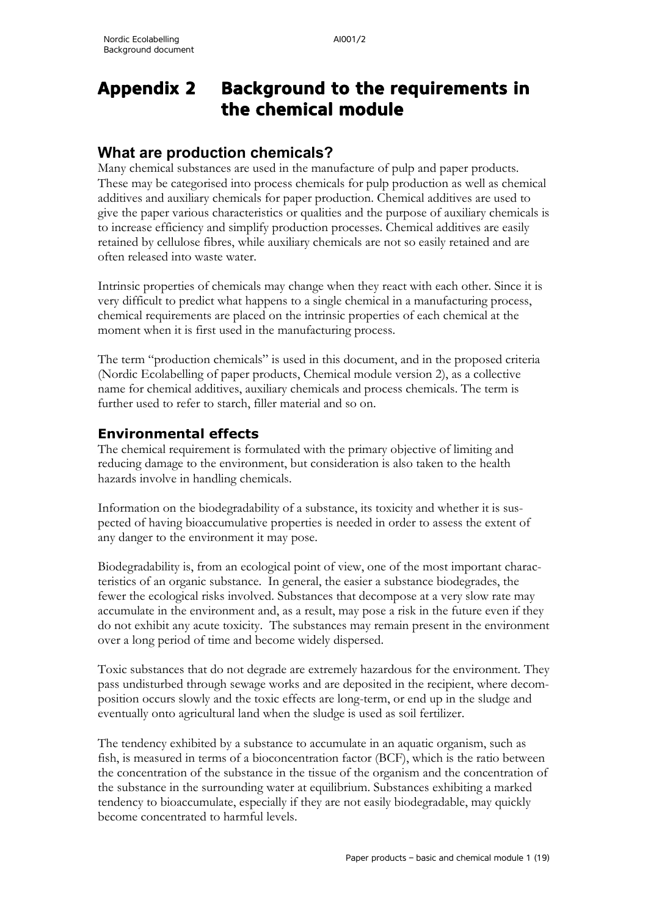# Appendix 2 Background to the requirements in the chemical module

## What are production chemicals?

Many chemical substances are used in the manufacture of pulp and paper products. These may be categorised into process chemicals for pulp production as well as chemical additives and auxiliary chemicals for paper production. Chemical additives are used to give the paper various characteristics or qualities and the purpose of auxiliary chemicals is to increase efficiency and simplify production processes. Chemical additives are easily retained by cellulose fibres, while auxiliary chemicals are not so easily retained and are often released into waste water.

Intrinsic properties of chemicals may change when they react with each other. Since it is very difficult to predict what happens to a single chemical in a manufacturing process, chemical requirements are placed on the intrinsic properties of each chemical at the moment when it is first used in the manufacturing process.

The term "production chemicals" is used in this document, and in the proposed criteria (Nordic Ecolabelling of paper products, Chemical module version 2), as a collective name for chemical additives, auxiliary chemicals and process chemicals. The term is further used to refer to starch, filler material and so on.

### Environmental effects

The chemical requirement is formulated with the primary objective of limiting and reducing damage to the environment, but consideration is also taken to the health hazards involve in handling chemicals.

Information on the biodegradability of a substance, its toxicity and whether it is suspected of having bioaccumulative properties is needed in order to assess the extent of any danger to the environment it may pose.

Biodegradability is, from an ecological point of view, one of the most important characteristics of an organic substance. In general, the easier a substance biodegrades, the fewer the ecological risks involved. Substances that decompose at a very slow rate may accumulate in the environment and, as a result, may pose a risk in the future even if they do not exhibit any acute toxicity. The substances may remain present in the environment over a long period of time and become widely dispersed.

Toxic substances that do not degrade are extremely hazardous for the environment. They pass undisturbed through sewage works and are deposited in the recipient, where decomposition occurs slowly and the toxic effects are long-term, or end up in the sludge and eventually onto agricultural land when the sludge is used as soil fertilizer.

The tendency exhibited by a substance to accumulate in an aquatic organism, such as fish, is measured in terms of a bioconcentration factor (BCF), which is the ratio between the concentration of the substance in the tissue of the organism and the concentration of the substance in the surrounding water at equilibrium. Substances exhibiting a marked tendency to bioaccumulate, especially if they are not easily biodegradable, may quickly become concentrated to harmful levels.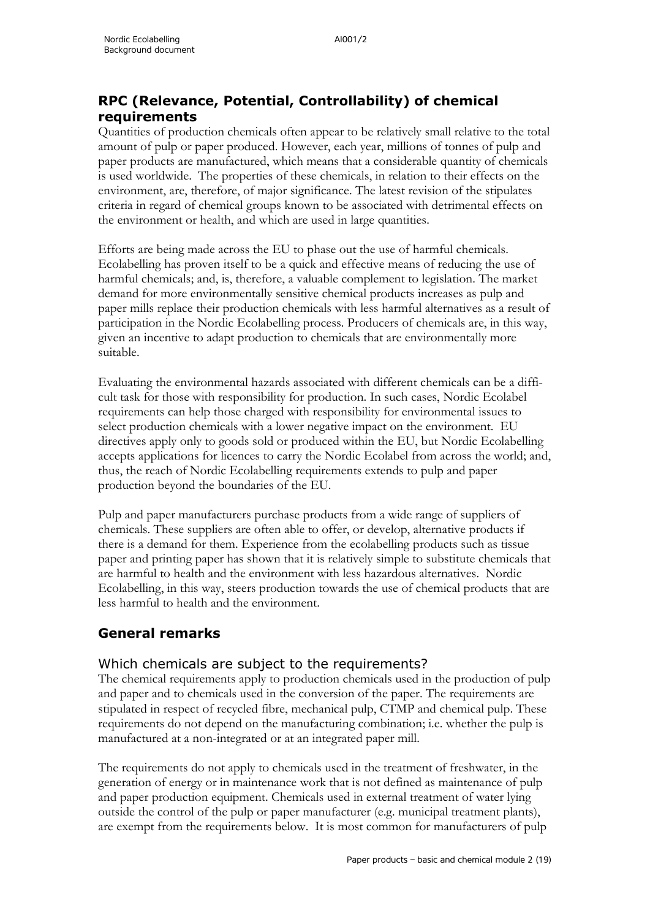## RPC (Relevance, Potential, Controllability) of chemical requirements

Quantities of production chemicals often appear to be relatively small relative to the total amount of pulp or paper produced. However, each year, millions of tonnes of pulp and paper products are manufactured, which means that a considerable quantity of chemicals is used worldwide. The properties of these chemicals, in relation to their effects on the environment, are, therefore, of major significance. The latest revision of the stipulates criteria in regard of chemical groups known to be associated with detrimental effects on the environment or health, and which are used in large quantities.

Efforts are being made across the EU to phase out the use of harmful chemicals. Ecolabelling has proven itself to be a quick and effective means of reducing the use of harmful chemicals; and, is, therefore, a valuable complement to legislation. The market demand for more environmentally sensitive chemical products increases as pulp and paper mills replace their production chemicals with less harmful alternatives as a result of participation in the Nordic Ecolabelling process. Producers of chemicals are, in this way, given an incentive to adapt production to chemicals that are environmentally more suitable.

Evaluating the environmental hazards associated with different chemicals can be a difficult task for those with responsibility for production. In such cases, Nordic Ecolabel requirements can help those charged with responsibility for environmental issues to select production chemicals with a lower negative impact on the environment. EU directives apply only to goods sold or produced within the EU, but Nordic Ecolabelling accepts applications for licences to carry the Nordic Ecolabel from across the world; and, thus, the reach of Nordic Ecolabelling requirements extends to pulp and paper production beyond the boundaries of the EU.

Pulp and paper manufacturers purchase products from a wide range of suppliers of chemicals. These suppliers are often able to offer, or develop, alternative products if there is a demand for them. Experience from the ecolabelling products such as tissue paper and printing paper has shown that it is relatively simple to substitute chemicals that are harmful to health and the environment with less hazardous alternatives. Nordic Ecolabelling, in this way, steers production towards the use of chemical products that are less harmful to health and the environment.

## General remarks

### Which chemicals are subject to the requirements?

The chemical requirements apply to production chemicals used in the production of pulp and paper and to chemicals used in the conversion of the paper. The requirements are stipulated in respect of recycled fibre, mechanical pulp, CTMP and chemical pulp. These requirements do not depend on the manufacturing combination; i.e. whether the pulp is manufactured at a non-integrated or at an integrated paper mill.

The requirements do not apply to chemicals used in the treatment of freshwater, in the generation of energy or in maintenance work that is not defined as maintenance of pulp and paper production equipment. Chemicals used in external treatment of water lying outside the control of the pulp or paper manufacturer (e.g. municipal treatment plants), are exempt from the requirements below. It is most common for manufacturers of pulp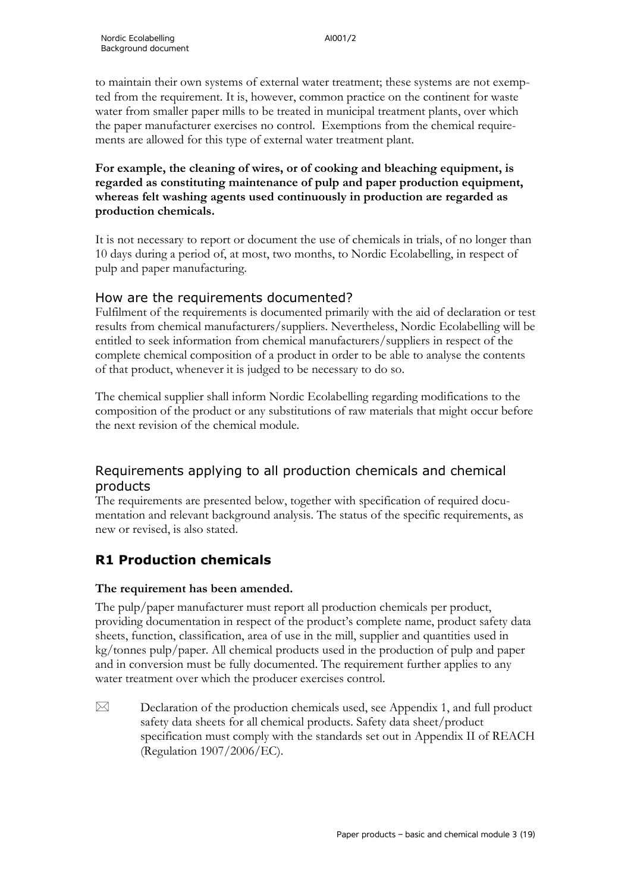to maintain their own systems of external water treatment; these systems are not exempted from the requirement. It is, however, common practice on the continent for waste water from smaller paper mills to be treated in municipal treatment plants, over which the paper manufacturer exercises no control. Exemptions from the chemical requirements are allowed for this type of external water treatment plant.

**For example, the cleaning of wires, or of cooking and bleaching equipment, is regarded as constituting maintenance of pulp and paper production equipment, whereas felt washing agents used continuously in production are regarded as production chemicals.**

It is not necessary to report or document the use of chemicals in trials, of no longer than 10 days during a period of, at most, two months, to Nordic Ecolabelling, in respect of pulp and paper manufacturing.

## How are the requirements documented?

Fulfilment of the requirements is documented primarily with the aid of declaration or test results from chemical manufacturers/suppliers. Nevertheless, Nordic Ecolabelling will be entitled to seek information from chemical manufacturers/suppliers in respect of the complete chemical composition of a product in order to be able to analyse the contents of that product, whenever it is judged to be necessary to do so.

The chemical supplier shall inform Nordic Ecolabelling regarding modifications to the composition of the product or any substitutions of raw materials that might occur before the next revision of the chemical module.

## Requirements applying to all production chemicals and chemical products

The requirements are presented below, together with specification of required documentation and relevant background analysis. The status of the specific requirements, as new or revised, is also stated.

# R1 Production chemicals

**The requirement has been amended.**

The pulp/paper manufacturer must report all production chemicals per product, providing documentation in respect of the product's complete name, product safety data sheets, function, classification, area of use in the mill, supplier and quantities used in kg/tonnes pulp/paper. All chemical products used in the production of pulp and paper and in conversion must be fully documented. The requirement further applies to any water treatment over which the producer exercises control.

☒ Declaration of the production chemicals used, see Appendix 1, and full product safety data sheets for all chemical products. Safety data sheet/product specification must comply with the standards set out in Appendix II of REACH (Regulation 1907/2006/EC).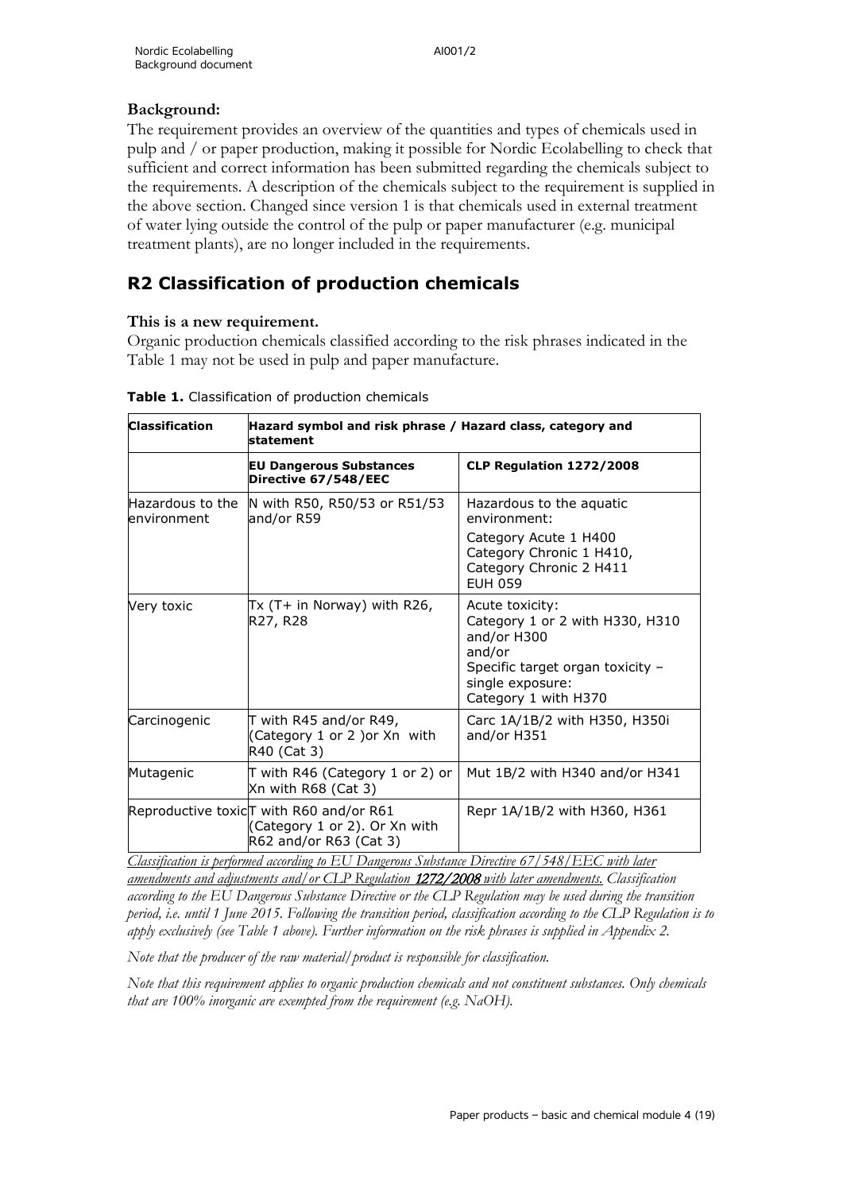**Background:**

The requirement provides an overview of the quantities and types of chemicals used in pulp and / or paper production, making it possible for Nordic Ecolabelling to check that sufficient and correct information has been submitted regarding the chemicals subject to the requirements. A description of the chemicals subject to the requirement is supplied in the above section. Changed since version 1 is that chemicals used in external treatment of water lying outside the control of the pulp or paper manufacturer (e.g. municipal treatment plants), are no longer included in the requirements.

## R2 Classification of production chemicals

**This is a new requirement.**

Organic production chemicals classified according to the risk phrases indicated in the Table 1 may not be used in pulp and paper manufacture.

**Table 1.** Classification of production chemicals

| Classification | Hazard symbol and risk phrase / Hazard class, category and statement | |
|---|---|---|
| | **EU Dangerous Substances Directive 67/548/EEC** | **CLP Regulation 1272/2008** |
| Hazardous to the environment | N with R50, R50/53 or R51/53 and/or R59 | Hazardous to the aquatic environment:<br>Category Acute 1 H400<br>Category Chronic 1 H410,<br>Category Chronic 2 H411<br>EUH 059 |
| Very toxic | Tx (T+ in Norway) with R26, R27, R28 | Acute toxicity:<br>Category 1 or 2 with H330, H310 and/or H300<br>and/or<br>Specific target organ toxicity – single exposure:<br>Category 1 with H370 |
| Carcinogenic | T with R45 and/or R49, (Category 1 or 2 )or Xn with R40 (Cat 3) | Carc 1A/1B/2 with H350, H350i and/or H351 |
| Mutagenic | T with R46 (Category 1 or 2) or Xn with R68 (Cat 3) | Mut 1B/2 with H340 and/or H341 |
| Reproductive toxic | T with R60 and/or R61 (Category 1 or 2). Or Xn with R62 and/or R63 (Cat 3) | Repr 1A/1B/2 with H360, H361 |

*Classification is performed according to EU Dangerous Substance Directive 67/548/EEC with later amendments and adjustments and/or CLP Regulation 1272/2008 with later amendments. Classification according to the EU Dangerous Substance Directive or the CLP Regulation may be used during the transition period, i.e. until 1 June 2015. Following the transition period, classification according to the CLP Regulation is to apply exclusively (see Table 1 above). Further information on the risk phrases is supplied in Appendix 2.*

*Note that the producer of the raw material/product is responsible for classification.*

*Note that this requirement applies to organic production chemicals and not constituent substances. Only chemicals that are 100% inorganic are exempted from the requirement (e.g. NaOH).*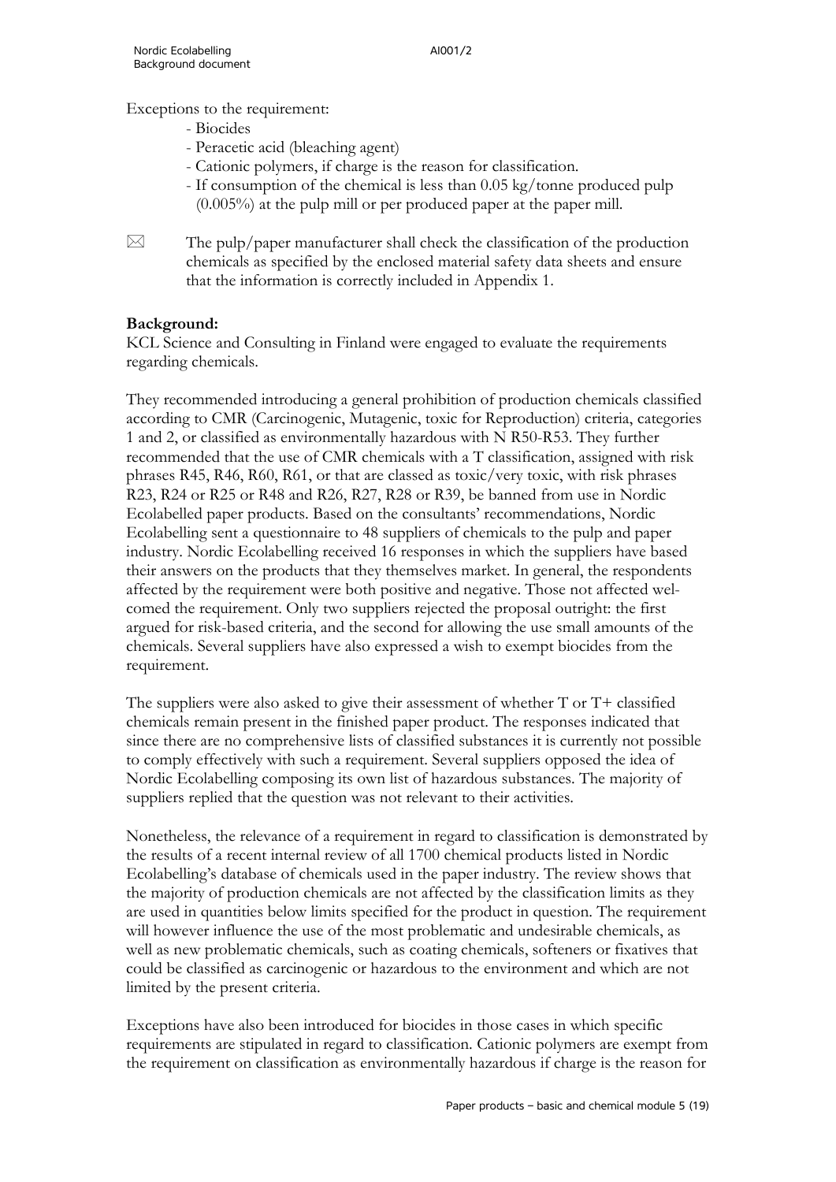Exceptions to the requirement:

- Biocides
- Peracetic acid (bleaching agent)
- Cationic polymers, if charge is the reason for classification.
- If consumption of the chemical is less than 0.05 kg/tonne produced pulp (0.005%) at the pulp mill or per produced paper at the paper mill.

✉ The pulp/paper manufacturer shall check the classification of the production chemicals as specified by the enclosed material safety data sheets and ensure that the information is correctly included in Appendix 1.

**Background:**

KCL Science and Consulting in Finland were engaged to evaluate the requirements regarding chemicals.

They recommended introducing a general prohibition of production chemicals classified according to CMR (Carcinogenic, Mutagenic, toxic for Reproduction) criteria, categories 1 and 2, or classified as environmentally hazardous with N R50-R53. They further recommended that the use of CMR chemicals with a T classification, assigned with risk phrases R45, R46, R60, R61, or that are classed as toxic/very toxic, with risk phrases R23, R24 or R25 or R48 and R26, R27, R28 or R39, be banned from use in Nordic Ecolabelled paper products. Based on the consultants' recommendations, Nordic Ecolabelling sent a questionnaire to 48 suppliers of chemicals to the pulp and paper industry. Nordic Ecolabelling received 16 responses in which the suppliers have based their answers on the products that they themselves market. In general, the respondents affected by the requirement were both positive and negative. Those not affected welcomed the requirement. Only two suppliers rejected the proposal outright: the first argued for risk-based criteria, and the second for allowing the use small amounts of the chemicals. Several suppliers have also expressed a wish to exempt biocides from the requirement.

The suppliers were also asked to give their assessment of whether T or T+ classified chemicals remain present in the finished paper product. The responses indicated that since there are no comprehensive lists of classified substances it is currently not possible to comply effectively with such a requirement. Several suppliers opposed the idea of Nordic Ecolabelling composing its own list of hazardous substances. The majority of suppliers replied that the question was not relevant to their activities.

Nonetheless, the relevance of a requirement in regard to classification is demonstrated by the results of a recent internal review of all 1700 chemical products listed in Nordic Ecolabelling's database of chemicals used in the paper industry. The review shows that the majority of production chemicals are not affected by the classification limits as they are used in quantities below limits specified for the product in question. The requirement will however influence the use of the most problematic and undesirable chemicals, as well as new problematic chemicals, such as coating chemicals, softeners or fixatives that could be classified as carcinogenic or hazardous to the environment and which are not limited by the present criteria.

Exceptions have also been introduced for biocides in those cases in which specific requirements are stipulated in regard to classification. Cationic polymers are exempt from the requirement on classification as environmentally hazardous if charge is the reason for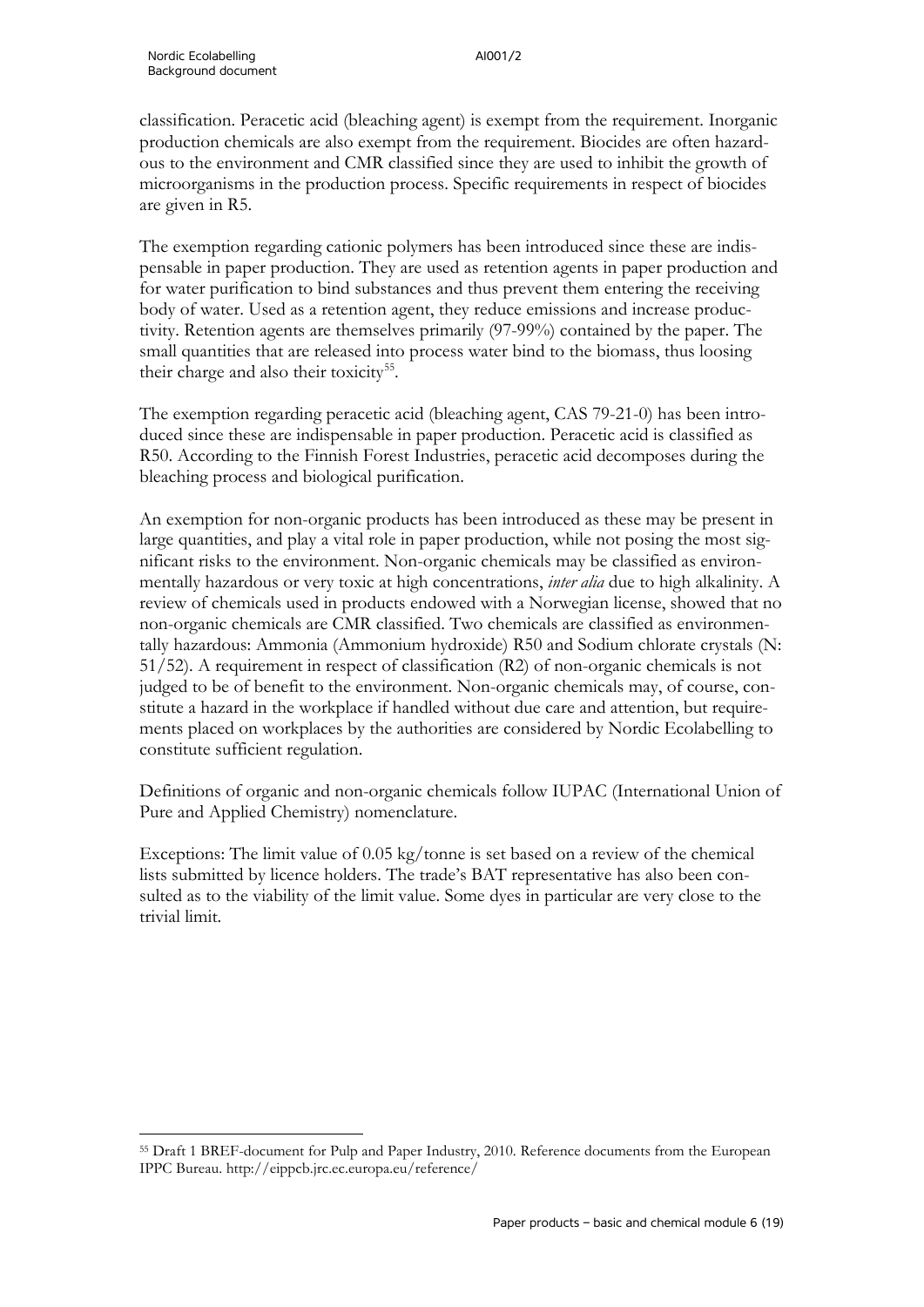classification. Peracetic acid (bleaching agent) is exempt from the requirement. Inorganic production chemicals are also exempt from the requirement. Biocides are often hazardous to the environment and CMR classified since they are used to inhibit the growth of microorganisms in the production process. Specific requirements in respect of biocides are given in R5.

The exemption regarding cationic polymers has been introduced since these are indispensable in paper production. They are used as retention agents in paper production and for water purification to bind substances and thus prevent them entering the receiving body of water. Used as a retention agent, they reduce emissions and increase productivity. Retention agents are themselves primarily (97-99%) contained by the paper. The small quantities that are released into process water bind to the biomass, thus loosing their charge and also their toxicity[55].

The exemption regarding peracetic acid (bleaching agent, CAS 79-21-0) has been introduced since these are indispensable in paper production. Peracetic acid is classified as R50. According to the Finnish Forest Industries, peracetic acid decomposes during the bleaching process and biological purification.

An exemption for non-organic products has been introduced as these may be present in large quantities, and play a vital role in paper production, while not posing the most significant risks to the environment. Non-organic chemicals may be classified as environmentally hazardous or very toxic at high concentrations, *inter alia* due to high alkalinity. A review of chemicals used in products endowed with a Norwegian license, showed that no non-organic chemicals are CMR classified. Two chemicals are classified as environmentally hazardous: Ammonia (Ammonium hydroxide) R50 and Sodium chlorate crystals (N: 51/52). A requirement in respect of classification (R2) of non-organic chemicals is not judged to be of benefit to the environment. Non-organic chemicals may, of course, constitute a hazard in the workplace if handled without due care and attention, but requirements placed on workplaces by the authorities are considered by Nordic Ecolabelling to constitute sufficient regulation.

Definitions of organic and non-organic chemicals follow IUPAC (International Union of Pure and Applied Chemistry) nomenclature.

Exceptions: The limit value of 0.05 kg/tonne is set based on a review of the chemical lists submitted by licence holders. The trade's BAT representative has also been consulted as to the viability of the limit value. Some dyes in particular are very close to the trivial limit.

---

[55] Draft 1 BREF-document for Pulp and Paper Industry, 2010. Reference documents from the European IPPC Bureau. http://eippcb.jrc.ec.europa.eu/reference/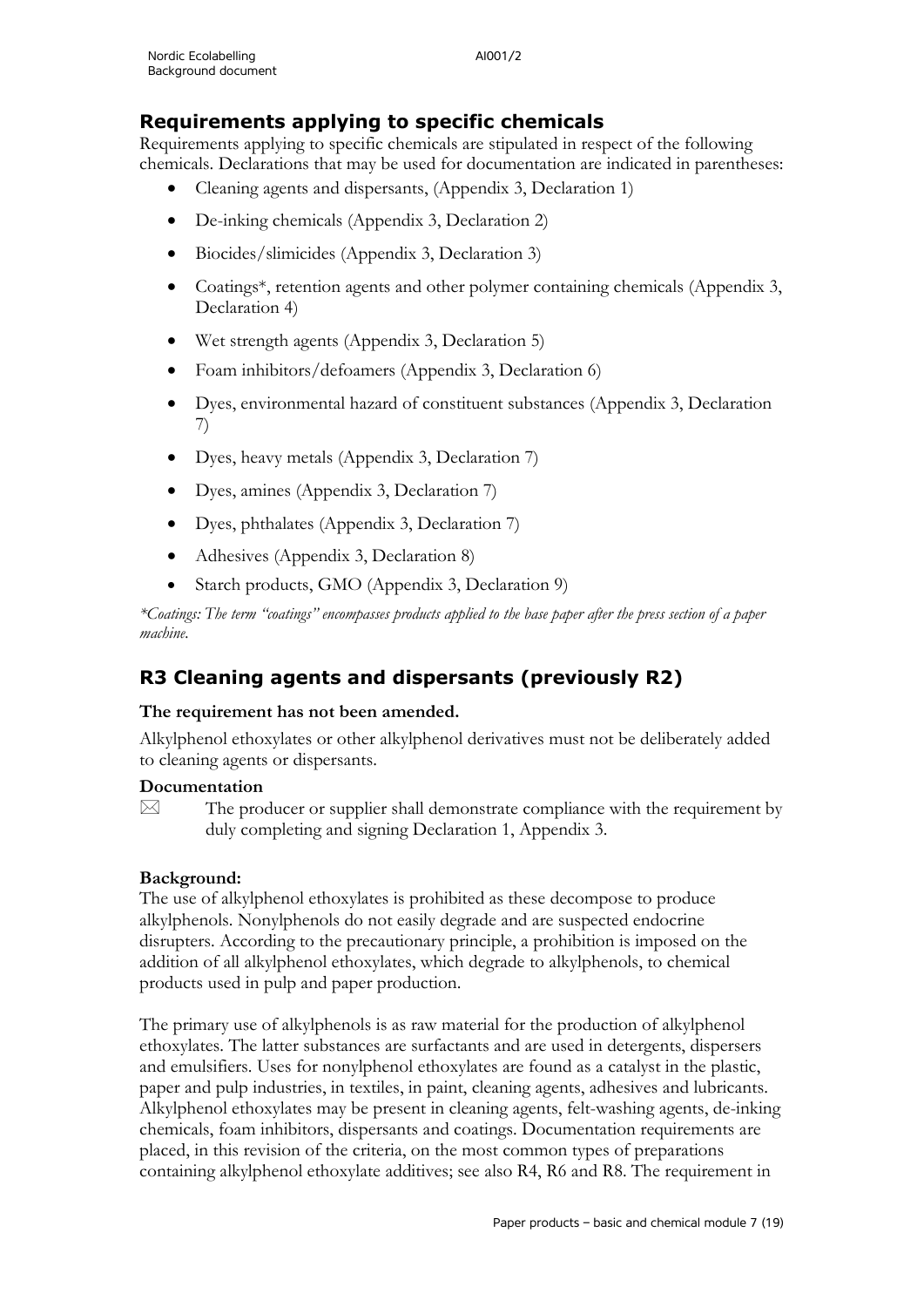## Requirements applying to specific chemicals

Requirements applying to specific chemicals are stipulated in respect of the following chemicals. Declarations that may be used for documentation are indicated in parentheses:

- Cleaning agents and dispersants, (Appendix 3, Declaration 1)
- De-inking chemicals (Appendix 3, Declaration 2)
- Biocides/slimicides (Appendix 3, Declaration 3)
- Coatings*, retention agents and other polymer containing chemicals (Appendix 3, Declaration 4)
- Wet strength agents (Appendix 3, Declaration 5)
- Foam inhibitors/defoamers (Appendix 3, Declaration 6)
- Dyes, environmental hazard of constituent substances (Appendix 3, Declaration 7)
- Dyes, heavy metals (Appendix 3, Declaration 7)
- Dyes, amines (Appendix 3, Declaration 7)
- Dyes, phthalates (Appendix 3, Declaration 7)
- Adhesives (Appendix 3, Declaration 8)
- Starch products, GMO (Appendix 3, Declaration 9)

*\*Coatings: The term "coatings" encompasses products applied to the base paper after the press section of a paper machine.*

## R3 Cleaning agents and dispersants (previously R2)

**The requirement has not been amended.**

Alkylphenol ethoxylates or other alkylphenol derivatives must not be deliberately added to cleaning agents or dispersants.

**Documentation**

☒ The producer or supplier shall demonstrate compliance with the requirement by duly completing and signing Declaration 1, Appendix 3.

**Background:**

The use of alkylphenol ethoxylates is prohibited as these decompose to produce alkylphenols. Nonylphenols do not easily degrade and are suspected endocrine disrupters. According to the precautionary principle, a prohibition is imposed on the addition of all alkylphenol ethoxylates, which degrade to alkylphenols, to chemical products used in pulp and paper production.

The primary use of alkylphenols is as raw material for the production of alkylphenol ethoxylates. The latter substances are surfactants and are used in detergents, dispersers and emulsifiers. Uses for nonylphenol ethoxylates are found as a catalyst in the plastic, paper and pulp industries, in textiles, in paint, cleaning agents, adhesives and lubricants. Alkylphenol ethoxylates may be present in cleaning agents, felt-washing agents, de-inking chemicals, foam inhibitors, dispersants and coatings. Documentation requirements are placed, in this revision of the criteria, on the most common types of preparations containing alkylphenol ethoxylate additives; see also R4, R6 and R8. The requirement in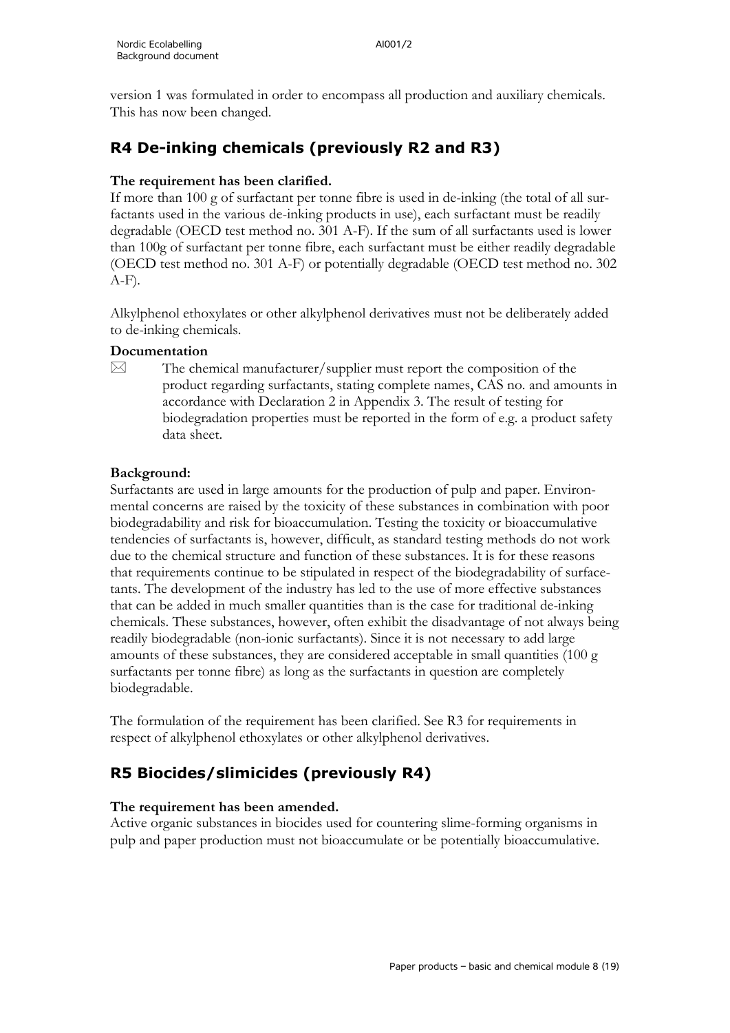version 1 was formulated in order to encompass all production and auxiliary chemicals. This has now been changed.

## R4 De-inking chemicals (previously R2 and R3)

**The requirement has been clarified.**

If more than 100 g of surfactant per tonne fibre is used in de-inking (the total of all surfactants used in the various de-inking products in use), each surfactant must be readily degradable (OECD test method no. 301 A-F). If the sum of all surfactants used is lower than 100g of surfactant per tonne fibre, each surfactant must be either readily degradable (OECD test method no. 301 A-F) or potentially degradable (OECD test method no. 302 A-F).

Alkylphenol ethoxylates or other alkylphenol derivatives must not be deliberately added to de-inking chemicals.

**Documentation**

☒ The chemical manufacturer/supplier must report the composition of the product regarding surfactants, stating complete names, CAS no. and amounts in accordance with Declaration 2 in Appendix 3. The result of testing for biodegradation properties must be reported in the form of e.g. a product safety data sheet.

**Background:**

Surfactants are used in large amounts for the production of pulp and paper. Environmental concerns are raised by the toxicity of these substances in combination with poor biodegradability and risk for bioaccumulation. Testing the toxicity or bioaccumulative tendencies of surfactants is, however, difficult, as standard testing methods do not work due to the chemical structure and function of these substances. It is for these reasons that requirements continue to be stipulated in respect of the biodegradability of surfacetants. The development of the industry has led to the use of more effective substances that can be added in much smaller quantities than is the case for traditional de-inking chemicals. These substances, however, often exhibit the disadvantage of not always being readily biodegradable (non-ionic surfactants). Since it is not necessary to add large amounts of these substances, they are considered acceptable in small quantities (100 g surfactants per tonne fibre) as long as the surfactants in question are completely biodegradable.

The formulation of the requirement has been clarified. See R3 for requirements in respect of alkylphenol ethoxylates or other alkylphenol derivatives.

## R5 Biocides/slimicides (previously R4)

**The requirement has been amended.**

Active organic substances in biocides used for countering slime-forming organisms in pulp and paper production must not bioaccumulate or be potentially bioaccumulative.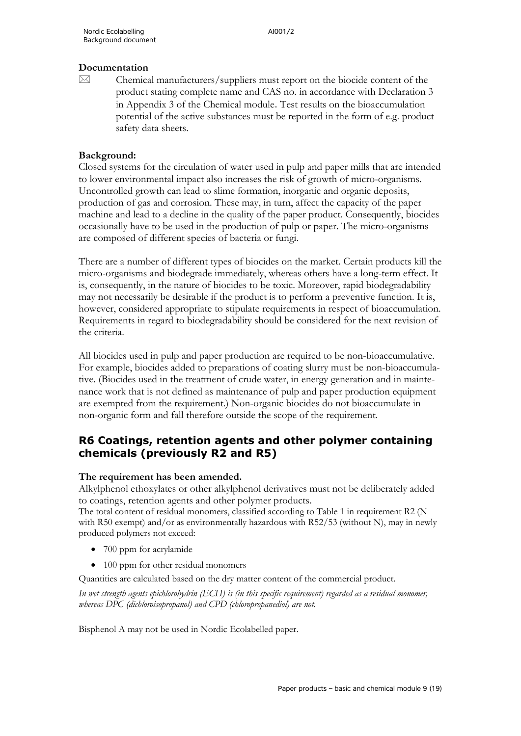### Documentation

☒ Chemical manufacturers/suppliers must report on the biocide content of the product stating complete name and CAS no. in accordance with Declaration 3 in Appendix 3 of the Chemical module. Test results on the bioaccumulation potential of the active substances must be reported in the form of e.g. product safety data sheets.

### Background:

Closed systems for the circulation of water used in pulp and paper mills that are intended to lower environmental impact also increases the risk of growth of micro-organisms. Uncontrolled growth can lead to slime formation, inorganic and organic deposits, production of gas and corrosion. These may, in turn, affect the capacity of the paper machine and lead to a decline in the quality of the paper product. Consequently, biocides occasionally have to be used in the production of pulp or paper. The micro-organisms are composed of different species of bacteria or fungi.

There are a number of different types of biocides on the market. Certain products kill the micro-organisms and biodegrade immediately, whereas others have a long-term effect. It is, consequently, in the nature of biocides to be toxic. Moreover, rapid biodegradability may not necessarily be desirable if the product is to perform a preventive function. It is, however, considered appropriate to stipulate requirements in respect of bioaccumulation. Requirements in regard to biodegradability should be considered for the next revision of the criteria.

All biocides used in pulp and paper production are required to be non-bioaccumulative. For example, biocides added to preparations of coating slurry must be non-bioaccumulative. (Biocides used in the treatment of crude water, in energy generation and in maintenance work that is not defined as maintenance of pulp and paper production equipment are exempted from the requirement.) Non-organic biocides do not bioaccumulate in non-organic form and fall therefore outside the scope of the requirement.

## R6 Coatings, retention agents and other polymer containing chemicals (previously R2 and R5)

**The requirement has been amended.**

Alkylphenol ethoxylates or other alkylphenol derivatives must not be deliberately added to coatings, retention agents and other polymer products.

The total content of residual monomers, classified according to Table 1 in requirement R2 (N with R50 exempt) and/or as environmentally hazardous with R52/53 (without N), may in newly produced polymers not exceed:

- 700 ppm for acrylamide
- 100 ppm for other residual monomers

Quantities are calculated based on the dry matter content of the commercial product.

*In wet strength agents epichlorohydrin (ECH) is (in this specific requirement) regarded as a residual monomer, whereas DPC (dichloroisopropanol) and CPD (chloropropanediol) are not.*

Bisphenol A may not be used in Nordic Ecolabelled paper.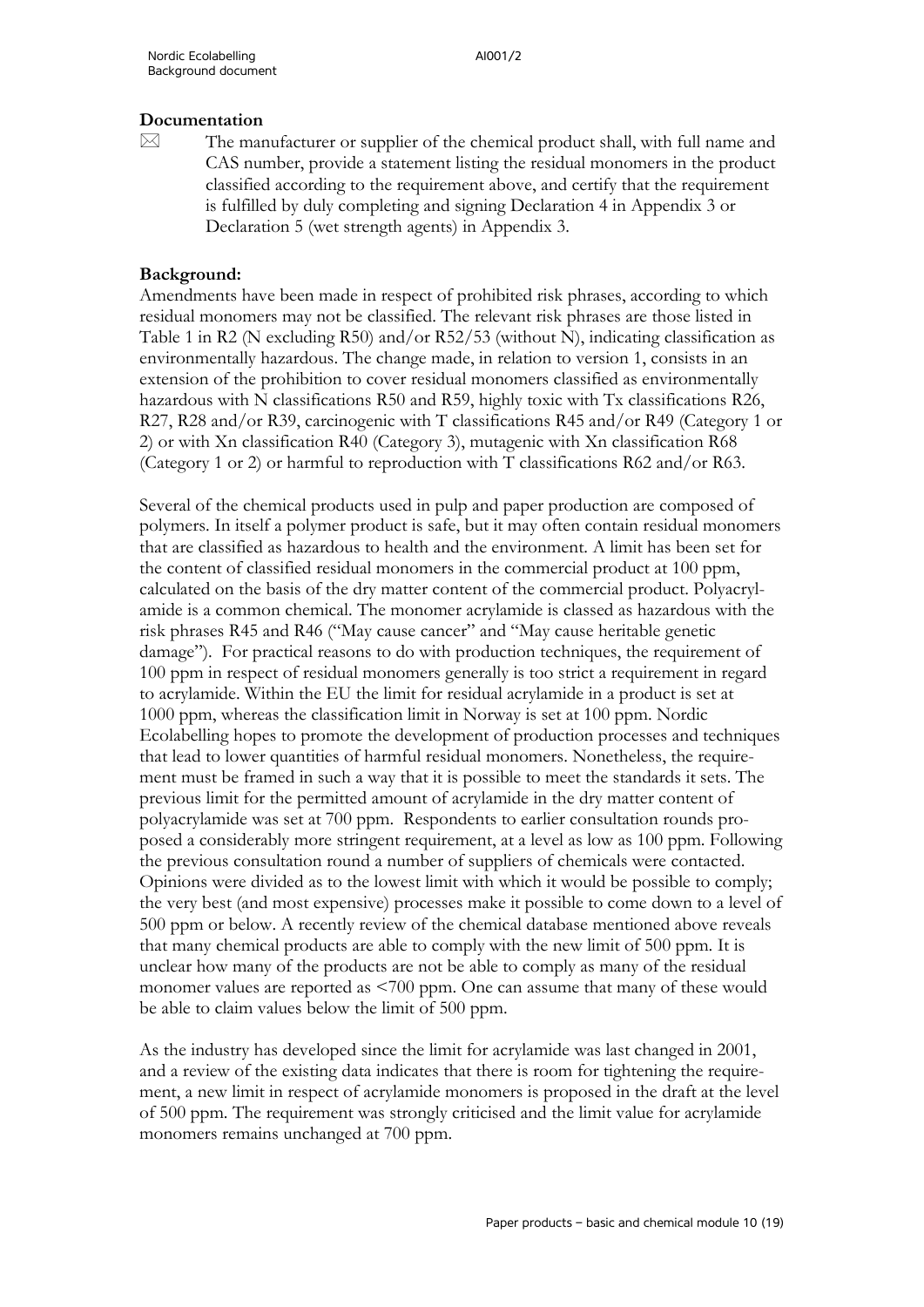**Documentation**

☒ The manufacturer or supplier of the chemical product shall, with full name and CAS number, provide a statement listing the residual monomers in the product classified according to the requirement above, and certify that the requirement is fulfilled by duly completing and signing Declaration 4 in Appendix 3 or Declaration 5 (wet strength agents) in Appendix 3.

**Background:**

Amendments have been made in respect of prohibited risk phrases, according to which residual monomers may not be classified. The relevant risk phrases are those listed in Table 1 in R2 (N excluding R50) and/or R52/53 (without N), indicating classification as environmentally hazardous. The change made, in relation to version 1, consists in an extension of the prohibition to cover residual monomers classified as environmentally hazardous with N classifications R50 and R59, highly toxic with Tx classifications R26, R27, R28 and/or R39, carcinogenic with T classifications R45 and/or R49 (Category 1 or 2) or with Xn classification R40 (Category 3), mutagenic with Xn classification R68 (Category 1 or 2) or harmful to reproduction with T classifications R62 and/or R63.

Several of the chemical products used in pulp and paper production are composed of polymers. In itself a polymer product is safe, but it may often contain residual monomers that are classified as hazardous to health and the environment. A limit has been set for the content of classified residual monomers in the commercial product at 100 ppm, calculated on the basis of the dry matter content of the commercial product. Polyacrylamide is a common chemical. The monomer acrylamide is classed as hazardous with the risk phrases R45 and R46 ("May cause cancer" and "May cause heritable genetic damage"). For practical reasons to do with production techniques, the requirement of 100 ppm in respect of residual monomers generally is too strict a requirement in regard to acrylamide. Within the EU the limit for residual acrylamide in a product is set at 1000 ppm, whereas the classification limit in Norway is set at 100 ppm. Nordic Ecolabelling hopes to promote the development of production processes and techniques that lead to lower quantities of harmful residual monomers. Nonetheless, the requirement must be framed in such a way that it is possible to meet the standards it sets. The previous limit for the permitted amount of acrylamide in the dry matter content of polyacrylamide was set at 700 ppm. Respondents to earlier consultation rounds proposed a considerably more stringent requirement, at a level as low as 100 ppm. Following the previous consultation round a number of suppliers of chemicals were contacted. Opinions were divided as to the lowest limit with which it would be possible to comply; the very best (and most expensive) processes make it possible to come down to a level of 500 ppm or below. A recently review of the chemical database mentioned above reveals that many chemical products are able to comply with the new limit of 500 ppm. It is unclear how many of the products are not be able to comply as many of the residual monomer values are reported as <700 ppm. One can assume that many of these would be able to claim values below the limit of 500 ppm.

As the industry has developed since the limit for acrylamide was last changed in 2001, and a review of the existing data indicates that there is room for tightening the requirement, a new limit in respect of acrylamide monomers is proposed in the draft at the level of 500 ppm. The requirement was strongly criticised and the limit value for acrylamide monomers remains unchanged at 700 ppm.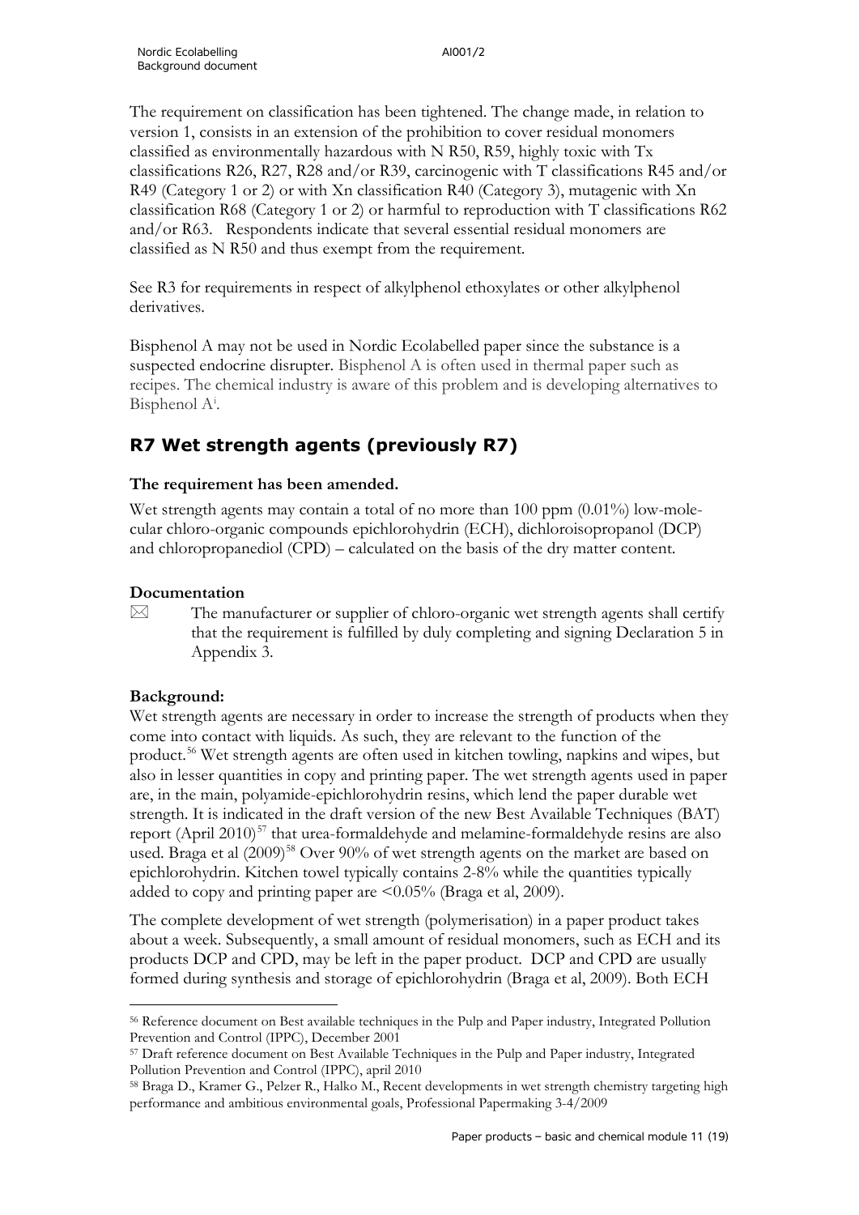The requirement on classification has been tightened. The change made, in relation to version 1, consists in an extension of the prohibition to cover residual monomers classified as environmentally hazardous with N R50, R59, highly toxic with Tx classifications R26, R27, R28 and/or R39, carcinogenic with T classifications R45 and/or R49 (Category 1 or 2) or with Xn classification R40 (Category 3), mutagenic with Xn classification R68 (Category 1 or 2) or harmful to reproduction with T classifications R62 and/or R63. Respondents indicate that several essential residual monomers are classified as N R50 and thus exempt from the requirement.

See R3 for requirements in respect of alkylphenol ethoxylates or other alkylphenol derivatives.

Bisphenol A may not be used in Nordic Ecolabelled paper since the substance is a suspected endocrine disrupter. Bisphenol A is often used in thermal paper such as recipes. The chemical industry is aware of this problem and is developing alternatives to Bisphenol A[i].

## R7 Wet strength agents (previously R7)

**The requirement has been amended.**

Wet strength agents may contain a total of no more than 100 ppm (0.01%) low-molecular chloro-organic compounds epichlorohydrin (ECH), dichloroisopropanol (DCP) and chloropropanediol (CPD) – calculated on the basis of the dry matter content.

**Documentation**

☒ The manufacturer or supplier of chloro-organic wet strength agents shall certify that the requirement is fulfilled by duly completing and signing Declaration 5 in Appendix 3.

**Background:**

Wet strength agents are necessary in order to increase the strength of products when they come into contact with liquids. As such, they are relevant to the function of the product.[56] Wet strength agents are often used in kitchen towling, napkins and wipes, but also in lesser quantities in copy and printing paper. The wet strength agents used in paper are, in the main, polyamide-epichlorohydrin resins, which lend the paper durable wet strength. It is indicated in the draft version of the new Best Available Techniques (BAT) report (April 2010)[57] that urea-formaldehyde and melamine-formaldehyde resins are also used. Braga et al (2009)[58] Over 90% of wet strength agents on the market are based on epichlorohydrin. Kitchen towel typically contains 2-8% while the quantities typically added to copy and printing paper are <0.05% (Braga et al, 2009).

The complete development of wet strength (polymerisation) in a paper product takes about a week. Subsequently, a small amount of residual monomers, such as ECH and its products DCP and CPD, may be left in the paper product. DCP and CPD are usually formed during synthesis and storage of epichlorohydrin (Braga et al, 2009). Both ECH

---

[56] Reference document on Best available techniques in the Pulp and Paper industry, Integrated Pollution Prevention and Control (IPPC), December 2001

[57] Draft reference document on Best Available Techniques in the Pulp and Paper industry, Integrated Pollution Prevention and Control (IPPC), april 2010

[58] Braga D., Kramer G., Pelzer R., Halko M., Recent developments in wet strength chemistry targeting high performance and ambitious environmental goals, Professional Papermaking 3-4/2009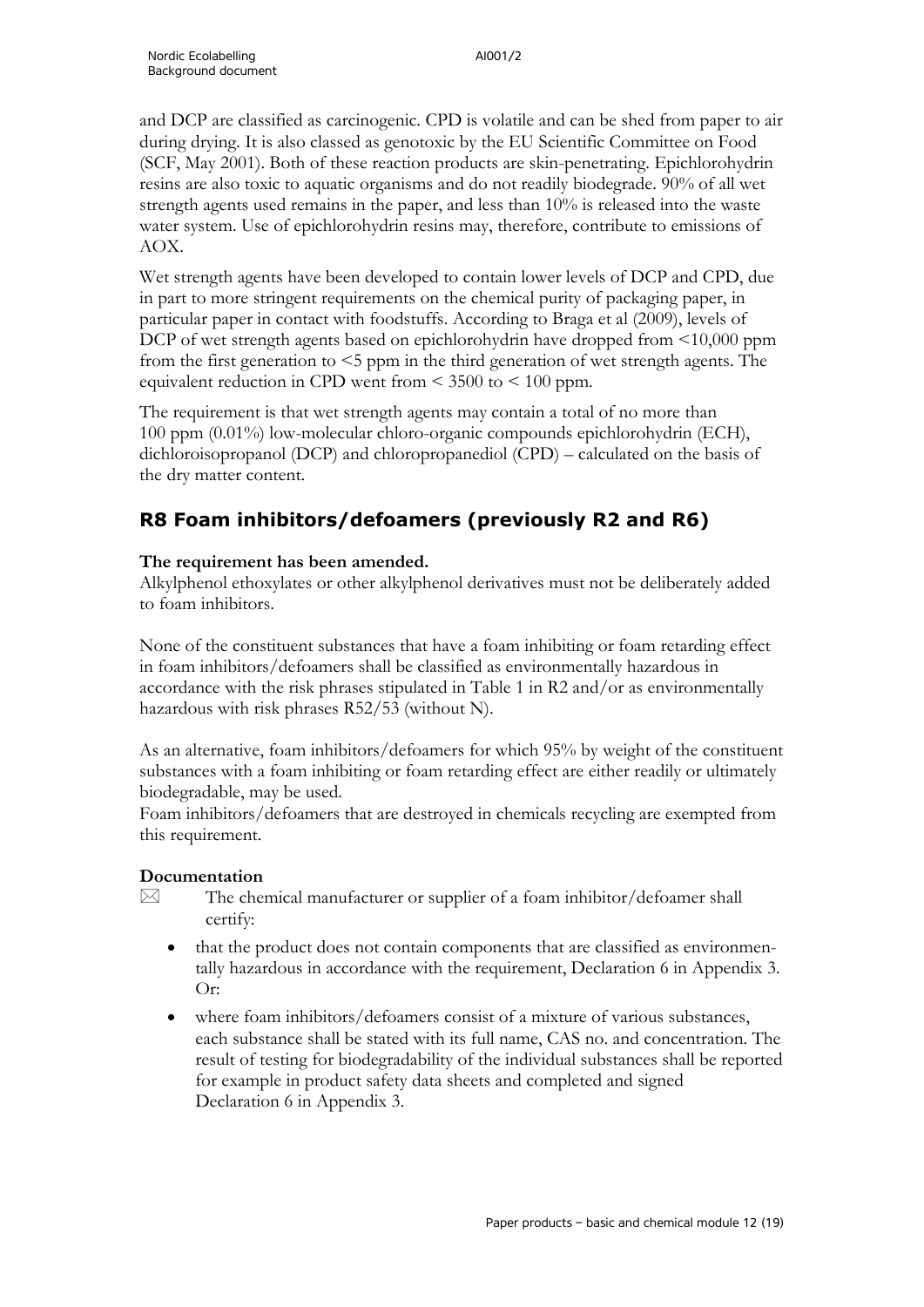and DCP are classified as carcinogenic. CPD is volatile and can be shed from paper to air during drying. It is also classed as genotoxic by the EU Scientific Committee on Food (SCF, May 2001). Both of these reaction products are skin-penetrating. Epichlorohydrin resins are also toxic to aquatic organisms and do not readily biodegrade. 90% of all wet strength agents used remains in the paper, and less than 10% is released into the waste water system. Use of epichlorohydrin resins may, therefore, contribute to emissions of AOX.

Wet strength agents have been developed to contain lower levels of DCP and CPD, due in part to more stringent requirements on the chemical purity of packaging paper, in particular paper in contact with foodstuffs. According to Braga et al (2009), levels of DCP of wet strength agents based on epichlorohydrin have dropped from <10,000 ppm from the first generation to <5 ppm in the third generation of wet strength agents. The equivalent reduction in CPD went from < 3500 to < 100 ppm.

The requirement is that wet strength agents may contain a total of no more than 100 ppm (0.01%) low-molecular chloro-organic compounds epichlorohydrin (ECH), dichloroisopropanol (DCP) and chloropropanediol (CPD) – calculated on the basis of the dry matter content.

## R8 Foam inhibitors/defoamers (previously R2 and R6)

**The requirement has been amended.**

Alkylphenol ethoxylates or other alkylphenol derivatives must not be deliberately added to foam inhibitors.

None of the constituent substances that have a foam inhibiting or foam retarding effect in foam inhibitors/defoamers shall be classified as environmentally hazardous in accordance with the risk phrases stipulated in Table 1 in R2 and/or as environmentally hazardous with risk phrases R52/53 (without N).

As an alternative, foam inhibitors/defoamers for which 95% by weight of the constituent substances with a foam inhibiting or foam retarding effect are either readily or ultimately biodegradable, may be used.

Foam inhibitors/defoamers that are destroyed in chemicals recycling are exempted from this requirement.

**Documentation**

☒ The chemical manufacturer or supplier of a foam inhibitor/defoamer shall certify:

- that the product does not contain components that are classified as environmentally hazardous in accordance with the requirement, Declaration 6 in Appendix 3. Or:
- where foam inhibitors/defoamers consist of a mixture of various substances, each substance shall be stated with its full name, CAS no. and concentration. The result of testing for biodegradability of the individual substances shall be reported for example in product safety data sheets and completed and signed Declaration 6 in Appendix 3.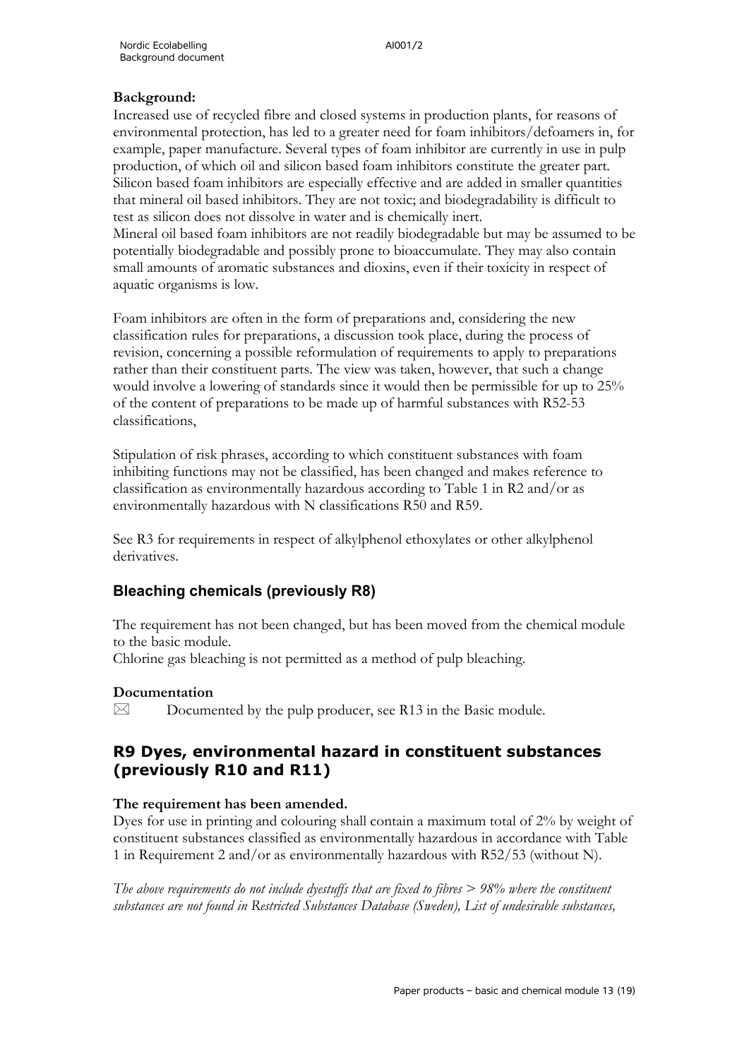**Background:**

Increased use of recycled fibre and closed systems in production plants, for reasons of environmental protection, has led to a greater need for foam inhibitors/defoamers in, for example, paper manufacture. Several types of foam inhibitor are currently in use in pulp production, of which oil and silicon based foam inhibitors constitute the greater part. Silicon based foam inhibitors are especially effective and are added in smaller quantities that mineral oil based inhibitors. They are not toxic; and biodegradability is difficult to test as silicon does not dissolve in water and is chemically inert.
Mineral oil based foam inhibitors are not readily biodegradable but may be assumed to be potentially biodegradable and possibly prone to bioaccumulate. They may also contain small amounts of aromatic substances and dioxins, even if their toxicity in respect of aquatic organisms is low.

Foam inhibitors are often in the form of preparations and, considering the new classification rules for preparations, a discussion took place, during the process of revision, concerning a possible reformulation of requirements to apply to preparations rather than their constituent parts. The view was taken, however, that such a change would involve a lowering of standards since it would then be permissible for up to 25% of the content of preparations to be made up of harmful substances with R52-53 classifications,

Stipulation of risk phrases, according to which constituent substances with foam inhibiting functions may not be classified, has been changed and makes reference to classification as environmentally hazardous according to Table 1 in R2 and/or as environmentally hazardous with N classifications R50 and R59.

See R3 for requirements in respect of alkylphenol ethoxylates or other alkylphenol derivatives.

### Bleaching chemicals (previously R8)

The requirement has not been changed, but has been moved from the chemical module to the basic module.
Chlorine gas bleaching is not permitted as a method of pulp bleaching.

**Documentation**

☒ Documented by the pulp producer, see R13 in the Basic module.

## R9 Dyes, environmental hazard in constituent substances (previously R10 and R11)

**The requirement has been amended.**

Dyes for use in printing and colouring shall contain a maximum total of 2% by weight of constituent substances classified as environmentally hazardous in accordance with Table 1 in Requirement 2 and/or as environmentally hazardous with R52/53 (without N).

*The above requirements do not include dyestuffs that are fixed to fibres > 98% where the constituent substances are not found in Restricted Substances Database (Sweden), List of undesirable substances,*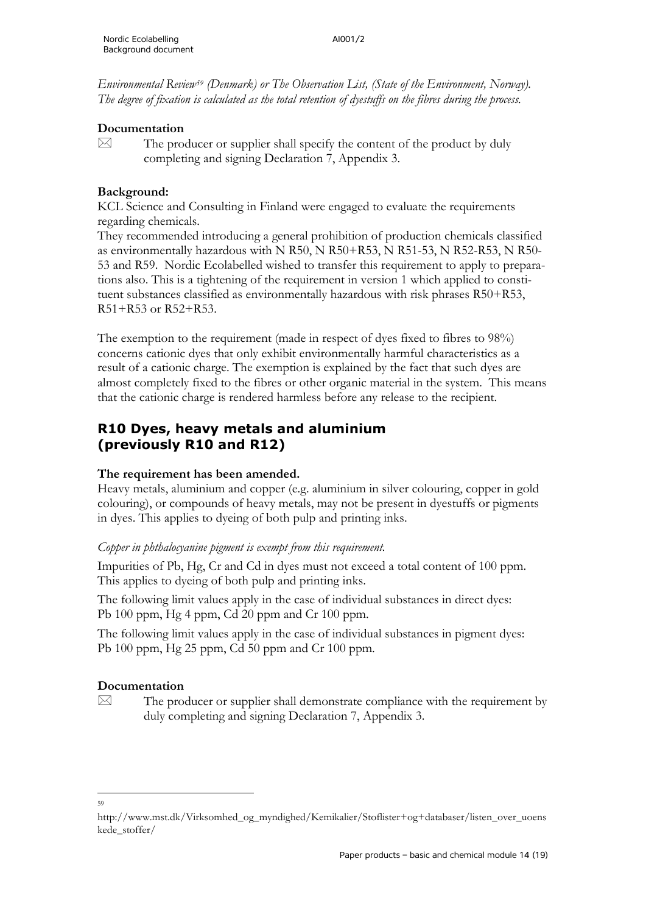*Environmental Review[59] (Denmark) or The Observation List, (State of the Environment, Norway). The degree of fixation is calculated as the total retention of dyestuffs on the fibres during the process.*

**Documentation**

☒ The producer or supplier shall specify the content of the product by duly completing and signing Declaration 7, Appendix 3.

**Background:**

KCL Science and Consulting in Finland were engaged to evaluate the requirements regarding chemicals.

They recommended introducing a general prohibition of production chemicals classified as environmentally hazardous with N R50, N R50+R53, N R51-53, N R52-R53, N R50-53 and R59. Nordic Ecolabelled wished to transfer this requirement to apply to preparations also. This is a tightening of the requirement in version 1 which applied to constituent substances classified as environmentally hazardous with risk phrases R50+R53, R51+R53 or R52+R53.

The exemption to the requirement (made in respect of dyes fixed to fibres to 98%) concerns cationic dyes that only exhibit environmentally harmful characteristics as a result of a cationic charge. The exemption is explained by the fact that such dyes are almost completely fixed to the fibres or other organic material in the system. This means that the cationic charge is rendered harmless before any release to the recipient.

## R10 Dyes, heavy metals and aluminium (previously R10 and R12)

**The requirement has been amended.**

Heavy metals, aluminium and copper (e.g. aluminium in silver colouring, copper in gold colouring), or compounds of heavy metals, may not be present in dyestuffs or pigments in dyes. This applies to dyeing of both pulp and printing inks.

*Copper in phthalocyanine pigment is exempt from this requirement.*

Impurities of Pb, Hg, Cr and Cd in dyes must not exceed a total content of 100 ppm. This applies to dyeing of both pulp and printing inks.

The following limit values apply in the case of individual substances in direct dyes: Pb 100 ppm, Hg 4 ppm, Cd 20 ppm and Cr 100 ppm.

The following limit values apply in the case of individual substances in pigment dyes: Pb 100 ppm, Hg 25 ppm, Cd 50 ppm and Cr 100 ppm.

**Documentation**

☒ The producer or supplier shall demonstrate compliance with the requirement by duly completing and signing Declaration 7, Appendix 3.

---

[59] http://www.mst.dk/Virksomhed_og_myndighed/Kemikalier/Stoflister+og+databaser/listen_over_uonskede_stoffer/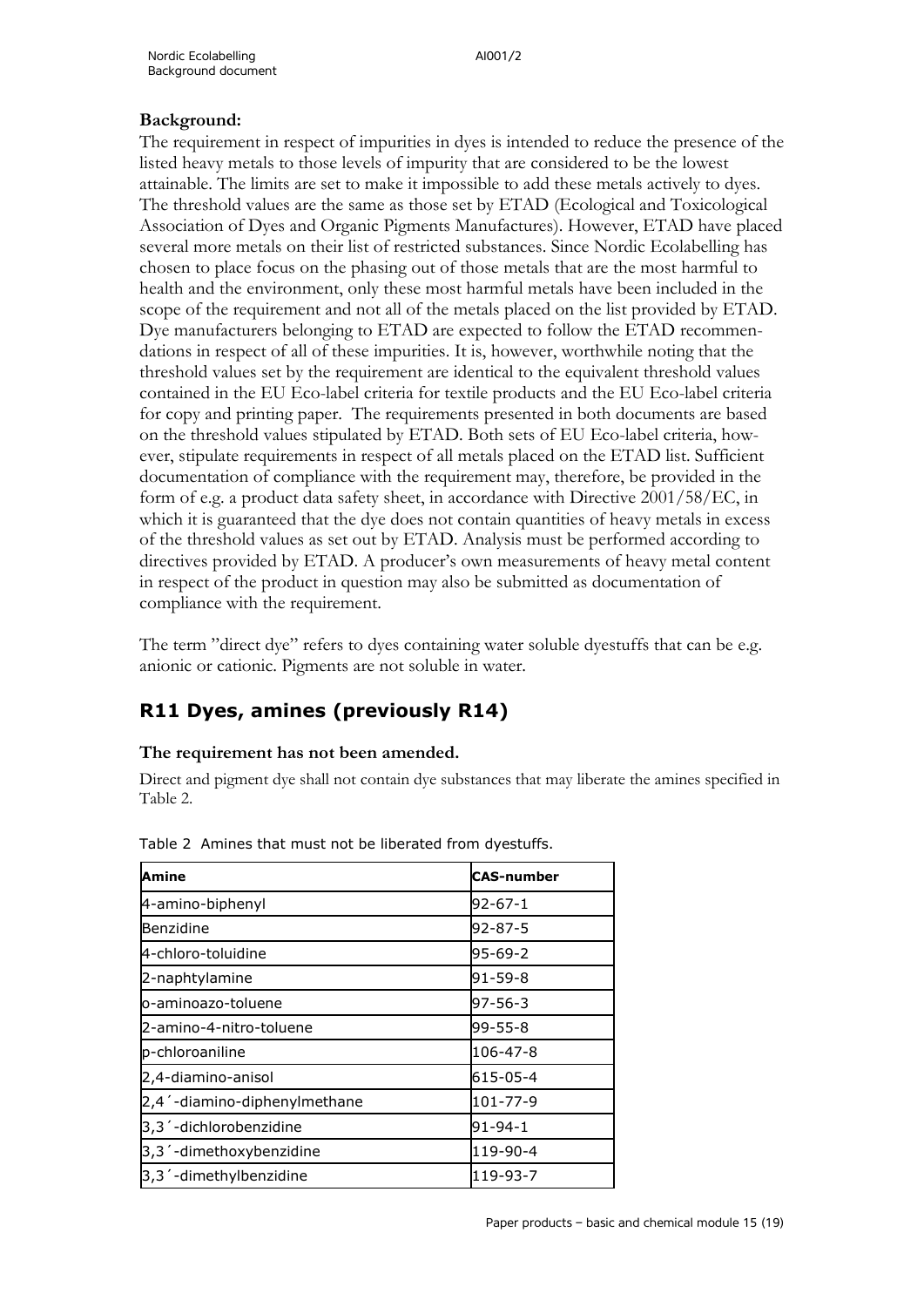**Background:**

The requirement in respect of impurities in dyes is intended to reduce the presence of the listed heavy metals to those levels of impurity that are considered to be the lowest attainable. The limits are set to make it impossible to add these metals actively to dyes. The threshold values are the same as those set by ETAD (Ecological and Toxicological Association of Dyes and Organic Pigments Manufactures). However, ETAD have placed several more metals on their list of restricted substances. Since Nordic Ecolabelling has chosen to place focus on the phasing out of those metals that are the most harmful to health and the environment, only these most harmful metals have been included in the scope of the requirement and not all of the metals placed on the list provided by ETAD. Dye manufacturers belonging to ETAD are expected to follow the ETAD recommendations in respect of all of these impurities. It is, however, worthwhile noting that the threshold values set by the requirement are identical to the equivalent threshold values contained in the EU Eco-label criteria for textile products and the EU Eco-label criteria for copy and printing paper. The requirements presented in both documents are based on the threshold values stipulated by ETAD. Both sets of EU Eco-label criteria, however, stipulate requirements in respect of all metals placed on the ETAD list. Sufficient documentation of compliance with the requirement may, therefore, be provided in the form of e.g. a product data safety sheet, in accordance with Directive 2001/58/EC, in which it is guaranteed that the dye does not contain quantities of heavy metals in excess of the threshold values as set out by ETAD. Analysis must be performed according to directives provided by ETAD. A producer's own measurements of heavy metal content in respect of the product in question may also be submitted as documentation of compliance with the requirement.

The term "direct dye" refers to dyes containing water soluble dyestuffs that can be e.g. anionic or cationic. Pigments are not soluble in water.

## R11 Dyes, amines (previously R14)

**The requirement has not been amended.**

Direct and pigment dye shall not contain dye substances that may liberate the amines specified in Table 2.

Table 2 Amines that must not be liberated from dyestuffs.

| Amine | CAS-number |
|---|---|
| 4-amino-biphenyl | 92-67-1 |
| Benzidine | 92-87-5 |
| 4-chloro-toluidine | 95-69-2 |
| 2-naphtylamine | 91-59-8 |
| o-aminoazo-toluene | 97-56-3 |
| 2-amino-4-nitro-toluene | 99-55-8 |
| p-chloroaniline | 106-47-8 |
| 2,4-diamino-anisol | 615-05-4 |
| 2,4´-diamino-diphenylmethane | 101-77-9 |
| 3,3´-dichlorobenzidine | 91-94-1 |
| 3,3´-dimethoxybenzidine | 119-90-4 |
| 3,3´-dimethylbenzidine | 119-93-7 |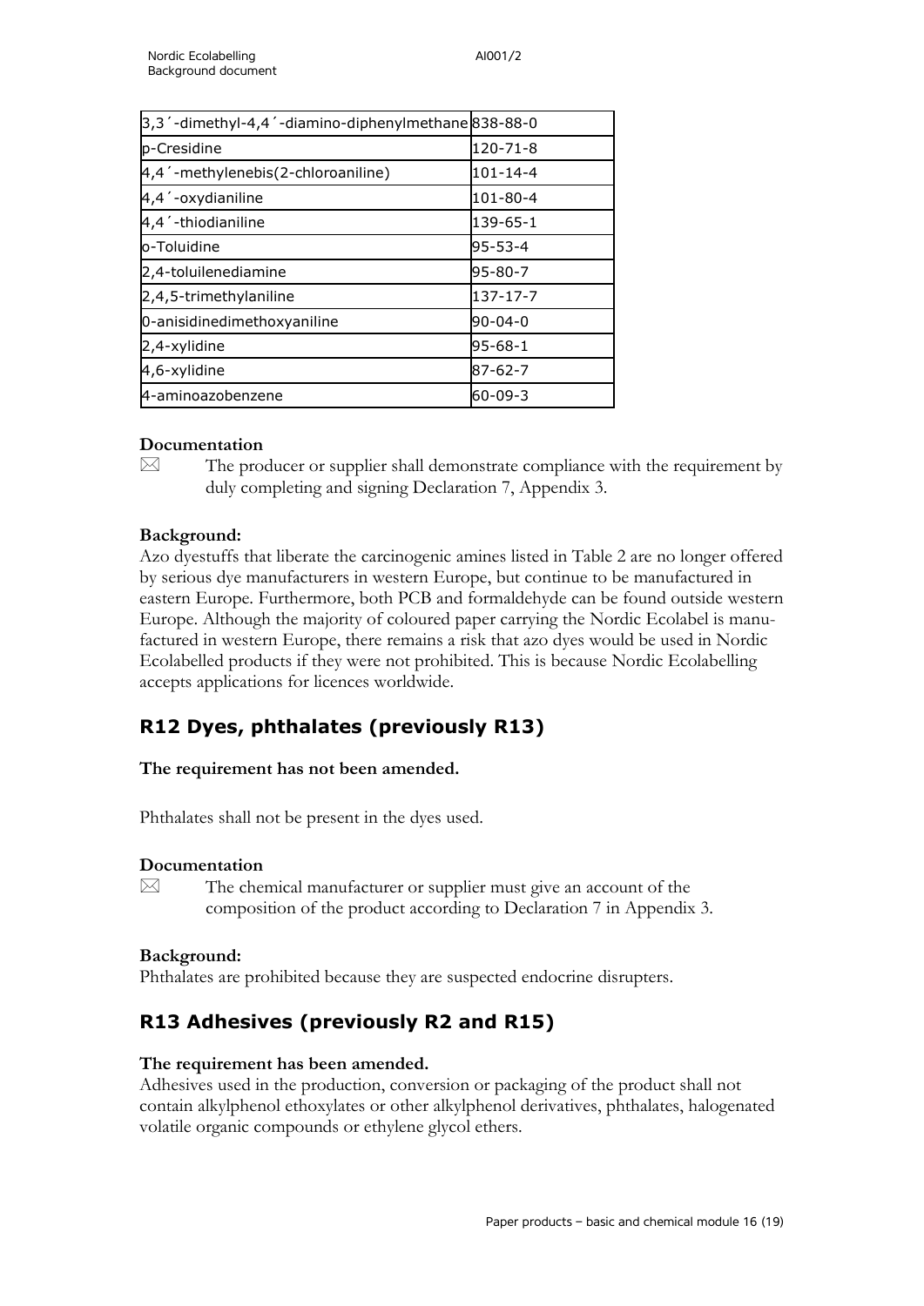| 3,3´-dimethyl-4,4´-diamino-diphenylmethane | 838-88-0 |
|---|---|
| p-Cresidine | 120-71-8 |
| 4,4´-methylenebis(2-chloroaniline) | 101-14-4 |
| 4,4´-oxydianiline | 101-80-4 |
| 4,4´-thiodianiline | 139-65-1 |
| o-Toluidine | 95-53-4 |
| 2,4-toluilenediamine | 95-80-7 |
| 2,4,5-trimethylaniline | 137-17-7 |
| 0-anisidinedimethoxyaniline | 90-04-0 |
| 2,4-xylidine | 95-68-1 |
| 4,6-xylidine | 87-62-7 |
| 4-aminoazobenzene | 60-09-3 |

**Documentation**

☒ The producer or supplier shall demonstrate compliance with the requirement by duly completing and signing Declaration 7, Appendix 3.

**Background:**

Azo dyestuffs that liberate the carcinogenic amines listed in Table 2 are no longer offered by serious dye manufacturers in western Europe, but continue to be manufactured in eastern Europe. Furthermore, both PCB and formaldehyde can be found outside western Europe. Although the majority of coloured paper carrying the Nordic Ecolabel is manufactured in western Europe, there remains a risk that azo dyes would be used in Nordic Ecolabelled products if they were not prohibited. This is because Nordic Ecolabelling accepts applications for licences worldwide.

## R12 Dyes, phthalates (previously R13)

**The requirement has not been amended.**

Phthalates shall not be present in the dyes used.

**Documentation**

☒ The chemical manufacturer or supplier must give an account of the composition of the product according to Declaration 7 in Appendix 3.

**Background:**

Phthalates are prohibited because they are suspected endocrine disrupters.

## R13 Adhesives (previously R2 and R15)

**The requirement has been amended.**

Adhesives used in the production, conversion or packaging of the product shall not contain alkylphenol ethoxylates or other alkylphenol derivatives, phthalates, halogenated volatile organic compounds or ethylene glycol ethers.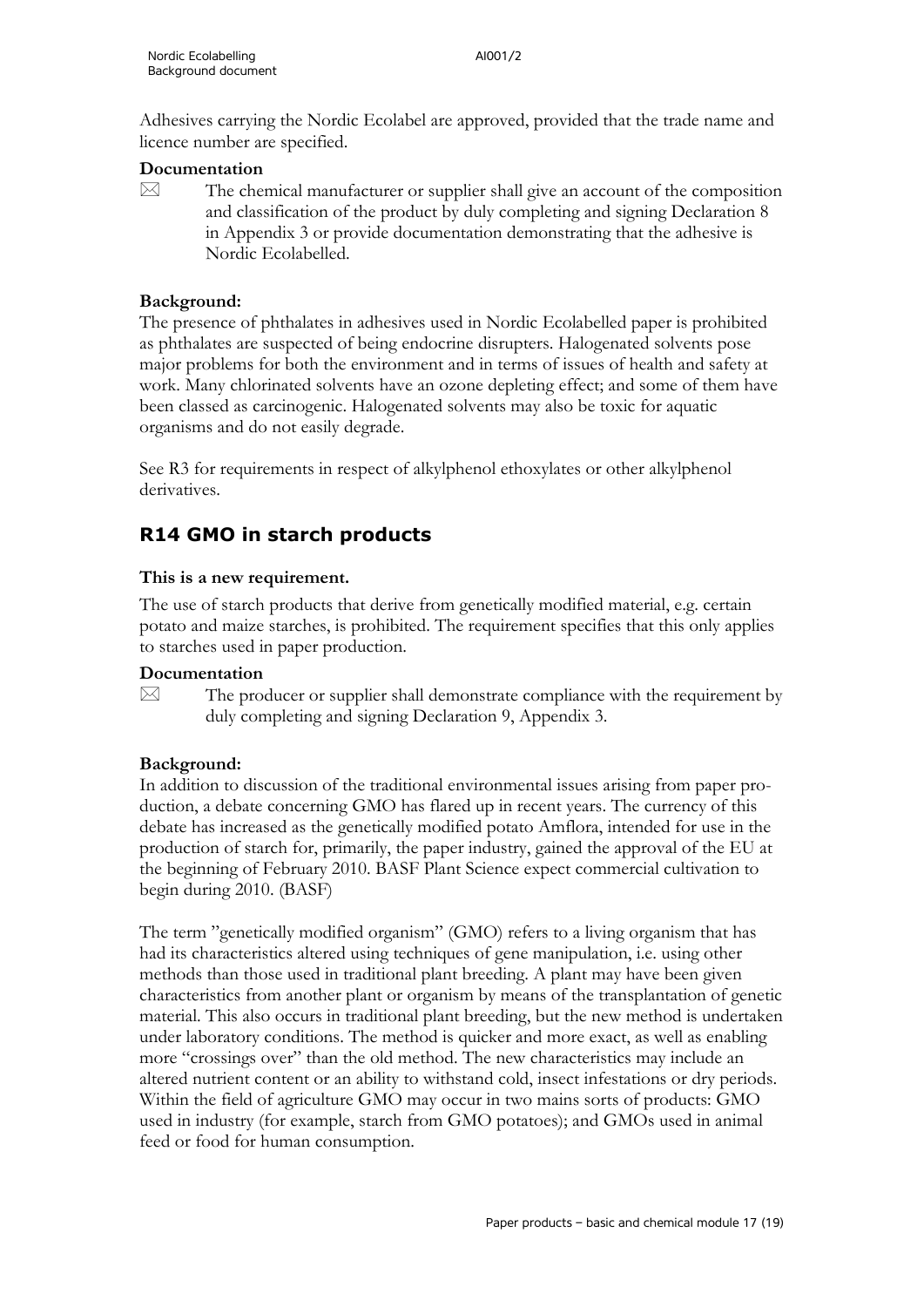Adhesives carrying the Nordic Ecolabel are approved, provided that the trade name and licence number are specified.

**Documentation**

☒ The chemical manufacturer or supplier shall give an account of the composition and classification of the product by duly completing and signing Declaration 8 in Appendix 3 or provide documentation demonstrating that the adhesive is Nordic Ecolabelled.

**Background:**

The presence of phthalates in adhesives used in Nordic Ecolabelled paper is prohibited as phthalates are suspected of being endocrine disrupters. Halogenated solvents pose major problems for both the environment and in terms of issues of health and safety at work. Many chlorinated solvents have an ozone depleting effect; and some of them have been classed as carcinogenic. Halogenated solvents may also be toxic for aquatic organisms and do not easily degrade.

See R3 for requirements in respect of alkylphenol ethoxylates or other alkylphenol derivatives.

## R14 GMO in starch products

**This is a new requirement.**

The use of starch products that derive from genetically modified material, e.g. certain potato and maize starches, is prohibited. The requirement specifies that this only applies to starches used in paper production.

**Documentation**

☒ The producer or supplier shall demonstrate compliance with the requirement by duly completing and signing Declaration 9, Appendix 3.

**Background:**

In addition to discussion of the traditional environmental issues arising from paper production, a debate concerning GMO has flared up in recent years. The currency of this debate has increased as the genetically modified potato Amflora, intended for use in the production of starch for, primarily, the paper industry, gained the approval of the EU at the beginning of February 2010. BASF Plant Science expect commercial cultivation to begin during 2010. (BASF)

The term "genetically modified organism" (GMO) refers to a living organism that has had its characteristics altered using techniques of gene manipulation, i.e. using other methods than those used in traditional plant breeding. A plant may have been given characteristics from another plant or organism by means of the transplantation of genetic material. This also occurs in traditional plant breeding, but the new method is undertaken under laboratory conditions. The method is quicker and more exact, as well as enabling more "crossings over" than the old method. The new characteristics may include an altered nutrient content or an ability to withstand cold, insect infestations or dry periods. Within the field of agriculture GMO may occur in two mains sorts of products: GMO used in industry (for example, starch from GMO potatoes); and GMOs used in animal feed or food for human consumption.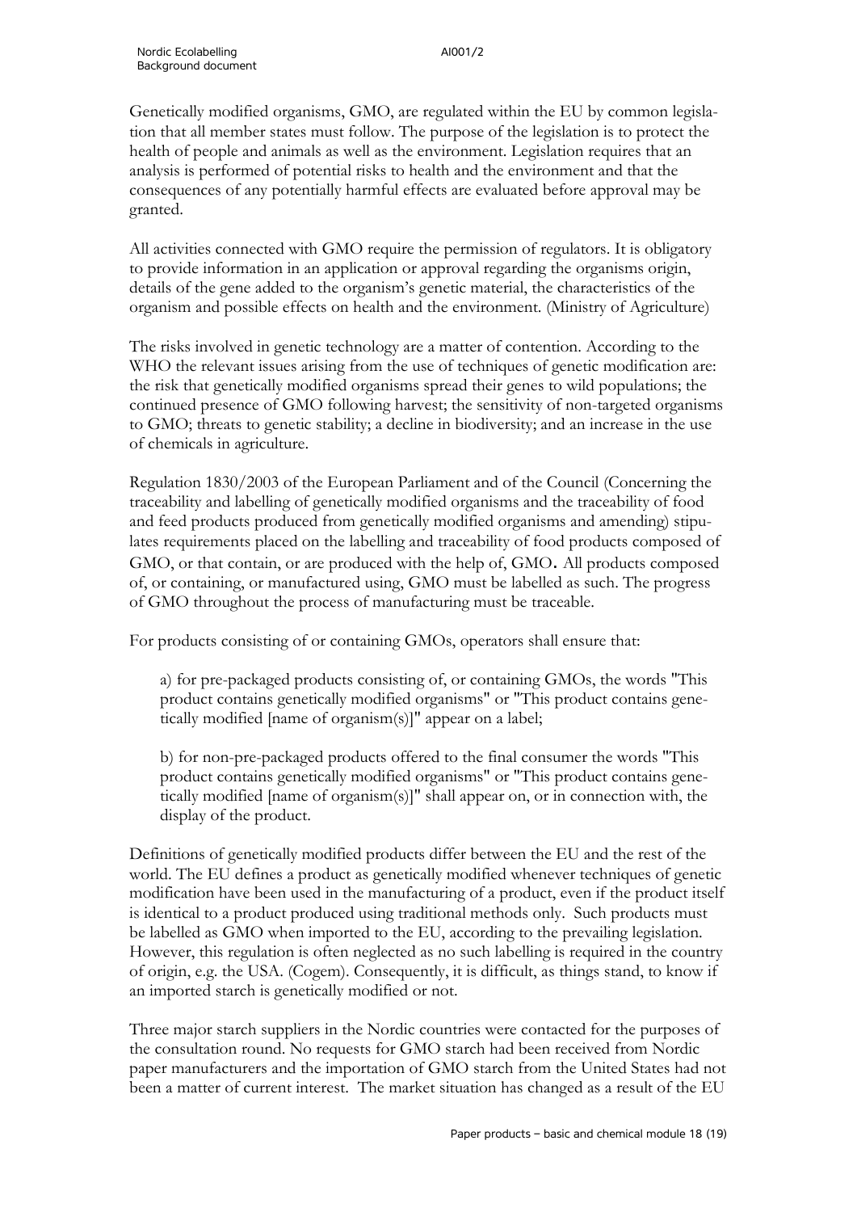Genetically modified organisms, GMO, are regulated within the EU by common legislation that all member states must follow. The purpose of the legislation is to protect the health of people and animals as well as the environment. Legislation requires that an analysis is performed of potential risks to health and the environment and that the consequences of any potentially harmful effects are evaluated before approval may be granted.

All activities connected with GMO require the permission of regulators. It is obligatory to provide information in an application or approval regarding the organisms origin, details of the gene added to the organism's genetic material, the characteristics of the organism and possible effects on health and the environment. (Ministry of Agriculture)

The risks involved in genetic technology are a matter of contention. According to the WHO the relevant issues arising from the use of techniques of genetic modification are: the risk that genetically modified organisms spread their genes to wild populations; the continued presence of GMO following harvest; the sensitivity of non-targeted organisms to GMO; threats to genetic stability; a decline in biodiversity; and an increase in the use of chemicals in agriculture.

Regulation 1830/2003 of the European Parliament and of the Council (Concerning the traceability and labelling of genetically modified organisms and the traceability of food and feed products produced from genetically modified organisms and amending) stipulates requirements placed on the labelling and traceability of food products composed of GMO, or that contain, or are produced with the help of, GMO. All products composed of, or containing, or manufactured using, GMO must be labelled as such. The progress of GMO throughout the process of manufacturing must be traceable.

For products consisting of or containing GMOs, operators shall ensure that:

> a) for pre-packaged products consisting of, or containing GMOs, the words "This product contains genetically modified organisms" or "This product contains genetically modified [name of organism(s)]" appear on a label;
>
> b) for non-pre-packaged products offered to the final consumer the words "This product contains genetically modified organisms" or "This product contains genetically modified [name of organism(s)]" shall appear on, or in connection with, the display of the product.

Definitions of genetically modified products differ between the EU and the rest of the world. The EU defines a product as genetically modified whenever techniques of genetic modification have been used in the manufacturing of a product, even if the product itself is identical to a product produced using traditional methods only. Such products must be labelled as GMO when imported to the EU, according to the prevailing legislation. However, this regulation is often neglected as no such labelling is required in the country of origin, e.g. the USA. (Cogem). Consequently, it is difficult, as things stand, to know if an imported starch is genetically modified or not.

Three major starch suppliers in the Nordic countries were contacted for the purposes of the consultation round. No requests for GMO starch had been received from Nordic paper manufacturers and the importation of GMO starch from the United States had not been a matter of current interest. The market situation has changed as a result of the EU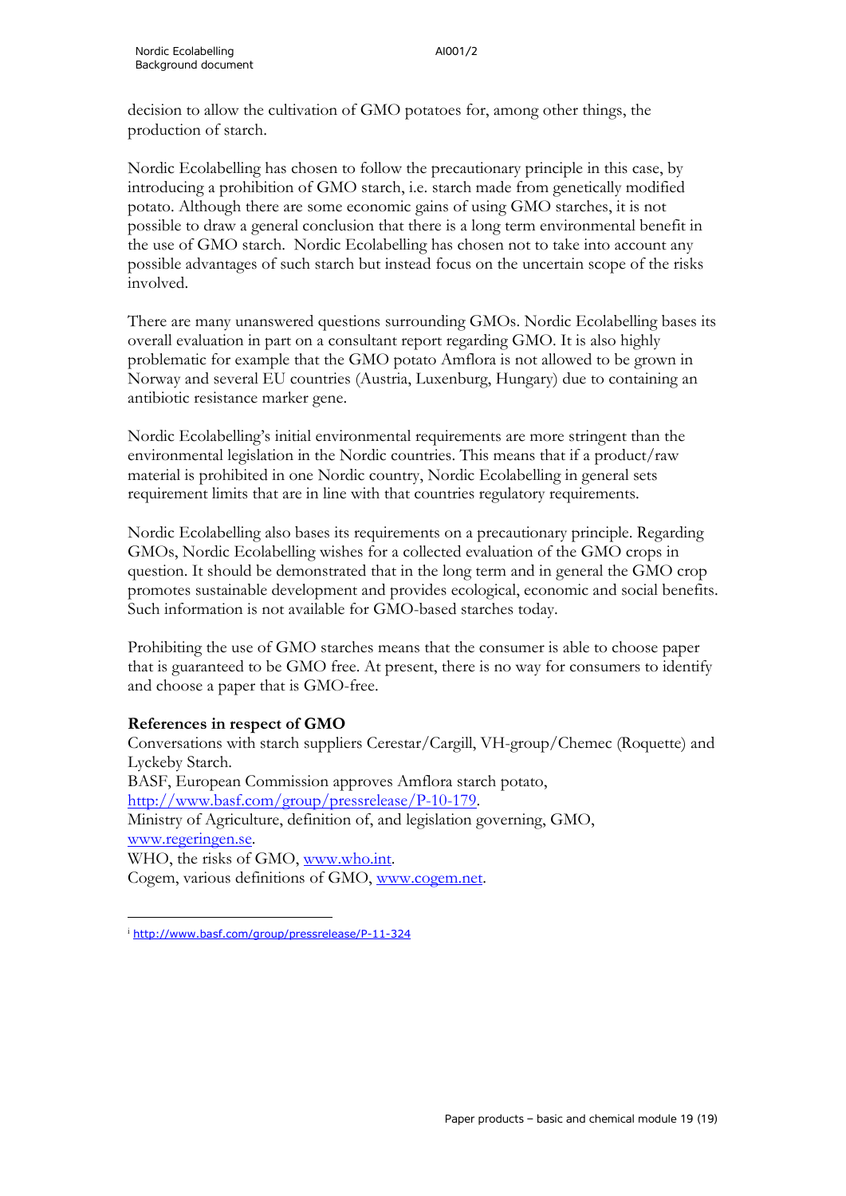decision to allow the cultivation of GMO potatoes for, among other things, the production of starch.

Nordic Ecolabelling has chosen to follow the precautionary principle in this case, by introducing a prohibition of GMO starch, i.e. starch made from genetically modified potato. Although there are some economic gains of using GMO starches, it is not possible to draw a general conclusion that there is a long term environmental benefit in the use of GMO starch. Nordic Ecolabelling has chosen not to take into account any possible advantages of such starch but instead focus on the uncertain scope of the risks involved.

There are many unanswered questions surrounding GMOs. Nordic Ecolabelling bases its overall evaluation in part on a consultant report regarding GMO. It is also highly problematic for example that the GMO potato Amflora is not allowed to be grown in Norway and several EU countries (Austria, Luxenburg, Hungary) due to containing an antibiotic resistance marker gene.

Nordic Ecolabelling's initial environmental requirements are more stringent than the environmental legislation in the Nordic countries. This means that if a product/raw material is prohibited in one Nordic country, Nordic Ecolabelling in general sets requirement limits that are in line with that countries regulatory requirements.

Nordic Ecolabelling also bases its requirements on a precautionary principle. Regarding GMOs, Nordic Ecolabelling wishes for a collected evaluation of the GMO crops in question. It should be demonstrated that in the long term and in general the GMO crop promotes sustainable development and provides ecological, economic and social benefits. Such information is not available for GMO-based starches today.

Prohibiting the use of GMO starches means that the consumer is able to choose paper that is guaranteed to be GMO free. At present, there is no way for consumers to identify and choose a paper that is GMO-free.

**References in respect of GMO**

Conversations with starch suppliers Cerestar/Cargill, VH-group/Chemec (Roquette) and Lyckeby Starch.
BASF, European Commission approves Amflora starch potato, http://www.basf.com/group/pressrelease/P-10-179.
Ministry of Agriculture, definition of, and legislation governing, GMO, www.regeringen.se.
WHO, the risks of GMO, www.who.int.
Cogem, various definitions of GMO, www.cogem.net.

---

[i] http://www.basf.com/group/pressrelease/P-11-324